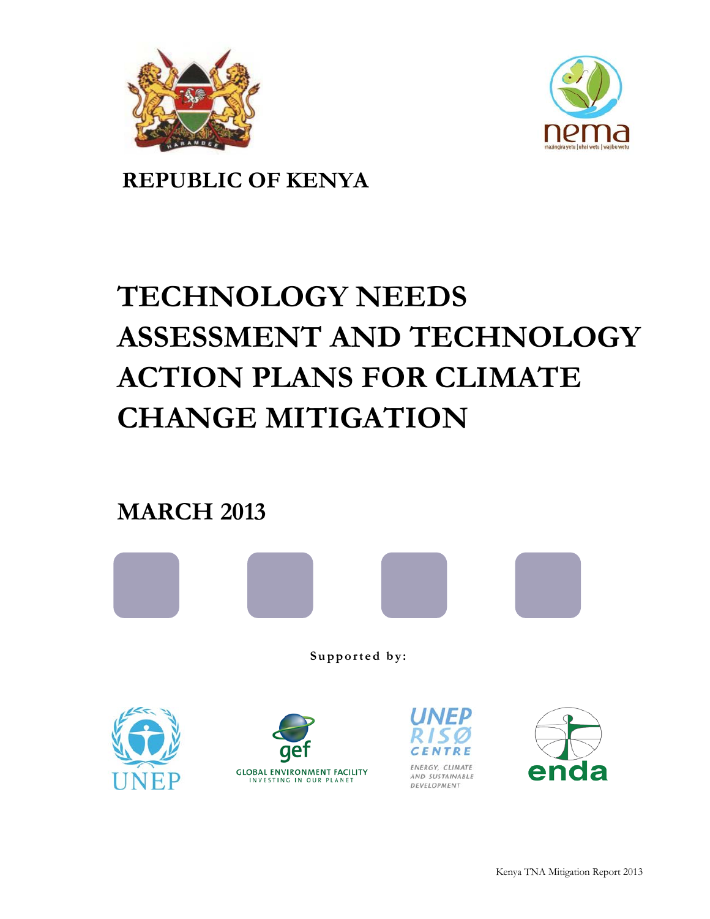**REPUBLIC OF KENYA**

# TECHNOLOGY NEEDS ASSESSMENT AND TECHNOLOGY ACTION PLANS FOR CLIMATE CHANGE MITIGATION

## MARCH 2013

**Supported by:**

UNEP

GLOBAL ENVIRONMENT FACILITY
INVESTING IN OUR PLANET

UNEP RISØ CENTRE
ENERGY, CLIMATE AND SUSTAINABLE DEVELOPMENT

enda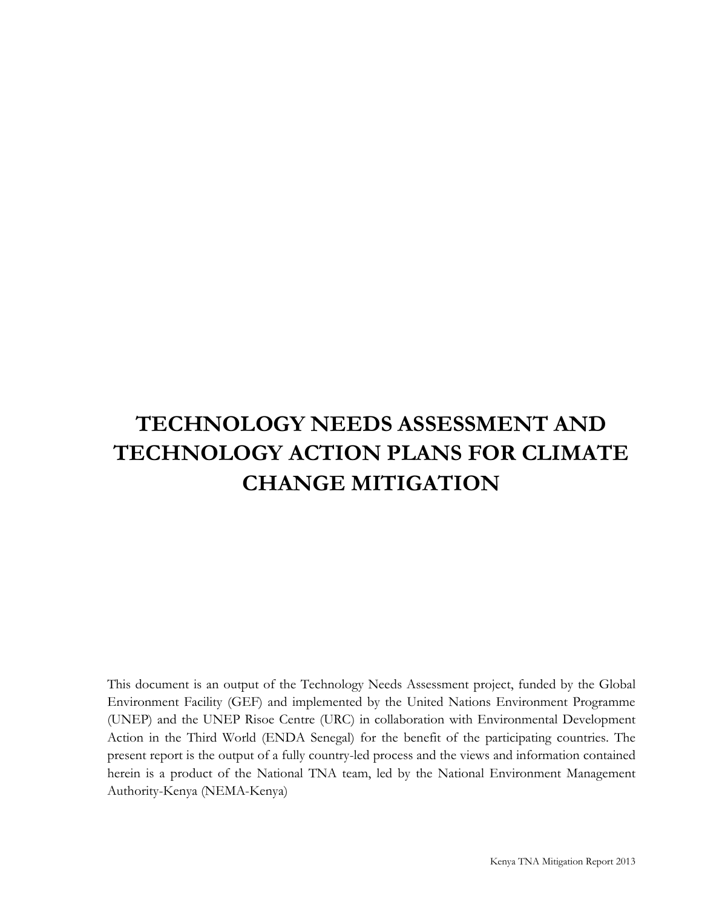# TECHNOLOGY NEEDS ASSESSMENT AND TECHNOLOGY ACTION PLANS FOR CLIMATE CHANGE MITIGATION

This document is an output of the Technology Needs Assessment project, funded by the Global Environment Facility (GEF) and implemented by the United Nations Environment Programme (UNEP) and the UNEP Risoe Centre (URC) in collaboration with Environmental Development Action in the Third World (ENDA Senegal) for the benefit of the participating countries. The present report is the output of a fully country-led process and the views and information contained herein is a product of the National TNA team, led by the National Environment Management Authority-Kenya (NEMA-Kenya)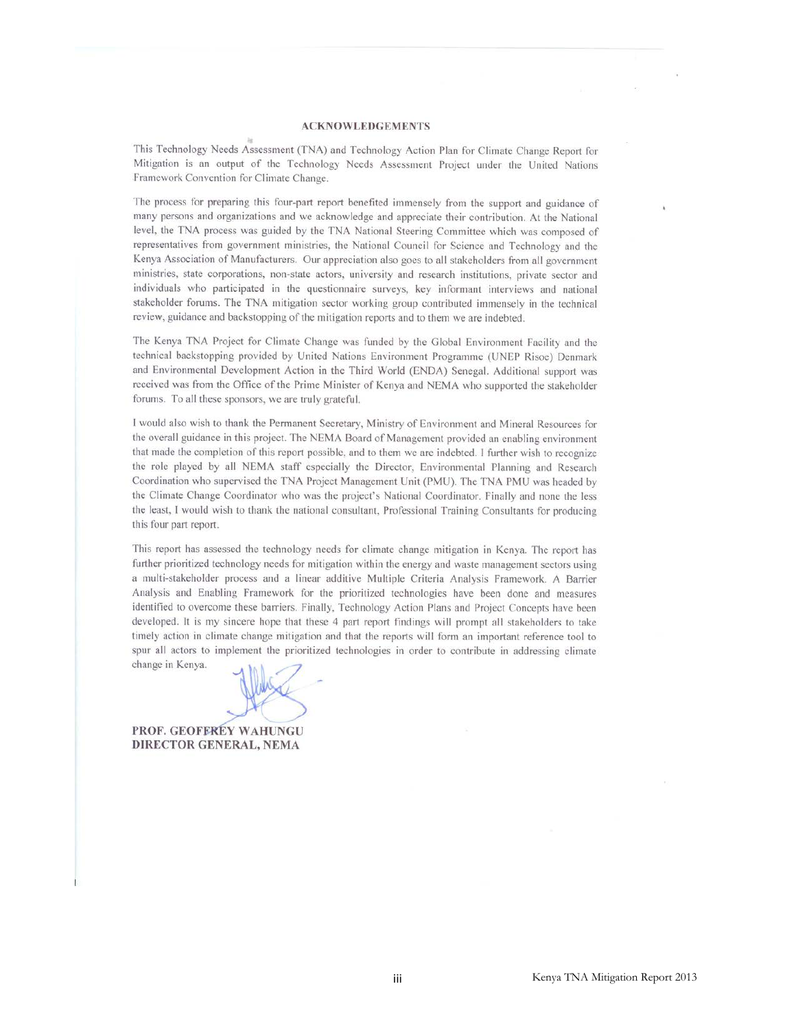## ACKNOWLEDGEMENTS

This Technology Needs Assessment (TNA) and Technology Action Plan for Climate Change Report for Mitigation is an output of the Technology Needs Assessment Project under the United Nations Framework Convention for Climate Change.

The process for preparing this four-part report benefited immensely from the support and guidance of many persons and organizations and we acknowledge and appreciate their contribution. At the National level, the TNA process was guided by the TNA National Steering Committee which was composed of representatives from government ministries, the National Council for Science and Technology and the Kenya Association of Manufacturers. Our appreciation also goes to all stakeholders from all government ministries, state corporations, non-state actors, university and research institutions, private sector and individuals who participated in the questionnaire surveys, key informant interviews and national stakeholder forums. The TNA mitigation sector working group contributed immensely in the technical review, guidance and backstopping of the mitigation reports and to them we are indebted.

The Kenya TNA Project for Climate Change was funded by the Global Environment Facility and the technical backstopping provided by United Nations Environment Programme (UNEP Risoe) Denmark and Environmental Development Action in the Third World (ENDA) Senegal. Additional support was received was from the Office of the Prime Minister of Kenya and NEMA who supported the stakeholder forums. To all these sponsors, we are truly grateful.

I would also wish to thank the Permanent Secretary, Ministry of Environment and Mineral Resources for the overall guidance in this project. The NEMA Board of Management provided an enabling environment that made the completion of this report possible, and to them we are indebted. I further wish to recognize the role played by all NEMA staff especially the Director, Environmental Planning and Research Coordination who supervised the TNA Project Management Unit (PMU). The TNA PMU was headed by the Climate Change Coordinator who was the project's National Coordinator. Finally and none the less the least, I would wish to thank the national consultant, Professional Training Consultants for producing this four part report.

This report has assessed the technology needs for climate change mitigation in Kenya. The report has further prioritized technology needs for mitigation within the energy and waste management sectors using a multi-stakeholder process and a linear additive Multiple Criteria Analysis Framework. A Barrier Analysis and Enabling Framework for the prioritized technologies have been done and measures identified to overcome these barriers. Finally, Technology Action Plans and Project Concepts have been developed. It is my sincere hope that these 4 part report findings will prompt all stakeholders to take timely action in climate change mitigation and that the reports will form an important reference tool to spur all actors to implement the prioritized technologies in order to contribute in addressing climate change in Kenya.

**PROF. GEOFFREY WAHUNGU**
**DIRECTOR GENERAL, NEMA**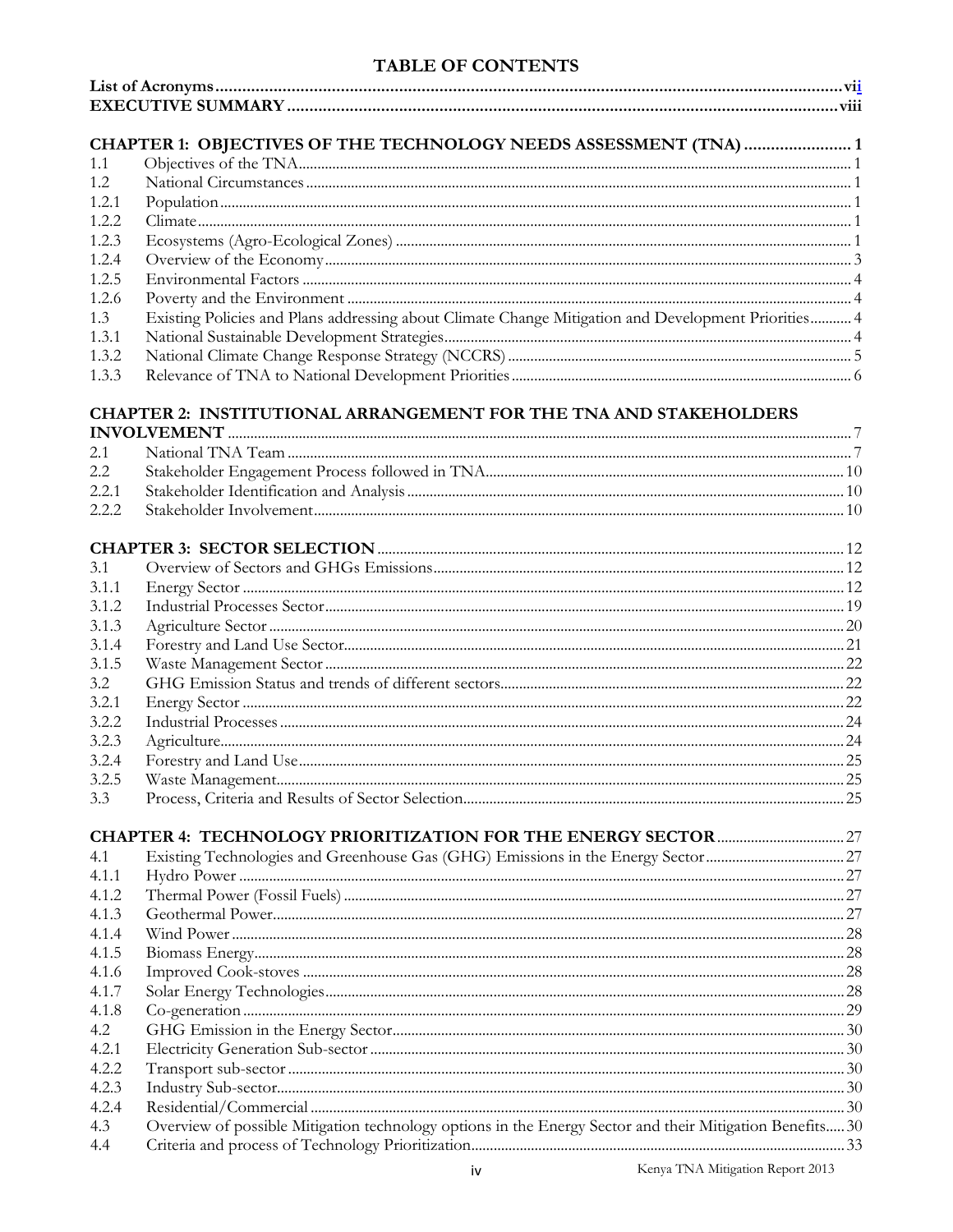# TABLE OF CONTENTS

| | | |
|---|---|---|
| **List of Acronyms** | | vii |
| **EXECUTIVE SUMMARY** | | viii |
| **CHAPTER 1: OBJECTIVES OF THE TECHNOLOGY NEEDS ASSESSMENT (TNA)** | | **1** |
| 1.1 | Objectives of the TNA | 1 |
| 1.2 | National Circumstances | 1 |
| 1.2.1 | Population | 1 |
| 1.2.2 | Climate | 1 |
| 1.2.3 | Ecosystems (Agro-Ecological Zones) | 1 |
| 1.2.4 | Overview of the Economy | 3 |
| 1.2.5 | Environmental Factors | 4 |
| 1.2.6 | Poverty and the Environment | 4 |
| 1.3 | Existing Policies and Plans addressing about Climate Change Mitigation and Development Priorities | 4 |
| 1.3.1 | National Sustainable Development Strategies | 4 |
| 1.3.2 | National Climate Change Response Strategy (NCCRS) | 5 |
| 1.3.3 | Relevance of TNA to National Development Priorities | 6 |
| **CHAPTER 2: INSTITUTIONAL ARRANGEMENT FOR THE TNA AND STAKEHOLDERS INVOLVEMENT** | | 7 |
| 2.1 | National TNA Team | 7 |
| 2.2 | Stakeholder Engagement Process followed in TNA | 10 |
| 2.2.1 | Stakeholder Identification and Analysis | 10 |
| 2.2.2 | Stakeholder Involvement | 10 |
| **CHAPTER 3: SECTOR SELECTION** | | 12 |
| 3.1 | Overview of Sectors and GHGs Emissions | 12 |
| 3.1.1 | Energy Sector | 12 |
| 3.1.2 | Industrial Processes Sector | 19 |
| 3.1.3 | Agriculture Sector | 20 |
| 3.1.4 | Forestry and Land Use Sector | 21 |
| 3.1.5 | Waste Management Sector | 22 |
| 3.2 | GHG Emission Status and trends of different sectors | 22 |
| 3.2.1 | Energy Sector | 22 |
| 3.2.2 | Industrial Processes | 24 |
| 3.2.3 | Agriculture | 24 |
| 3.2.4 | Forestry and Land Use | 25 |
| 3.2.5 | Waste Management | 25 |
| 3.3 | Process, Criteria and Results of Sector Selection | 25 |
| **CHAPTER 4: TECHNOLOGY PRIORITIZATION FOR THE ENERGY SECTOR** | | 27 |
| 4.1 | Existing Technologies and Greenhouse Gas (GHG) Emissions in the Energy Sector | 27 |
| 4.1.1 | Hydro Power | 27 |
| 4.1.2 | Thermal Power (Fossil Fuels) | 27 |
| 4.1.3 | Geothermal Power | 27 |
| 4.1.4 | Wind Power | 28 |
| 4.1.5 | Biomass Energy | 28 |
| 4.1.6 | Improved Cook-stoves | 28 |
| 4.1.7 | Solar Energy Technologies | 28 |
| 4.1.8 | Co-generation | 29 |
| 4.2 | GHG Emission in the Energy Sector | 30 |
| 4.2.1 | Electricity Generation Sub-sector | 30 |
| 4.2.2 | Transport sub-sector | 30 |
| 4.2.3 | Industry Sub-sector | 30 |
| 4.2.4 | Residential/Commercial | 30 |
| 4.3 | Overview of possible Mitigation technology options in the Energy Sector and their Mitigation Benefits | 30 |
| 4.4 | Criteria and process of Technology Prioritization | 33 |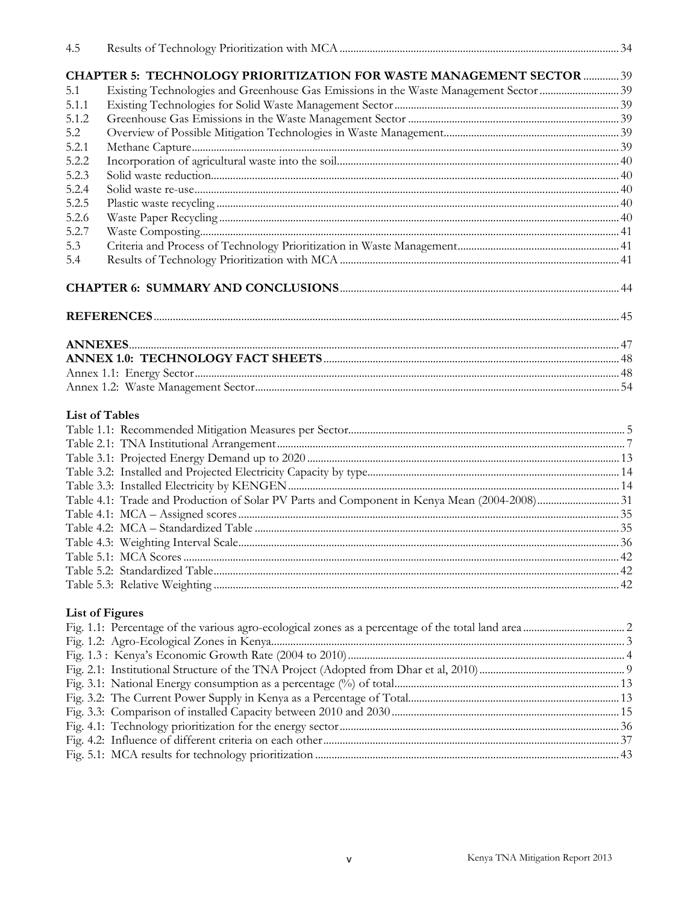4.5 Results of Technology Prioritization with MCA ..... 34

**CHAPTER 5: TECHNOLOGY PRIORITIZATION FOR WASTE MANAGEMENT SECTOR** ..... 39

5.1 Existing Technologies and Greenhouse Gas Emissions in the Waste Management Sector ..... 39
5.1.1 Existing Technologies for Solid Waste Management Sector ..... 39
5.1.2 Greenhouse Gas Emissions in the Waste Management Sector ..... 39
5.2 Overview of Possible Mitigation Technologies in Waste Management ..... 39
5.2.1 Methane Capture ..... 39
5.2.2 Incorporation of agricultural waste into the soil ..... 40
5.2.3 Solid waste reduction ..... 40
5.2.4 Solid waste re-use ..... 40
5.2.5 Plastic waste recycling ..... 40
5.2.6 Waste Paper Recycling ..... 40
5.2.7 Waste Composting ..... 41
5.3 Criteria and Process of Technology Prioritization in Waste Management ..... 41
5.4 Results of Technology Prioritization with MCA ..... 41

**CHAPTER 6: SUMMARY AND CONCLUSIONS** ..... 44

**REFERENCES** ..... 45

**ANNEXES** ..... 47
**ANNEX 1.0: TECHNOLOGY FACT SHEETS** ..... 48
Annex 1.1: Energy Sector ..... 48
Annex 1.2: Waste Management Sector ..... 54

**List of Tables**

Table 1.1: Recommended Mitigation Measures per Sector ..... 5
Table 2.1: TNA Institutional Arrangement ..... 7
Table 3.1: Projected Energy Demand up to 2020 ..... 13
Table 3.2: Installed and Projected Electricity Capacity by type ..... 14
Table 3.3: Installed Electricity by KENGEN ..... 14
Table 4.1: Trade and Production of Solar PV Parts and Component in Kenya Mean (2004-2008) ..... 31
Table 4.1: MCA – Assigned scores ..... 35
Table 4.2: MCA – Standardized Table ..... 35
Table 4.3: Weighting Interval Scale ..... 36
Table 5.1: MCA Scores ..... 42
Table 5.2: Standardized Table ..... 42
Table 5.3: Relative Weighting ..... 42

**List of Figures**

Fig. 1.1: Percentage of the various agro-ecological zones as a percentage of the total land area ..... 2
Fig. 1.2: Agro-Ecological Zones in Kenya ..... 3
Fig. 1.3 : Kenya's Economic Growth Rate (2004 to 2010) ..... 4
Fig. 2.1: Institutional Structure of the TNA Project (Adopted from Dhar et al, 2010) ..... 9
Fig. 3.1: National Energy consumption as a percentage (%) of total ..... 13
Fig. 3.2: The Current Power Supply in Kenya as a Percentage of Total ..... 13
Fig. 3.3: Comparison of installed Capacity between 2010 and 2030 ..... 15
Fig. 4.1: Technology prioritization for the energy sector ..... 36
Fig. 4.2: Influence of different criteria on each other ..... 37
Fig. 5.1: MCA results for technology prioritization ..... 43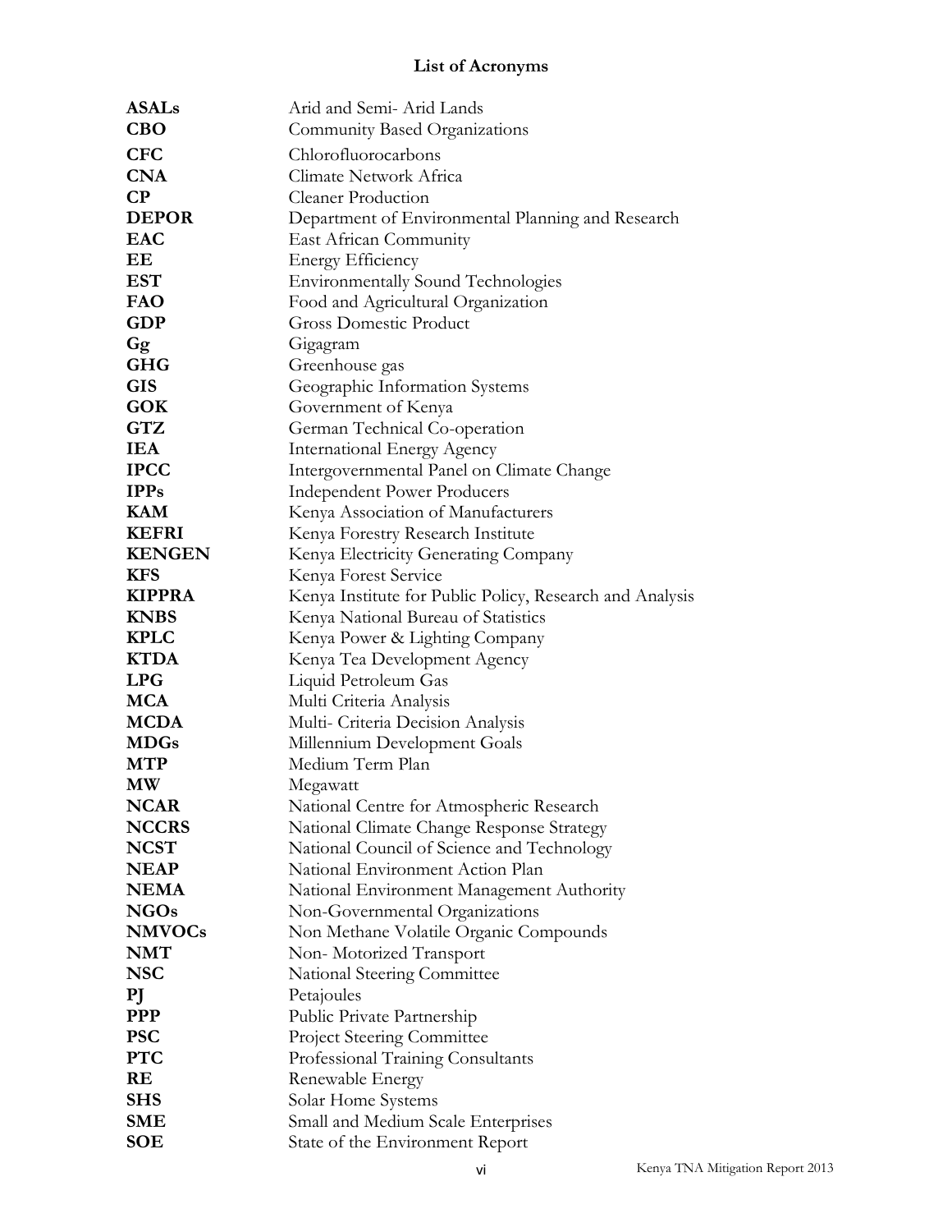## List of Acronyms

| | |
|---|---|
| **ASALs** | Arid and Semi- Arid Lands |
| **CBO** | Community Based Organizations |
| **CFC** | Chlorofluorocarbons |
| **CNA** | Climate Network Africa |
| **CP** | Cleaner Production |
| **DEPOR** | Department of Environmental Planning and Research |
| **EAC** | East African Community |
| **EE** | Energy Efficiency |
| **EST** | Environmentally Sound Technologies |
| **FAO** | Food and Agricultural Organization |
| **GDP** | Gross Domestic Product |
| **Gg** | Gigagram |
| **GHG** | Greenhouse gas |
| **GIS** | Geographic Information Systems |
| **GOK** | Government of Kenya |
| **GTZ** | German Technical Co-operation |
| **IEA** | International Energy Agency |
| **IPCC** | Intergovernmental Panel on Climate Change |
| **IPPs** | Independent Power Producers |
| **KAM** | Kenya Association of Manufacturers |
| **KEFRI** | Kenya Forestry Research Institute |
| **KENGEN** | Kenya Electricity Generating Company |
| **KFS** | Kenya Forest Service |
| **KIPPRA** | Kenya Institute for Public Policy, Research and Analysis |
| **KNBS** | Kenya National Bureau of Statistics |
| **KPLC** | Kenya Power & Lighting Company |
| **KTDA** | Kenya Tea Development Agency |
| **LPG** | Liquid Petroleum Gas |
| **MCA** | Multi Criteria Analysis |
| **MCDA** | Multi- Criteria Decision Analysis |
| **MDGs** | Millennium Development Goals |
| **MTP** | Medium Term Plan |
| **MW** | Megawatt |
| **NCAR** | National Centre for Atmospheric Research |
| **NCCRS** | National Climate Change Response Strategy |
| **NCST** | National Council of Science and Technology |
| **NEAP** | National Environment Action Plan |
| **NEMA** | National Environment Management Authority |
| **NGOs** | Non-Governmental Organizations |
| **NMVOCs** | Non Methane Volatile Organic Compounds |
| **NMT** | Non- Motorized Transport |
| **NSC** | National Steering Committee |
| **PJ** | Petajoules |
| **PPP** | Public Private Partnership |
| **PSC** | Project Steering Committee |
| **PTC** | Professional Training Consultants |
| **RE** | Renewable Energy |
| **SHS** | Solar Home Systems |
| **SME** | Small and Medium Scale Enterprises |
| **SOE** | State of the Environment Report |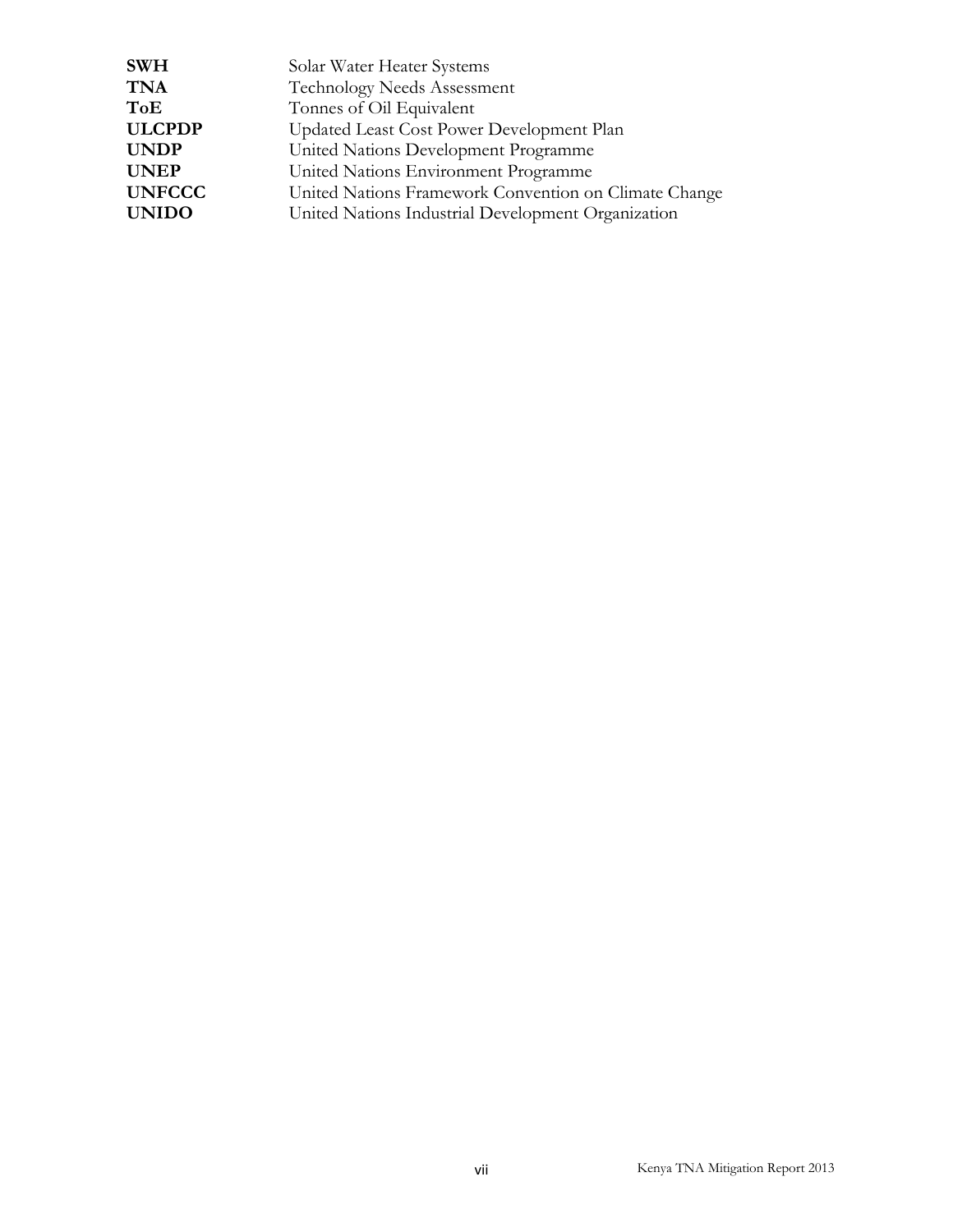| | |
|---|---|
| **SWH** | Solar Water Heater Systems |
| **TNA** | Technology Needs Assessment |
| **ToE** | Tonnes of Oil Equivalent |
| **ULCPDP** | Updated Least Cost Power Development Plan |
| **UNDP** | United Nations Development Programme |
| **UNEP** | United Nations Environment Programme |
| **UNFCCC** | United Nations Framework Convention on Climate Change |
| **UNIDO** | United Nations Industrial Development Organization |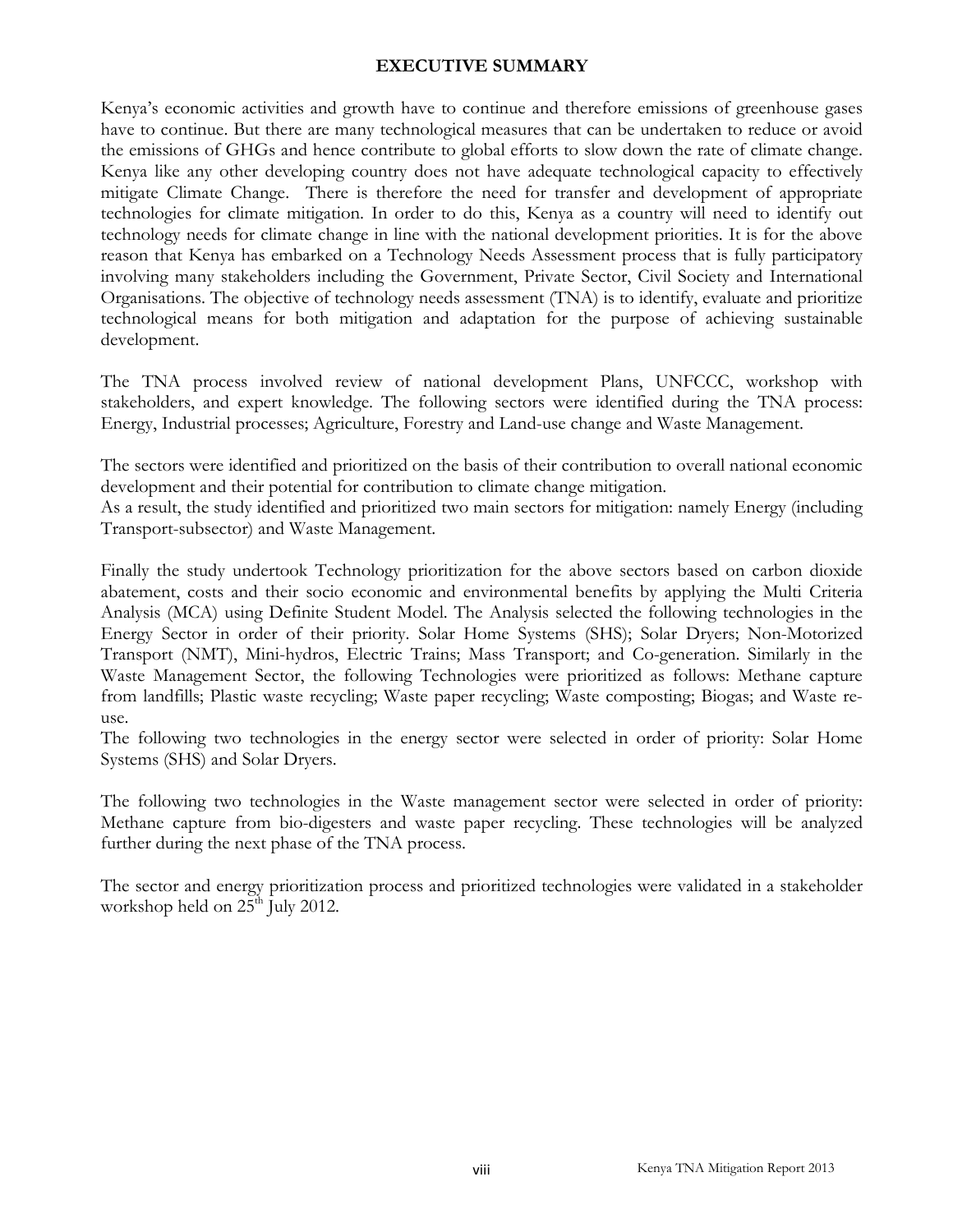# EXECUTIVE SUMMARY

Kenya's economic activities and growth have to continue and therefore emissions of greenhouse gases have to continue. But there are many technological measures that can be undertaken to reduce or avoid the emissions of GHGs and hence contribute to global efforts to slow down the rate of climate change. Kenya like any other developing country does not have adequate technological capacity to effectively mitigate Climate Change. There is therefore the need for transfer and development of appropriate technologies for climate mitigation. In order to do this, Kenya as a country will need to identify out technology needs for climate change in line with the national development priorities. It is for the above reason that Kenya has embarked on a Technology Needs Assessment process that is fully participatory involving many stakeholders including the Government, Private Sector, Civil Society and International Organisations. The objective of technology needs assessment (TNA) is to identify, evaluate and prioritize technological means for both mitigation and adaptation for the purpose of achieving sustainable development.

The TNA process involved review of national development Plans, UNFCCC, workshop with stakeholders, and expert knowledge. The following sectors were identified during the TNA process: Energy, Industrial processes; Agriculture, Forestry and Land-use change and Waste Management.

The sectors were identified and prioritized on the basis of their contribution to overall national economic development and their potential for contribution to climate change mitigation.

As a result, the study identified and prioritized two main sectors for mitigation: namely Energy (including Transport-subsector) and Waste Management.

Finally the study undertook Technology prioritization for the above sectors based on carbon dioxide abatement, costs and their socio economic and environmental benefits by applying the Multi Criteria Analysis (MCA) using Definite Student Model. The Analysis selected the following technologies in the Energy Sector in order of their priority. Solar Home Systems (SHS); Solar Dryers; Non-Motorized Transport (NMT), Mini-hydros, Electric Trains; Mass Transport; and Co-generation. Similarly in the Waste Management Sector, the following Technologies were prioritized as follows: Methane capture from landfills; Plastic waste recycling; Waste paper recycling; Waste composting; Biogas; and Waste re-use.

The following two technologies in the energy sector were selected in order of priority: Solar Home Systems (SHS) and Solar Dryers.

The following two technologies in the Waste management sector were selected in order of priority: Methane capture from bio-digesters and waste paper recycling. These technologies will be analyzed further during the next phase of the TNA process.

The sector and energy prioritization process and prioritized technologies were validated in a stakeholder workshop held on 25th July 2012.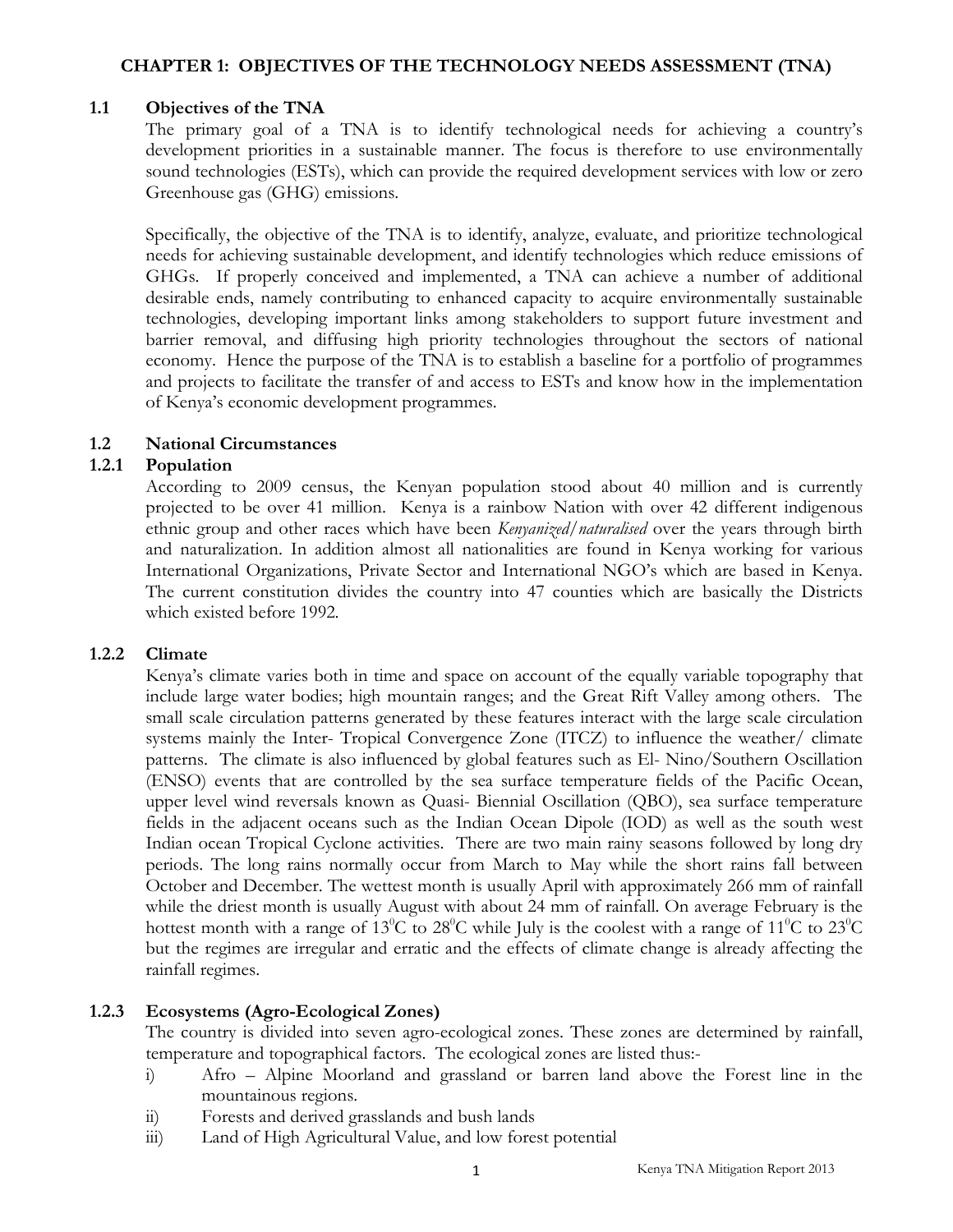# CHAPTER 1: OBJECTIVES OF THE TECHNOLOGY NEEDS ASSESSMENT (TNA)

## 1.1 Objectives of the TNA

The primary goal of a TNA is to identify technological needs for achieving a country's development priorities in a sustainable manner. The focus is therefore to use environmentally sound technologies (ESTs), which can provide the required development services with low or zero Greenhouse gas (GHG) emissions.

Specifically, the objective of the TNA is to identify, analyze, evaluate, and prioritize technological needs for achieving sustainable development, and identify technologies which reduce emissions of GHGs. If properly conceived and implemented, a TNA can achieve a number of additional desirable ends, namely contributing to enhanced capacity to acquire environmentally sustainable technologies, developing important links among stakeholders to support future investment and barrier removal, and diffusing high priority technologies throughout the sectors of national economy. Hence the purpose of the TNA is to establish a baseline for a portfolio of programmes and projects to facilitate the transfer of and access to ESTs and know how in the implementation of Kenya's economic development programmes.

## 1.2 National Circumstances

### 1.2.1 Population

According to 2009 census, the Kenyan population stood about 40 million and is currently projected to be over 41 million. Kenya is a rainbow Nation with over 42 different indigenous ethnic group and other races which have been *Kenyanized/naturalised* over the years through birth and naturalization. In addition almost all nationalities are found in Kenya working for various International Organizations, Private Sector and International NGO's which are based in Kenya. The current constitution divides the country into 47 counties which are basically the Districts which existed before 1992.

### 1.2.2 Climate

Kenya's climate varies both in time and space on account of the equally variable topography that include large water bodies; high mountain ranges; and the Great Rift Valley among others. The small scale circulation patterns generated by these features interact with the large scale circulation systems mainly the Inter- Tropical Convergence Zone (ITCZ) to influence the weather/ climate patterns. The climate is also influenced by global features such as El- Nino/Southern Oscillation (ENSO) events that are controlled by the sea surface temperature fields of the Pacific Ocean, upper level wind reversals known as Quasi- Biennial Oscillation (QBO), sea surface temperature fields in the adjacent oceans such as the Indian Ocean Dipole (IOD) as well as the south west Indian ocean Tropical Cyclone activities. There are two main rainy seasons followed by long dry periods. The long rains normally occur from March to May while the short rains fall between October and December. The wettest month is usually April with approximately 266 mm of rainfall while the driest month is usually August with about 24 mm of rainfall. On average February is the hottest month with a range of $13^0$C to $28^0$C while July is the coolest with a range of $11^0$C to $23^0$C but the regimes are irregular and erratic and the effects of climate change is already affecting the rainfall regimes.

### 1.2.3 Ecosystems (Agro-Ecological Zones)

The country is divided into seven agro-ecological zones. These zones are determined by rainfall, temperature and topographical factors. The ecological zones are listed thus:-

i) Afro – Alpine Moorland and grassland or barren land above the Forest line in the mountainous regions.
ii) Forests and derived grasslands and bush lands
iii) Land of High Agricultural Value, and low forest potential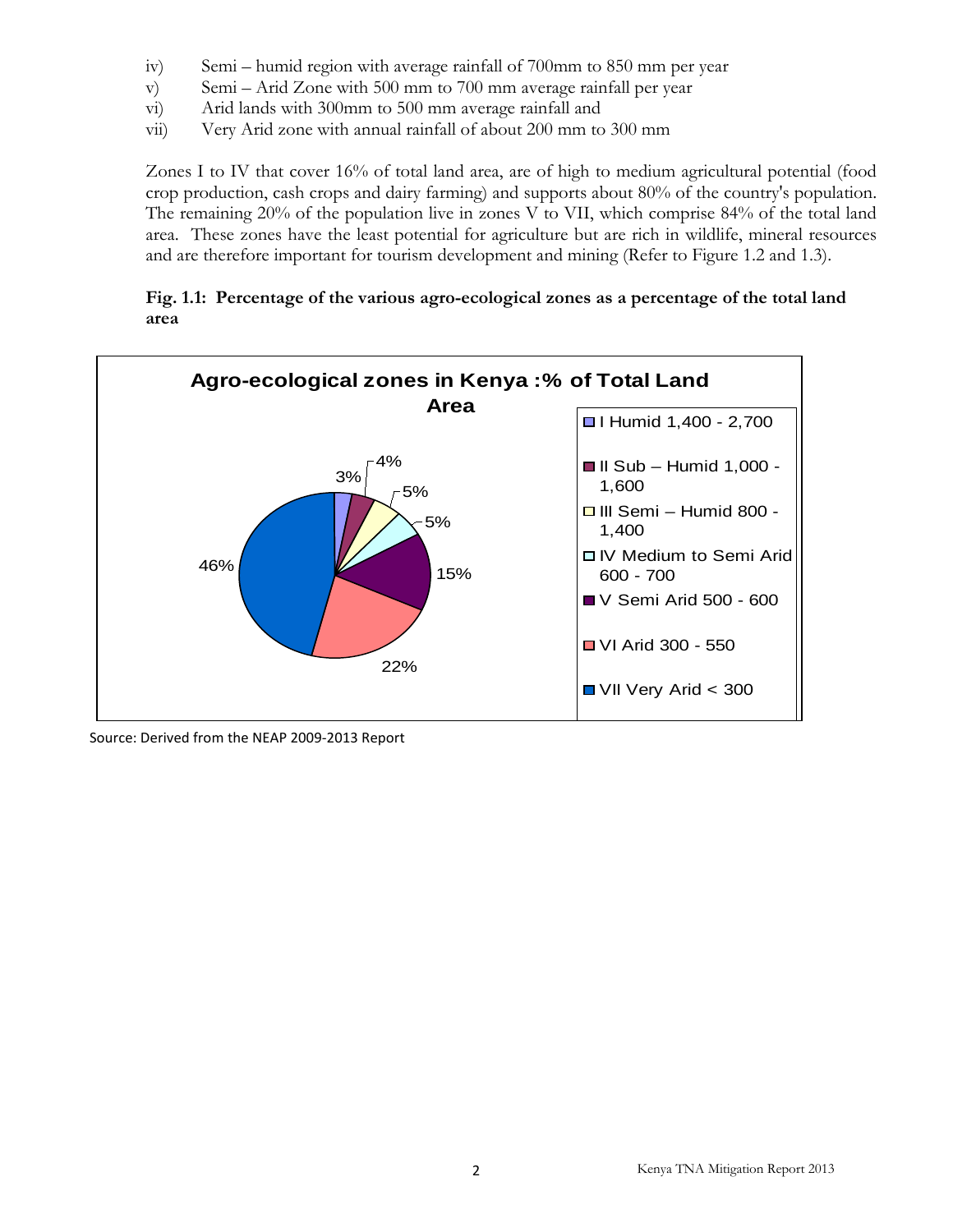iv) Semi – humid region with average rainfall of 700mm to 850 mm per year
v) Semi – Arid Zone with 500 mm to 700 mm average rainfall per year
vi) Arid lands with 300mm to 500 mm average rainfall and
vii) Very Arid zone with annual rainfall of about 200 mm to 300 mm

Zones I to IV that cover 16% of total land area, are of high to medium agricultural potential (food crop production, cash crops and dairy farming) and supports about 80% of the country's population. The remaining 20% of the population live in zones V to VII, which comprise 84% of the total land area. These zones have the least potential for agriculture but are rich in wildlife, mineral resources and are therefore important for tourism development and mining (Refer to Figure 1.2 and 1.3).

**Fig. 1.1: Percentage of the various agro-ecological zones as a percentage of the total land area**

**Agro-ecological zones in Kenya :% of Total Land Area**

| Zone | % of Total Land Area |
|---|---|
| I Humid 1,400 - 2,700 | 3% |
| II Sub – Humid 1,000 - 1,600 | 4% |
| III Semi – Humid 800 - 1,400 | 5% |
| IV Medium to Semi Arid 600 - 700 | 5% |
| V Semi Arid 500 - 600 | 15% |
| VI Arid 300 - 550 | 22% |
| VII Very Arid < 300 | 46% |

Source: Derived from the NEAP 2009-2013 Report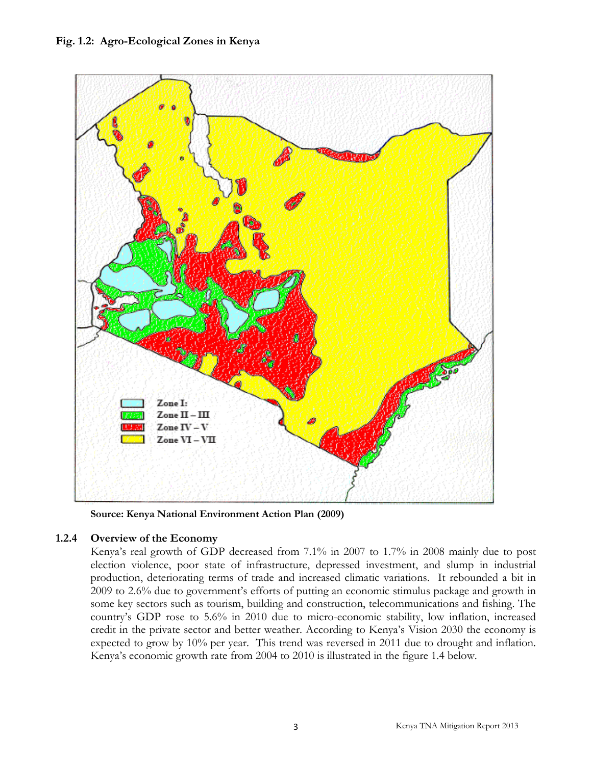**Fig. 1.2: Agro-Ecological Zones in Kenya**

Zone I:
Zone II – III
Zone IV – V
Zone VI – VII

**Source: Kenya National Environment Action Plan (2009)**

### 1.2.4 Overview of the Economy

Kenya's real growth of GDP decreased from 7.1% in 2007 to 1.7% in 2008 mainly due to post election violence, poor state of infrastructure, depressed investment, and slump in industrial production, deteriorating terms of trade and increased climatic variations. It rebounded a bit in 2009 to 2.6% due to government's efforts of putting an economic stimulus package and growth in some key sectors such as tourism, building and construction, telecommunications and fishing. The country's GDP rose to 5.6% in 2010 due to micro-economic stability, low inflation, increased credit in the private sector and better weather. According to Kenya's Vision 2030 the economy is expected to grow by 10% per year. This trend was reversed in 2011 due to drought and inflation. Kenya's economic growth rate from 2004 to 2010 is illustrated in the figure 1.4 below.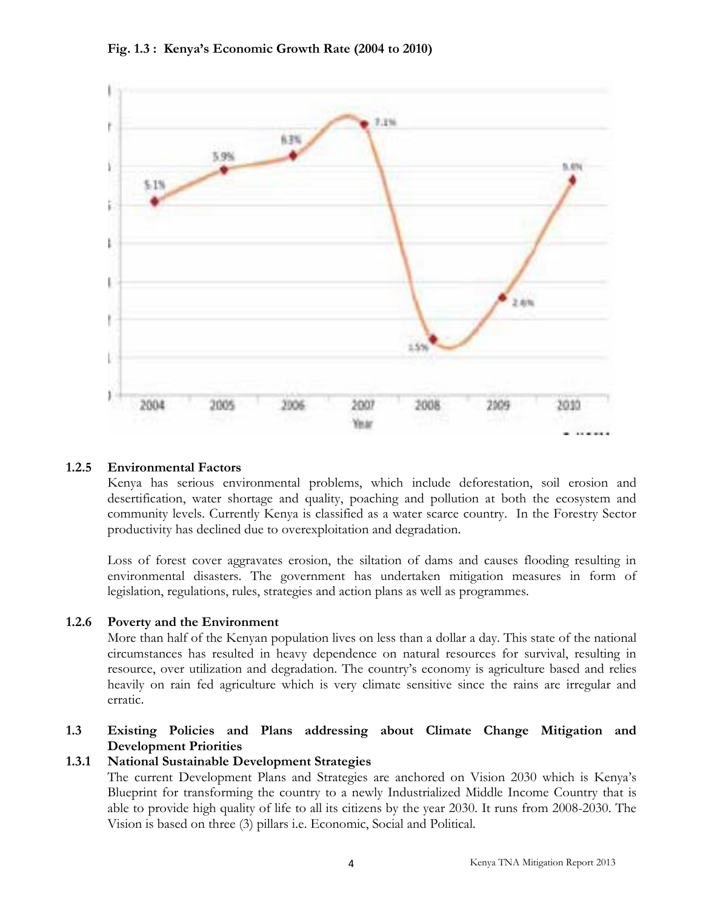**Fig. 1.3 : Kenya's Economic Growth Rate (2004 to 2010)**

#### 1.2.5 Environmental Factors

Kenya has serious environmental problems, which include deforestation, soil erosion and desertification, water shortage and quality, poaching and pollution at both the ecosystem and community levels. Currently Kenya is classified as a water scarce country. In the Forestry Sector productivity has declined due to overexploitation and degradation.

Loss of forest cover aggravates erosion, the siltation of dams and causes flooding resulting in environmental disasters. The government has undertaken mitigation measures in form of legislation, regulations, rules, strategies and action plans as well as programmes.

#### 1.2.6 Poverty and the Environment

More than half of the Kenyan population lives on less than a dollar a day. This state of the national circumstances has resulted in heavy dependence on natural resources for survival, resulting in resource, over utilization and degradation. The country's economy is agriculture based and relies heavily on rain fed agriculture which is very climate sensitive since the rains are irregular and erratic.

### 1.3 Existing Policies and Plans addressing about Climate Change Mitigation and Development Priorities

#### 1.3.1 National Sustainable Development Strategies

The current Development Plans and Strategies are anchored on Vision 2030 which is Kenya's Blueprint for transforming the country to a newly Industrialized Middle Income Country that is able to provide high quality of life to all its citizens by the year 2030. It runs from 2008-2030. The Vision is based on three (3) pillars i.e. Economic, Social and Political.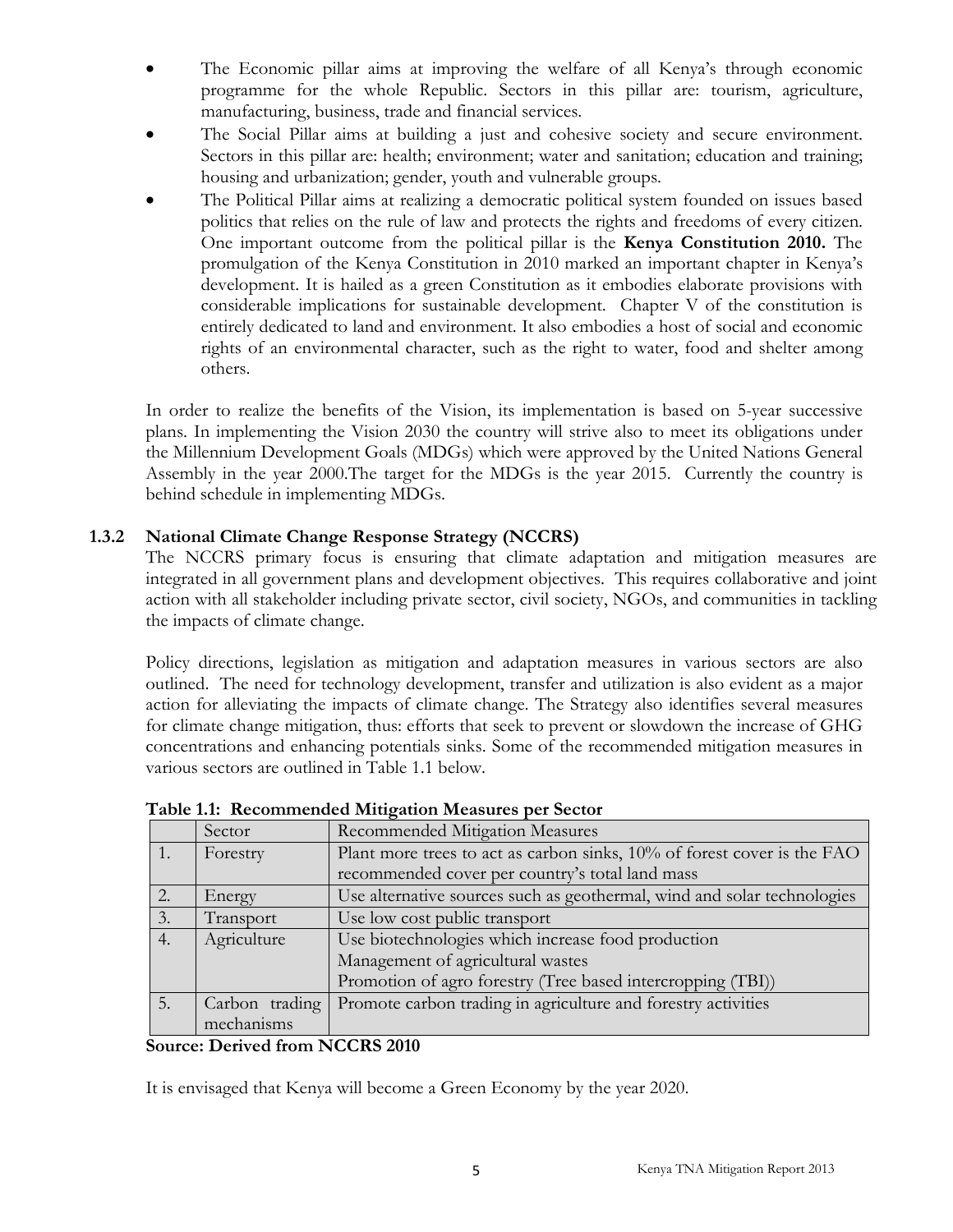- The Economic pillar aims at improving the welfare of all Kenya's through economic programme for the whole Republic. Sectors in this pillar are: tourism, agriculture, manufacturing, business, trade and financial services.
- The Social Pillar aims at building a just and cohesive society and secure environment. Sectors in this pillar are: health; environment; water and sanitation; education and training; housing and urbanization; gender, youth and vulnerable groups.
- The Political Pillar aims at realizing a democratic political system founded on issues based politics that relies on the rule of law and protects the rights and freedoms of every citizen. One important outcome from the political pillar is the **Kenya Constitution 2010.** The promulgation of the Kenya Constitution in 2010 marked an important chapter in Kenya's development. It is hailed as a green Constitution as it embodies elaborate provisions with considerable implications for sustainable development. Chapter V of the constitution is entirely dedicated to land and environment. It also embodies a host of social and economic rights of an environmental character, such as the right to water, food and shelter among others.

In order to realize the benefits of the Vision, its implementation is based on 5-year successive plans. In implementing the Vision 2030 the country will strive also to meet its obligations under the Millennium Development Goals (MDGs) which were approved by the United Nations General Assembly in the year 2000.The target for the MDGs is the year 2015. Currently the country is behind schedule in implementing MDGs.

### 1.3.2 National Climate Change Response Strategy (NCCRS)

The NCCRS primary focus is ensuring that climate adaptation and mitigation measures are integrated in all government plans and development objectives. This requires collaborative and joint action with all stakeholder including private sector, civil society, NGOs, and communities in tackling the impacts of climate change.

Policy directions, legislation as mitigation and adaptation measures in various sectors are also outlined. The need for technology development, transfer and utilization is also evident as a major action for alleviating the impacts of climate change. The Strategy also identifies several measures for climate change mitigation, thus: efforts that seek to prevent or slowdown the increase of GHG concentrations and enhancing potentials sinks. Some of the recommended mitigation measures in various sectors are outlined in Table 1.1 below.

**Table 1.1: Recommended Mitigation Measures per Sector**

| | Sector | Recommended Mitigation Measures |
|---|---|---|
| 1. | Forestry | Plant more trees to act as carbon sinks, 10% of forest cover is the FAO recommended cover per country's total land mass |
| 2. | Energy | Use alternative sources such as geothermal, wind and solar technologies |
| 3. | Transport | Use low cost public transport |
| 4. | Agriculture | Use biotechnologies which increase food production<br>Management of agricultural wastes<br>Promotion of agro forestry (Tree based intercropping (TBI)) |
| 5. | Carbon trading mechanisms | Promote carbon trading in agriculture and forestry activities |

**Source: Derived from NCCRS 2010**

It is envisaged that Kenya will become a Green Economy by the year 2020.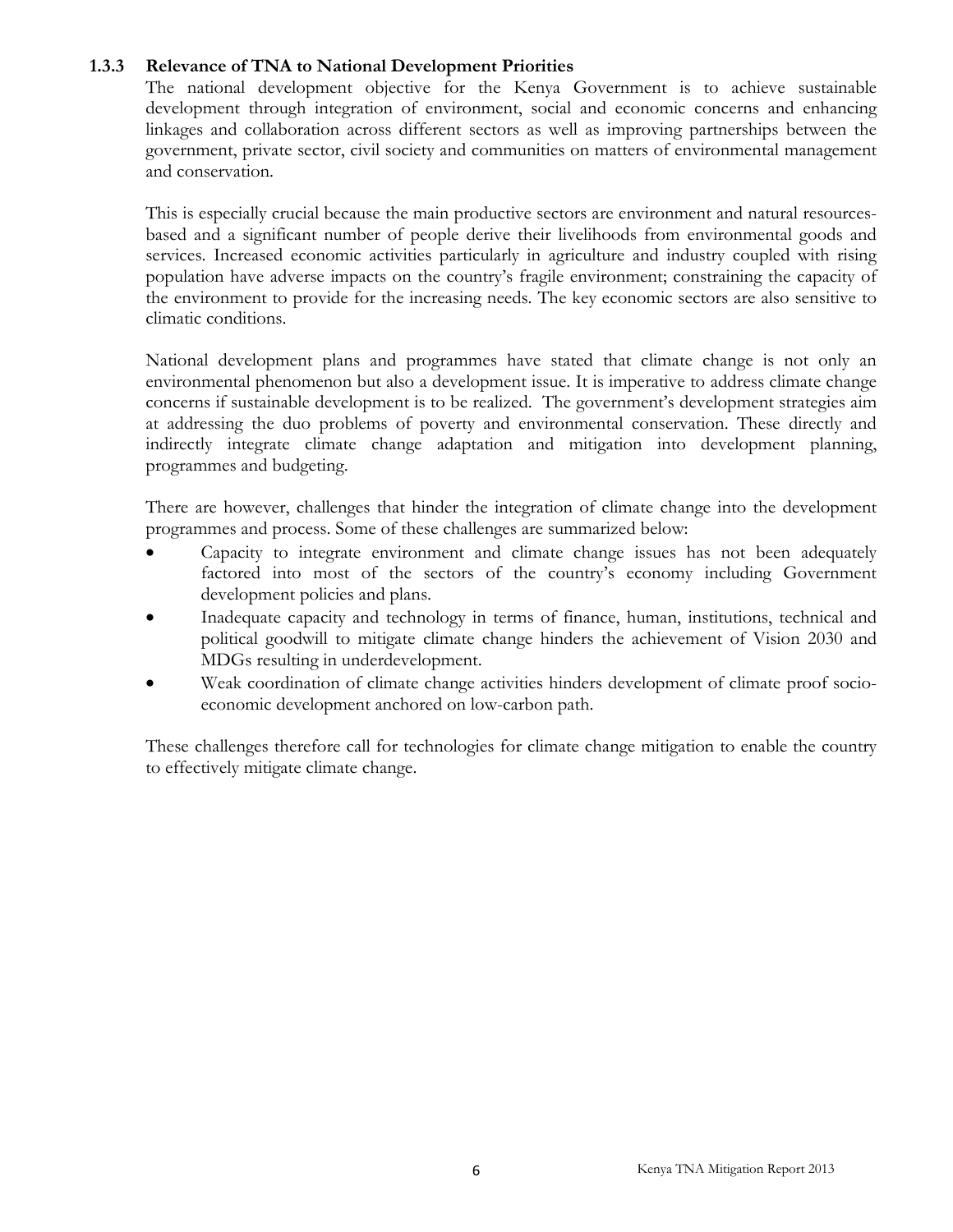### 1.3.3 Relevance of TNA to National Development Priorities

The national development objective for the Kenya Government is to achieve sustainable development through integration of environment, social and economic concerns and enhancing linkages and collaboration across different sectors as well as improving partnerships between the government, private sector, civil society and communities on matters of environmental management and conservation.

This is especially crucial because the main productive sectors are environment and natural resources-based and a significant number of people derive their livelihoods from environmental goods and services. Increased economic activities particularly in agriculture and industry coupled with rising population have adverse impacts on the country's fragile environment; constraining the capacity of the environment to provide for the increasing needs. The key economic sectors are also sensitive to climatic conditions.

National development plans and programmes have stated that climate change is not only an environmental phenomenon but also a development issue. It is imperative to address climate change concerns if sustainable development is to be realized. The government's development strategies aim at addressing the duo problems of poverty and environmental conservation. These directly and indirectly integrate climate change adaptation and mitigation into development planning, programmes and budgeting.

There are however, challenges that hinder the integration of climate change into the development programmes and process. Some of these challenges are summarized below:

- Capacity to integrate environment and climate change issues has not been adequately factored into most of the sectors of the country's economy including Government development policies and plans.
- Inadequate capacity and technology in terms of finance, human, institutions, technical and political goodwill to mitigate climate change hinders the achievement of Vision 2030 and MDGs resulting in underdevelopment.
- Weak coordination of climate change activities hinders development of climate proof socio-economic development anchored on low-carbon path.

These challenges therefore call for technologies for climate change mitigation to enable the country to effectively mitigate climate change.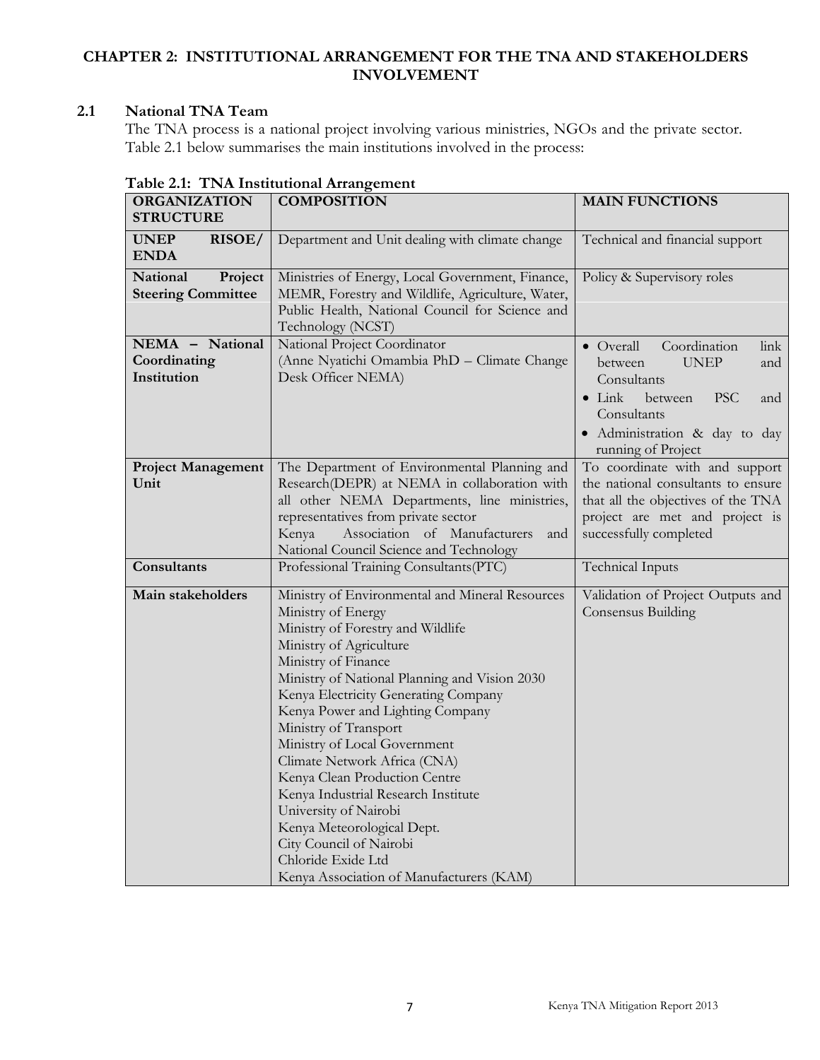# CHAPTER 2: INSTITUTIONAL ARRANGEMENT FOR THE TNA AND STAKEHOLDERS INVOLVEMENT

## 2.1 National TNA Team

The TNA process is a national project involving various ministries, NGOs and the private sector. Table 2.1 below summarises the main institutions involved in the process:

**Table 2.1: TNA Institutional Arrangement**

| ORGANIZATION STRUCTURE | COMPOSITION | MAIN FUNCTIONS |
|---|---|---|
| **UNEP RISOE/ ENDA** | Department and Unit dealing with climate change | Technical and financial support |
| **National Project Steering Committee** | Ministries of Energy, Local Government, Finance, MEMR, Forestry and Wildlife, Agriculture, Water, Public Health, National Council for Science and Technology (NCST) | Policy & Supervisory roles |
| **NEMA – National Coordinating Institution** | National Project Coordinator (Anne Nyatichi Omambia PhD – Climate Change Desk Officer NEMA) | • Overall Coordination link between UNEP and Consultants<br>• Link between PSC and Consultants<br>• Administration & day to day running of Project |
| **Project Management Unit** | The Department of Environmental Planning and Research(DEPR) at NEMA in collaboration with all other NEMA Departments, line ministries, representatives from private sector Kenya Association of Manufacturers and National Council Science and Technology | To coordinate with and support the national consultants to ensure that all the objectives of the TNA project are met and project is successfully completed |
| **Consultants** | Professional Training Consultants(PTC) | Technical Inputs |
| **Main stakeholders** | Ministry of Environmental and Mineral Resources<br>Ministry of Energy<br>Ministry of Forestry and Wildlife<br>Ministry of Agriculture<br>Ministry of Finance<br>Ministry of National Planning and Vision 2030<br>Kenya Electricity Generating Company<br>Kenya Power and Lighting Company<br>Ministry of Transport<br>Ministry of Local Government<br>Climate Network Africa (CNA)<br>Kenya Clean Production Centre<br>Kenya Industrial Research Institute<br>University of Nairobi<br>Kenya Meteorological Dept.<br>City Council of Nairobi<br>Chloride Exide Ltd<br>Kenya Association of Manufacturers (KAM) | Validation of Project Outputs and Consensus Building |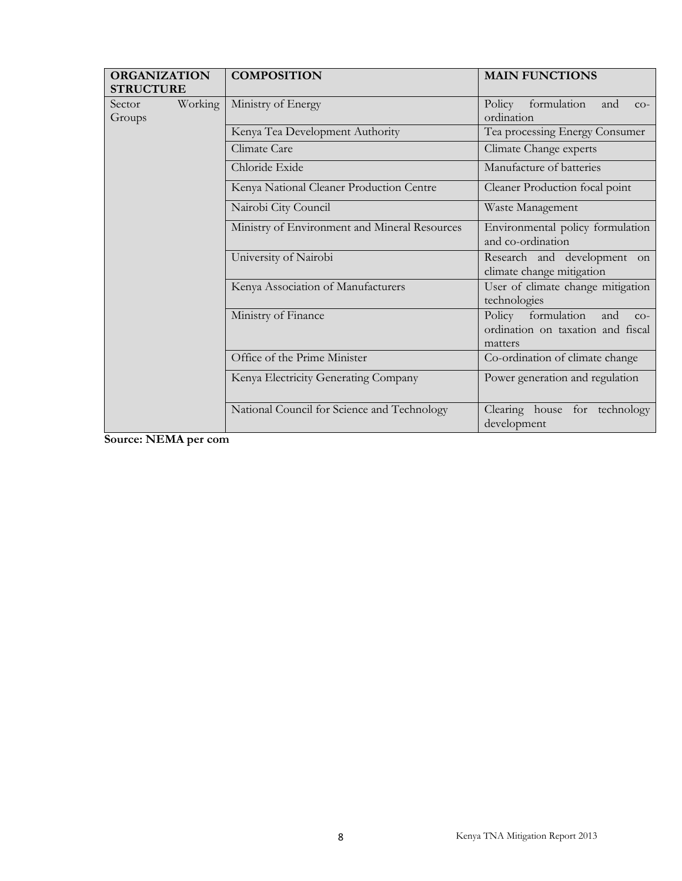| ORGANIZATION STRUCTURE | COMPOSITION | MAIN FUNCTIONS |
|---|---|---|
| Sector Working Groups | Ministry of Energy | Policy formulation and co-ordination |
| | Kenya Tea Development Authority | Tea processing Energy Consumer |
| | Climate Care | Climate Change experts |
| | Chloride Exide | Manufacture of batteries |
| | Kenya National Cleaner Production Centre | Cleaner Production focal point |
| | Nairobi City Council | Waste Management |
| | Ministry of Environment and Mineral Resources | Environmental policy formulation and co-ordination |
| | University of Nairobi | Research and development on climate change mitigation |
| | Kenya Association of Manufacturers | User of climate change mitigation technologies |
| | Ministry of Finance | Policy formulation and co-ordination on taxation and fiscal matters |
| | Office of the Prime Minister | Co-ordination of climate change |
| | Kenya Electricity Generating Company | Power generation and regulation |
| | National Council for Science and Technology | Clearing house for technology development |

**Source: NEMA per com**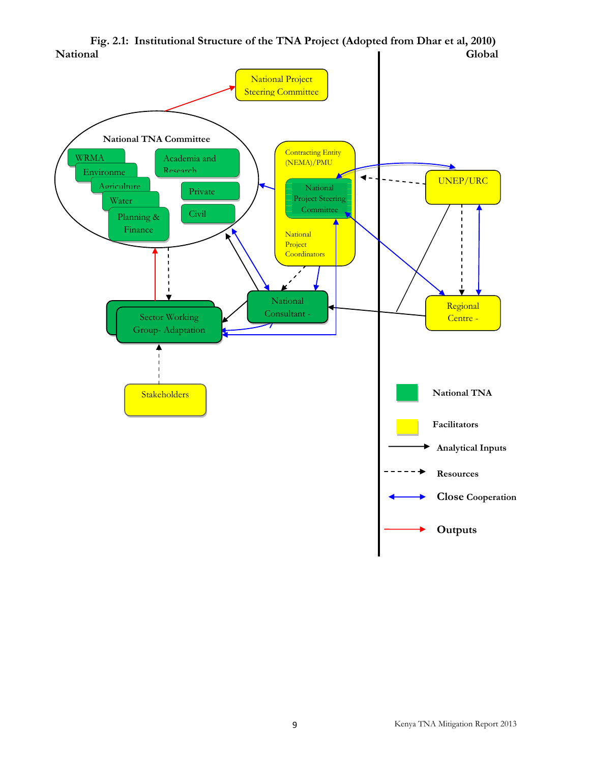**Fig. 2.1: Institutional Structure of the TNA Project (Adopted from Dhar et al, 2010)**

National | Global

National Project Steering Committee

National TNA Committee

- WRMA
- Environme
- Agriculture
- Water
- Planning & Finance
- Academia and Research
- Private
- Civil

Contracting Entity (NEMA)/PMU

National Project Steering Committee

National Project Coordinators

UNEP/URC

Regional Centre -

National Consultant -

Sector Working Group- Adaptation

Stakeholders

- National TNA
- Facilitators
- Analytical Inputs
- Resources
- Close Cooperation
- Outputs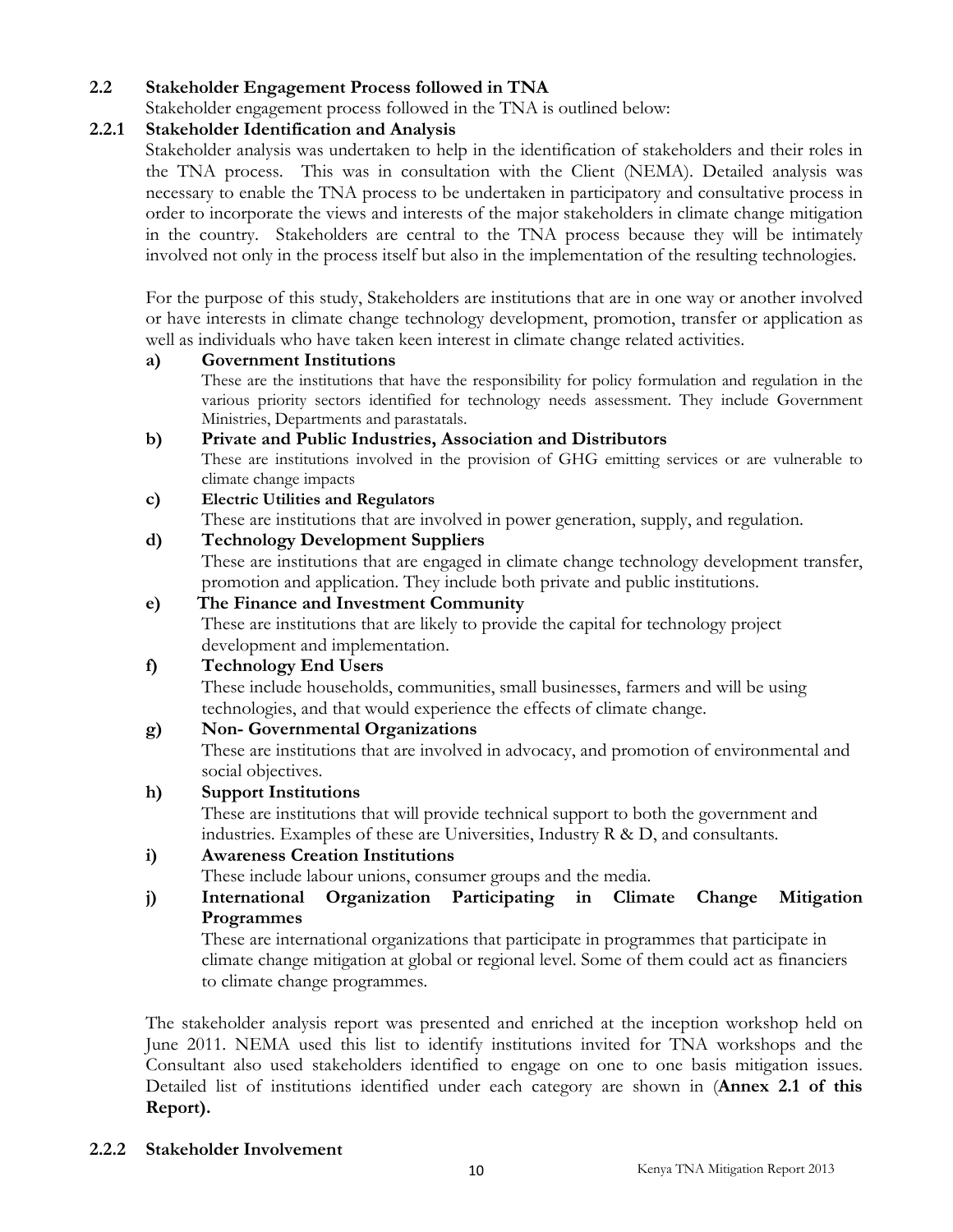## 2.2 Stakeholder Engagement Process followed in TNA

Stakeholder engagement process followed in the TNA is outlined below:

### 2.2.1 Stakeholder Identification and Analysis

Stakeholder analysis was undertaken to help in the identification of stakeholders and their roles in the TNA process. This was in consultation with the Client (NEMA). Detailed analysis was necessary to enable the TNA process to be undertaken in participatory and consultative process in order to incorporate the views and interests of the major stakeholders in climate change mitigation in the country. Stakeholders are central to the TNA process because they will be intimately involved not only in the process itself but also in the implementation of the resulting technologies.

For the purpose of this study, Stakeholders are institutions that are in one way or another involved or have interests in climate change technology development, promotion, transfer or application as well as individuals who have taken keen interest in climate change related activities.

**a) Government Institutions**

These are the institutions that have the responsibility for policy formulation and regulation in the various priority sectors identified for technology needs assessment. They include Government Ministries, Departments and parastatals.

**b) Private and Public Industries, Association and Distributors**

These are institutions involved in the provision of GHG emitting services or are vulnerable to climate change impacts

**c) Electric Utilities and Regulators**

These are institutions that are involved in power generation, supply, and regulation.

**d) Technology Development Suppliers**

These are institutions that are engaged in climate change technology development transfer, promotion and application. They include both private and public institutions.

**e) The Finance and Investment Community**

These are institutions that are likely to provide the capital for technology project development and implementation.

**f) Technology End Users**

These include households, communities, small businesses, farmers and will be using technologies, and that would experience the effects of climate change.

**g) Non- Governmental Organizations**

These are institutions that are involved in advocacy, and promotion of environmental and social objectives.

**h) Support Institutions**

These are institutions that will provide technical support to both the government and industries. Examples of these are Universities, Industry R & D, and consultants.

**i) Awareness Creation Institutions**

These include labour unions, consumer groups and the media.

**j) International Organization Participating in Climate Change Mitigation Programmes**

These are international organizations that participate in programmes that participate in climate change mitigation at global or regional level. Some of them could act as financiers to climate change programmes.

The stakeholder analysis report was presented and enriched at the inception workshop held on June 2011. NEMA used this list to identify institutions invited for TNA workshops and the Consultant also used stakeholders identified to engage on one to one basis mitigation issues. Detailed list of institutions identified under each category are shown in (**Annex 2.1 of this Report).**

### 2.2.2 Stakeholder Involvement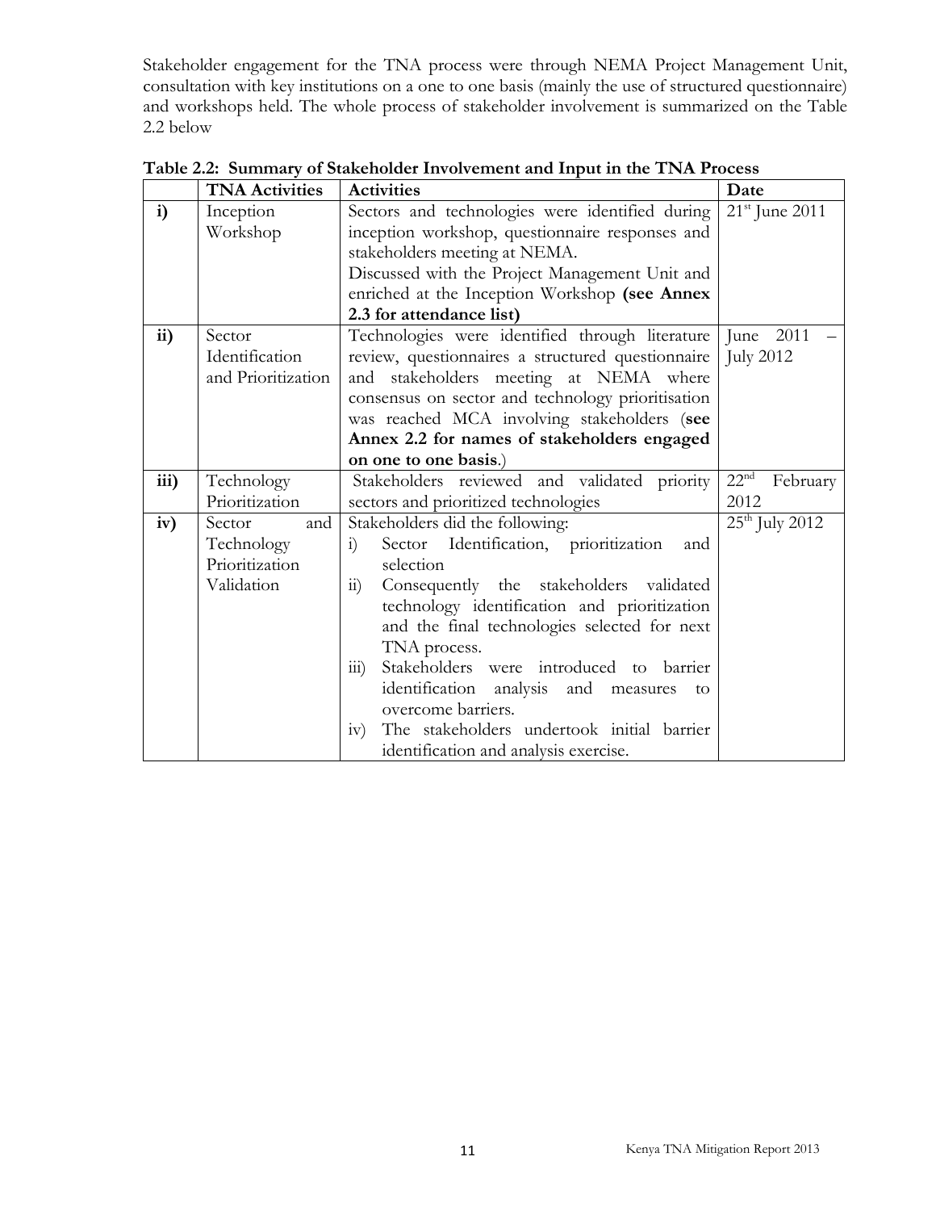Stakeholder engagement for the TNA process were through NEMA Project Management Unit, consultation with key institutions on a one to one basis (mainly the use of structured questionnaire) and workshops held. The whole process of stakeholder involvement is summarized on the Table 2.2 below

**Table 2.2: Summary of Stakeholder Involvement and Input in the TNA Process**

| | **TNA Activities** | **Activities** | **Date** |
|---|---|---|---|
| **i)** | Inception Workshop | Sectors and technologies were identified during inception workshop, questionnaire responses and stakeholders meeting at NEMA.<br>Discussed with the Project Management Unit and enriched at the Inception Workshop **(see Annex 2.3 for attendance list)** | 21st June 2011 |
| **ii)** | Sector Identification and Prioritization | Technologies were identified through literature review, questionnaires a structured questionnaire and stakeholders meeting at NEMA where consensus on sector and technology prioritisation was reached MCA involving stakeholders (**see Annex 2.2 for names of stakeholders engaged on one to one basis**.) | June 2011 – July 2012 |
| **iii)** | Technology Prioritization | Stakeholders reviewed and validated priority sectors and prioritized technologies | 22nd February 2012 |
| **iv)** | Sector and Technology Prioritization Validation | Stakeholders did the following:<br>i) Sector Identification, prioritization and selection<br>ii) Consequently the stakeholders validated technology identification and prioritization and the final technologies selected for next TNA process.<br>iii) Stakeholders were introduced to barrier identification analysis and measures to overcome barriers.<br>iv) The stakeholders undertook initial barrier identification and analysis exercise. | 25th July 2012 |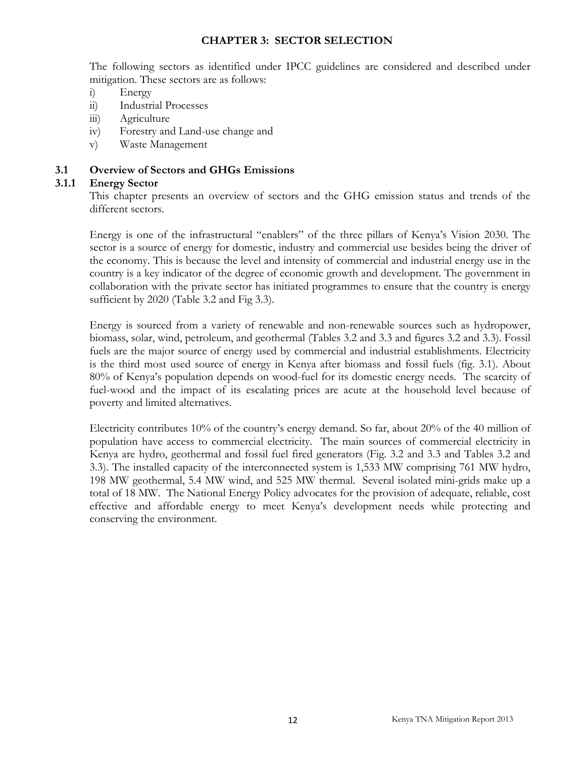# CHAPTER 3: SECTOR SELECTION

The following sectors as identified under IPCC guidelines are considered and described under mitigation. These sectors are as follows:

i) Energy
ii) Industrial Processes
iii) Agriculture
iv) Forestry and Land-use change and
v) Waste Management

## 3.1 Overview of Sectors and GHGs Emissions

### 3.1.1 Energy Sector

This chapter presents an overview of sectors and the GHG emission status and trends of the different sectors.

Energy is one of the infrastructural "enablers" of the three pillars of Kenya's Vision 2030. The sector is a source of energy for domestic, industry and commercial use besides being the driver of the economy. This is because the level and intensity of commercial and industrial energy use in the country is a key indicator of the degree of economic growth and development. The government in collaboration with the private sector has initiated programmes to ensure that the country is energy sufficient by 2020 (Table 3.2 and Fig 3.3).

Energy is sourced from a variety of renewable and non-renewable sources such as hydropower, biomass, solar, wind, petroleum, and geothermal (Tables 3.2 and 3.3 and figures 3.2 and 3.3). Fossil fuels are the major source of energy used by commercial and industrial establishments. Electricity is the third most used source of energy in Kenya after biomass and fossil fuels (fig. 3.1). About 80% of Kenya's population depends on wood-fuel for its domestic energy needs. The scarcity of fuel-wood and the impact of its escalating prices are acute at the household level because of poverty and limited alternatives.

Electricity contributes 10% of the country's energy demand. So far, about 20% of the 40 million of population have access to commercial electricity. The main sources of commercial electricity in Kenya are hydro, geothermal and fossil fuel fired generators (Fig. 3.2 and 3.3 and Tables 3.2 and 3.3). The installed capacity of the interconnected system is 1,533 MW comprising 761 MW hydro, 198 MW geothermal, 5.4 MW wind, and 525 MW thermal. Several isolated mini-grids make up a total of 18 MW. The National Energy Policy advocates for the provision of adequate, reliable, cost effective and affordable energy to meet Kenya's development needs while protecting and conserving the environment.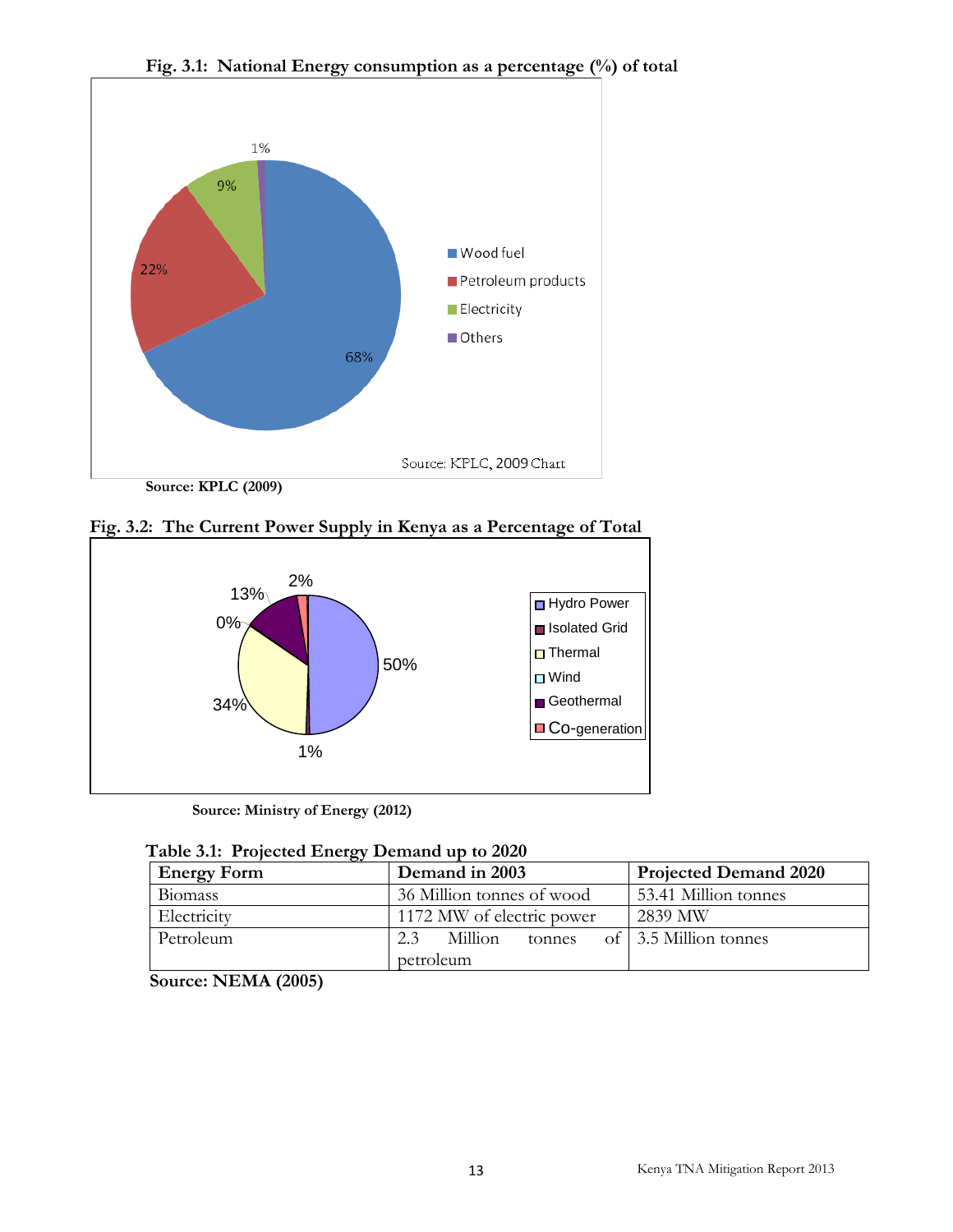**Fig. 3.1: National Energy consumption as a percentage (%) of total**

Source: KPLC (2009)

**Fig. 3.2: The Current Power Supply in Kenya as a Percentage of Total**

Source: Ministry of Energy (2012)

**Table 3.1: Projected Energy Demand up to 2020**

| Energy Form | Demand in 2003 | Projected Demand 2020 |
|---|---|---|
| Biomass | 36 Million tonnes of wood | 53.41 Million tonnes |
| Electricity | 1172 MW of electric power | 2839 MW |
| Petroleum | 2.3 Million tonnes of petroleum | 3.5 Million tonnes |

**Source: NEMA (2005)**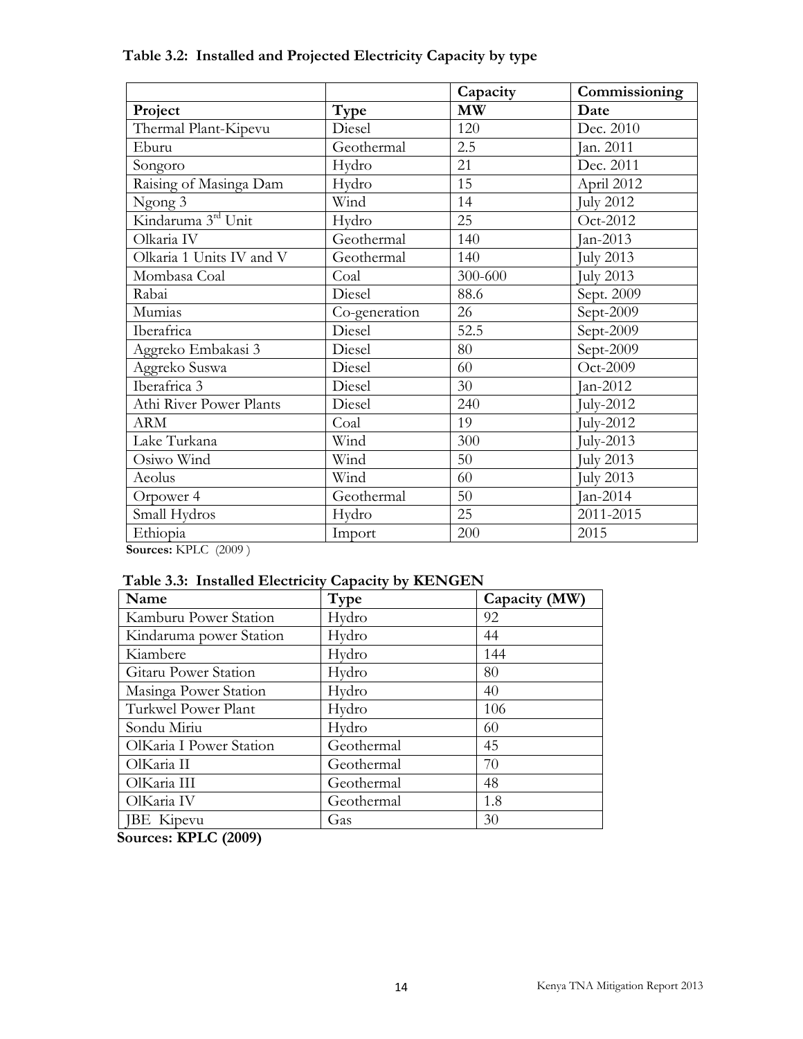**Table 3.2: Installed and Projected Electricity Capacity by type**

| Project | Type | Capacity MW | Commissioning Date |
|---|---|---|---|
| Thermal Plant-Kipevu | Diesel | 120 | Dec. 2010 |
| Eburu | Geothermal | 2.5 | Jan. 2011 |
| Songoro | Hydro | 21 | Dec. 2011 |
| Raising of Masinga Dam | Hydro | 15 | April 2012 |
| Ngong 3 | Wind | 14 | July 2012 |
| Kindaruma 3rd Unit | Hydro | 25 | Oct-2012 |
| Olkaria IV | Geothermal | 140 | Jan-2013 |
| Olkaria 1 Units IV and V | Geothermal | 140 | July 2013 |
| Mombasa Coal | Coal | 300-600 | July 2013 |
| Rabai | Diesel | 88.6 | Sept. 2009 |
| Mumias | Co-generation | 26 | Sept-2009 |
| Iberafrica | Diesel | 52.5 | Sept-2009 |
| Aggreko Embakasi 3 | Diesel | 80 | Sept-2009 |
| Aggreko Suswa | Diesel | 60 | Oct-2009 |
| Iberafrica 3 | Diesel | 30 | Jan-2012 |
| Athi River Power Plants | Diesel | 240 | July-2012 |
| ARM | Coal | 19 | July-2012 |
| Lake Turkana | Wind | 300 | July-2013 |
| Osiwo Wind | Wind | 50 | July 2013 |
| Aeolus | Wind | 60 | July 2013 |
| Orpower 4 | Geothermal | 50 | Jan-2014 |
| Small Hydros | Hydro | 25 | 2011-2015 |
| Ethiopia | Import | 200 | 2015 |

**Sources:** KPLC (2009)

**Table 3.3: Installed Electricity Capacity by KENGEN**

| Name | Type | Capacity (MW) |
|---|---|---|
| Kamburu Power Station | Hydro | 92 |
| Kindaruma power Station | Hydro | 44 |
| Kiambere | Hydro | 144 |
| Gitaru Power Station | Hydro | 80 |
| Masinga Power Station | Hydro | 40 |
| Turkwel Power Plant | Hydro | 106 |
| Sondu Miriu | Hydro | 60 |
| OlKaria I Power Station | Geothermal | 45 |
| OlKaria II | Geothermal | 70 |
| OlKaria III | Geothermal | 48 |
| OlKaria IV | Geothermal | 1.8 |
| JBE Kipevu | Gas | 30 |

**Sources: KPLC (2009)**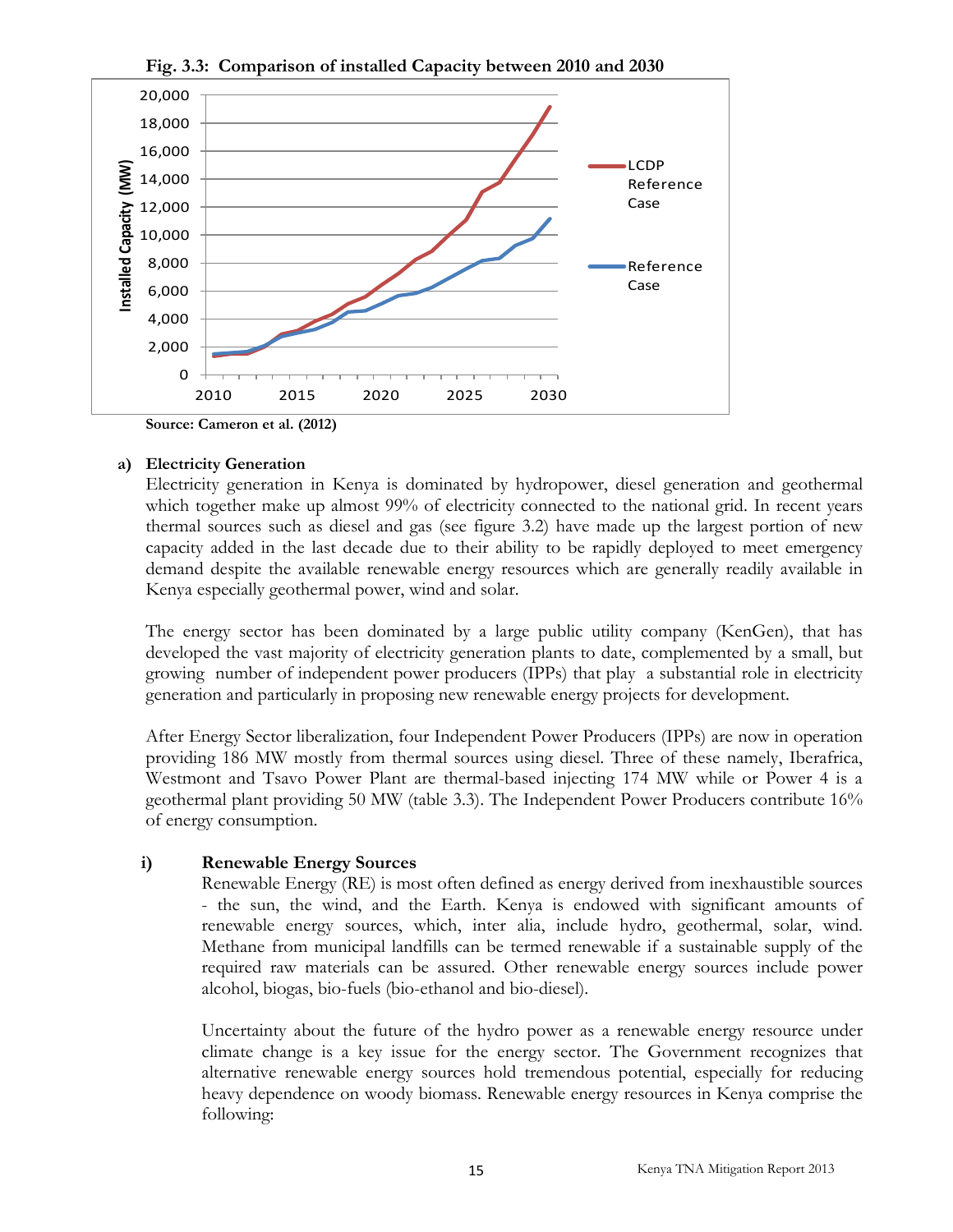**Fig. 3.3: Comparison of installed Capacity between 2010 and 2030**

Source: Cameron et al. (2012)

**a) Electricity Generation**

Electricity generation in Kenya is dominated by hydropower, diesel generation and geothermal which together make up almost 99% of electricity connected to the national grid. In recent years thermal sources such as diesel and gas (see figure 3.2) have made up the largest portion of new capacity added in the last decade due to their ability to be rapidly deployed to meet emergency demand despite the available renewable energy resources which are generally readily available in Kenya especially geothermal power, wind and solar.

The energy sector has been dominated by a large public utility company (KenGen), that has developed the vast majority of electricity generation plants to date, complemented by a small, but growing number of independent power producers (IPPs) that play a substantial role in electricity generation and particularly in proposing new renewable energy projects for development.

After Energy Sector liberalization, four Independent Power Producers (IPPs) are now in operation providing 186 MW mostly from thermal sources using diesel. Three of these namely, Iberafrica, Westmont and Tsavo Power Plant are thermal-based injecting 174 MW while or Power 4 is a geothermal plant providing 50 MW (table 3.3). The Independent Power Producers contribute 16% of energy consumption.

**i) Renewable Energy Sources**

Renewable Energy (RE) is most often defined as energy derived from inexhaustible sources - the sun, the wind, and the Earth. Kenya is endowed with significant amounts of renewable energy sources, which, inter alia, include hydro, geothermal, solar, wind. Methane from municipal landfills can be termed renewable if a sustainable supply of the required raw materials can be assured. Other renewable energy sources include power alcohol, biogas, bio-fuels (bio-ethanol and bio-diesel).

Uncertainty about the future of the hydro power as a renewable energy resource under climate change is a key issue for the energy sector. The Government recognizes that alternative renewable energy sources hold tremendous potential, especially for reducing heavy dependence on woody biomass. Renewable energy resources in Kenya comprise the following: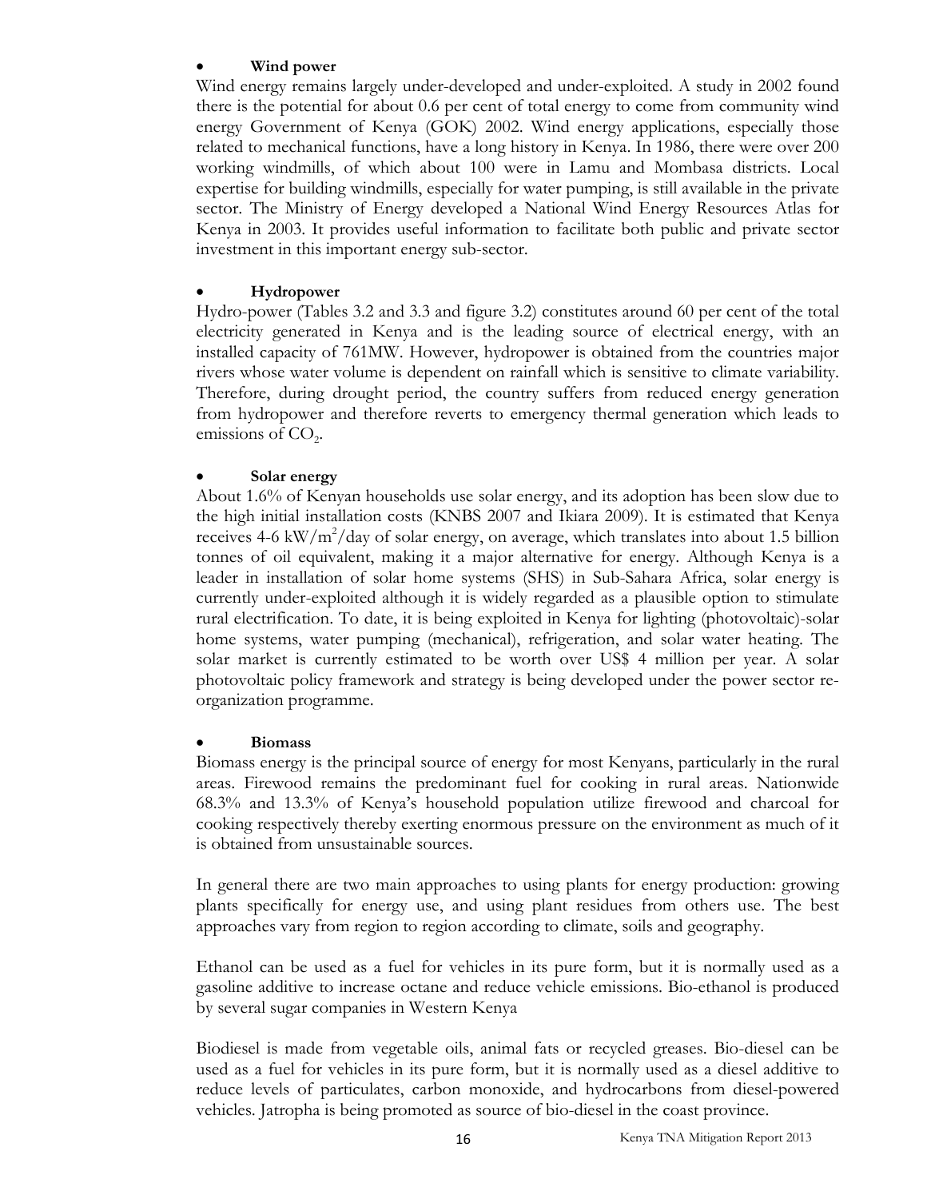- **Wind power**

Wind energy remains largely under-developed and under-exploited. A study in 2002 found there is the potential for about 0.6 per cent of total energy to come from community wind energy Government of Kenya (GOK) 2002. Wind energy applications, especially those related to mechanical functions, have a long history in Kenya. In 1986, there were over 200 working windmills, of which about 100 were in Lamu and Mombasa districts. Local expertise for building windmills, especially for water pumping, is still available in the private sector. The Ministry of Energy developed a National Wind Energy Resources Atlas for Kenya in 2003. It provides useful information to facilitate both public and private sector investment in this important energy sub-sector.

- **Hydropower**

Hydro-power (Tables 3.2 and 3.3 and figure 3.2) constitutes around 60 per cent of the total electricity generated in Kenya and is the leading source of electrical energy, with an installed capacity of 761MW. However, hydropower is obtained from the countries major rivers whose water volume is dependent on rainfall which is sensitive to climate variability. Therefore, during drought period, the country suffers from reduced energy generation from hydropower and therefore reverts to emergency thermal generation which leads to emissions of $CO_2$.

- **Solar energy**

About 1.6% of Kenyan households use solar energy, and its adoption has been slow due to the high initial installation costs (KNBS 2007 and Ikiara 2009). It is estimated that Kenya receives 4-6 $kW/m^2$/day of solar energy, on average, which translates into about 1.5 billion tonnes of oil equivalent, making it a major alternative for energy. Although Kenya is a leader in installation of solar home systems (SHS) in Sub-Sahara Africa, solar energy is currently under-exploited although it is widely regarded as a plausible option to stimulate rural electrification. To date, it is being exploited in Kenya for lighting (photovoltaic)-solar home systems, water pumping (mechanical), refrigeration, and solar water heating. The solar market is currently estimated to be worth over US$ 4 million per year. A solar photovoltaic policy framework and strategy is being developed under the power sector re-organization programme.

- **Biomass**

Biomass energy is the principal source of energy for most Kenyans, particularly in the rural areas. Firewood remains the predominant fuel for cooking in rural areas. Nationwide 68.3% and 13.3% of Kenya's household population utilize firewood and charcoal for cooking respectively thereby exerting enormous pressure on the environment as much of it is obtained from unsustainable sources.

In general there are two main approaches to using plants for energy production: growing plants specifically for energy use, and using plant residues from others use. The best approaches vary from region to region according to climate, soils and geography.

Ethanol can be used as a fuel for vehicles in its pure form, but it is normally used as a gasoline additive to increase octane and reduce vehicle emissions. Bio-ethanol is produced by several sugar companies in Western Kenya

Biodiesel is made from vegetable oils, animal fats or recycled greases. Bio-diesel can be used as a fuel for vehicles in its pure form, but it is normally used as a diesel additive to reduce levels of particulates, carbon monoxide, and hydrocarbons from diesel-powered vehicles. Jatropha is being promoted as source of bio-diesel in the coast province.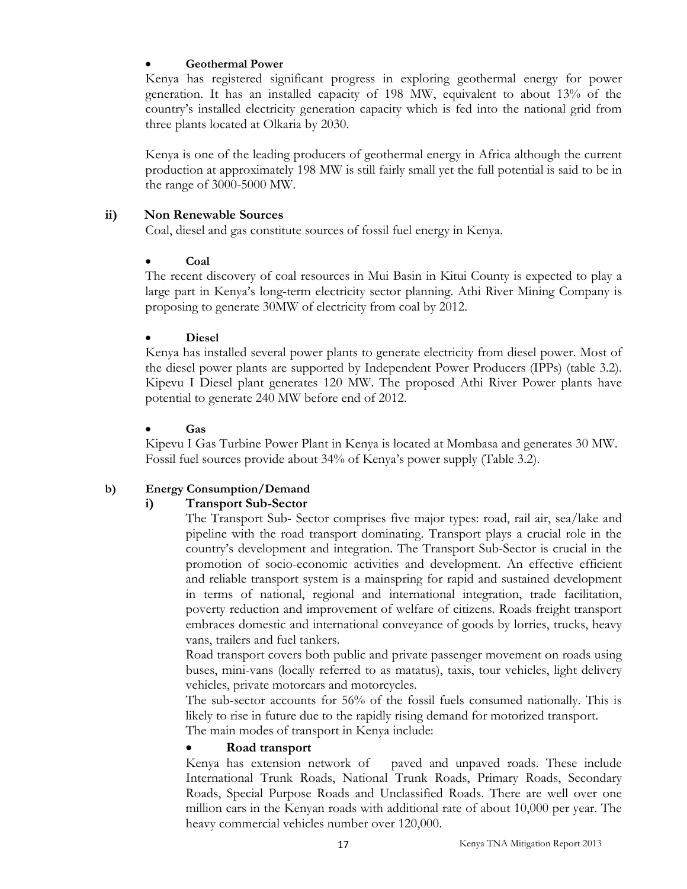- **Geothermal Power**

Kenya has registered significant progress in exploring geothermal energy for power generation. It has an installed capacity of 198 MW, equivalent to about 13% of the country's installed electricity generation capacity which is fed into the national grid from three plants located at Olkaria by 2030.

Kenya is one of the leading producers of geothermal energy in Africa although the current production at approximately 198 MW is still fairly small yet the full potential is said to be in the range of 3000-5000 MW.

### ii) Non Renewable Sources

Coal, diesel and gas constitute sources of fossil fuel energy in Kenya.

- **Coal**

The recent discovery of coal resources in Mui Basin in Kitui County is expected to play a large part in Kenya's long-term electricity sector planning. Athi River Mining Company is proposing to generate 30MW of electricity from coal by 2012.

- **Diesel**

Kenya has installed several power plants to generate electricity from diesel power. Most of the diesel power plants are supported by Independent Power Producers (IPPs) (table 3.2). Kipevu I Diesel plant generates 120 MW. The proposed Athi River Power plants have potential to generate 240 MW before end of 2012.

- **Gas**

Kipevu I Gas Turbine Power Plant in Kenya is located at Mombasa and generates 30 MW. Fossil fuel sources provide about 34% of Kenya's power supply (Table 3.2).

## b) Energy Consumption/Demand

### i) Transport Sub-Sector

The Transport Sub- Sector comprises five major types: road, rail air, sea/lake and pipeline with the road transport dominating. Transport plays a crucial role in the country's development and integration. The Transport Sub-Sector is crucial in the promotion of socio-economic activities and development. An effective efficient and reliable transport system is a mainspring for rapid and sustained development in terms of national, regional and international integration, trade facilitation, poverty reduction and improvement of welfare of citizens. Roads freight transport embraces domestic and international conveyance of goods by lorries, trucks, heavy vans, trailers and fuel tankers.

Road transport covers both public and private passenger movement on roads using buses, mini-vans (locally referred to as matatus), taxis, tour vehicles, light delivery vehicles, private motorcars and motorcycles.

The sub-sector accounts for 56% of the fossil fuels consumed nationally. This is likely to rise in future due to the rapidly rising demand for motorized transport.

The main modes of transport in Kenya include:

- **Road transport**

Kenya has extension network of paved and unpaved roads. These include International Trunk Roads, National Trunk Roads, Primary Roads, Secondary Roads, Special Purpose Roads and Unclassified Roads. There are well over one million cars in the Kenyan roads with additional rate of about 10,000 per year. The heavy commercial vehicles number over 120,000.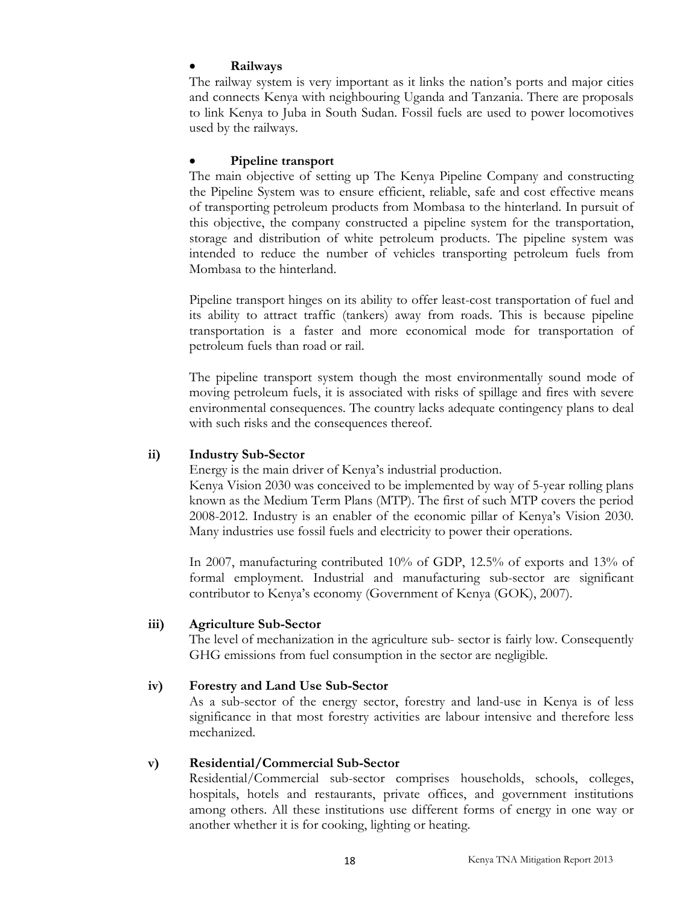- **Railways**

The railway system is very important as it links the nation's ports and major cities and connects Kenya with neighbouring Uganda and Tanzania. There are proposals to link Kenya to Juba in South Sudan. Fossil fuels are used to power locomotives used by the railways.

- **Pipeline transport**

The main objective of setting up The Kenya Pipeline Company and constructing the Pipeline System was to ensure efficient, reliable, safe and cost effective means of transporting petroleum products from Mombasa to the hinterland. In pursuit of this objective, the company constructed a pipeline system for the transportation, storage and distribution of white petroleum products. The pipeline system was intended to reduce the number of vehicles transporting petroleum fuels from Mombasa to the hinterland.

Pipeline transport hinges on its ability to offer least-cost transportation of fuel and its ability to attract traffic (tankers) away from roads. This is because pipeline transportation is a faster and more economical mode for transportation of petroleum fuels than road or rail.

The pipeline transport system though the most environmentally sound mode of moving petroleum fuels, it is associated with risks of spillage and fires with severe environmental consequences. The country lacks adequate contingency plans to deal with such risks and the consequences thereof.

**ii) Industry Sub-Sector**

Energy is the main driver of Kenya's industrial production.
Kenya Vision 2030 was conceived to be implemented by way of 5-year rolling plans known as the Medium Term Plans (MTP). The first of such MTP covers the period 2008-2012. Industry is an enabler of the economic pillar of Kenya's Vision 2030. Many industries use fossil fuels and electricity to power their operations.

In 2007, manufacturing contributed 10% of GDP, 12.5% of exports and 13% of formal employment. Industrial and manufacturing sub-sector are significant contributor to Kenya's economy (Government of Kenya (GOK), 2007).

**iii) Agriculture Sub-Sector**

The level of mechanization in the agriculture sub- sector is fairly low. Consequently GHG emissions from fuel consumption in the sector are negligible.

**iv) Forestry and Land Use Sub-Sector**

As a sub-sector of the energy sector, forestry and land-use in Kenya is of less significance in that most forestry activities are labour intensive and therefore less mechanized.

**v) Residential/Commercial Sub-Sector**

Residential/Commercial sub-sector comprises households, schools, colleges, hospitals, hotels and restaurants, private offices, and government institutions among others. All these institutions use different forms of energy in one way or another whether it is for cooking, lighting or heating.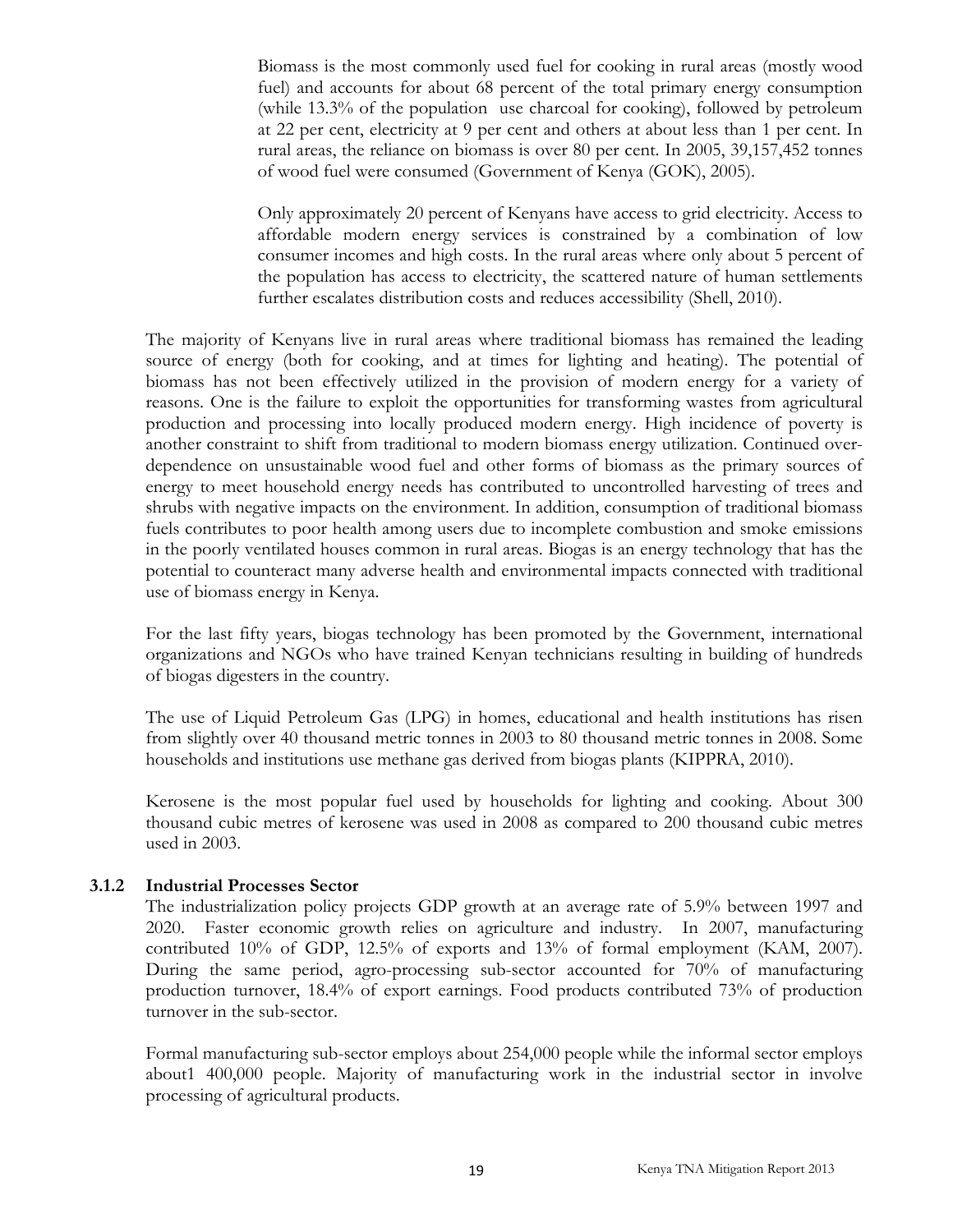Biomass is the most commonly used fuel for cooking in rural areas (mostly wood fuel) and accounts for about 68 percent of the total primary energy consumption (while 13.3% of the population use charcoal for cooking), followed by petroleum at 22 per cent, electricity at 9 per cent and others at about less than 1 per cent. In rural areas, the reliance on biomass is over 80 per cent. In 2005, 39,157,452 tonnes of wood fuel were consumed (Government of Kenya (GOK), 2005).

Only approximately 20 percent of Kenyans have access to grid electricity. Access to affordable modern energy services is constrained by a combination of low consumer incomes and high costs. In the rural areas where only about 5 percent of the population has access to electricity, the scattered nature of human settlements further escalates distribution costs and reduces accessibility (Shell, 2010).

The majority of Kenyans live in rural areas where traditional biomass has remained the leading source of energy (both for cooking, and at times for lighting and heating). The potential of biomass has not been effectively utilized in the provision of modern energy for a variety of reasons. One is the failure to exploit the opportunities for transforming wastes from agricultural production and processing into locally produced modern energy. High incidence of poverty is another constraint to shift from traditional to modern biomass energy utilization. Continued over-dependence on unsustainable wood fuel and other forms of biomass as the primary sources of energy to meet household energy needs has contributed to uncontrolled harvesting of trees and shrubs with negative impacts on the environment. In addition, consumption of traditional biomass fuels contributes to poor health among users due to incomplete combustion and smoke emissions in the poorly ventilated houses common in rural areas. Biogas is an energy technology that has the potential to counteract many adverse health and environmental impacts connected with traditional use of biomass energy in Kenya.

For the last fifty years, biogas technology has been promoted by the Government, international organizations and NGOs who have trained Kenyan technicians resulting in building of hundreds of biogas digesters in the country.

The use of Liquid Petroleum Gas (LPG) in homes, educational and health institutions has risen from slightly over 40 thousand metric tonnes in 2003 to 80 thousand metric tonnes in 2008. Some households and institutions use methane gas derived from biogas plants (KIPPRA, 2010).

Kerosene is the most popular fuel used by households for lighting and cooking. About 300 thousand cubic metres of kerosene was used in 2008 as compared to 200 thousand cubic metres used in 2003.

### 3.1.2 Industrial Processes Sector

The industrialization policy projects GDP growth at an average rate of 5.9% between 1997 and 2020. Faster economic growth relies on agriculture and industry. In 2007, manufacturing contributed 10% of GDP, 12.5% of exports and 13% of formal employment (KAM, 2007). During the same period, agro-processing sub-sector accounted for 70% of manufacturing production turnover, 18.4% of export earnings. Food products contributed 73% of production turnover in the sub-sector.

Formal manufacturing sub-sector employs about 254,000 people while the informal sector employs about1 400,000 people. Majority of manufacturing work in the industrial sector in involve processing of agricultural products.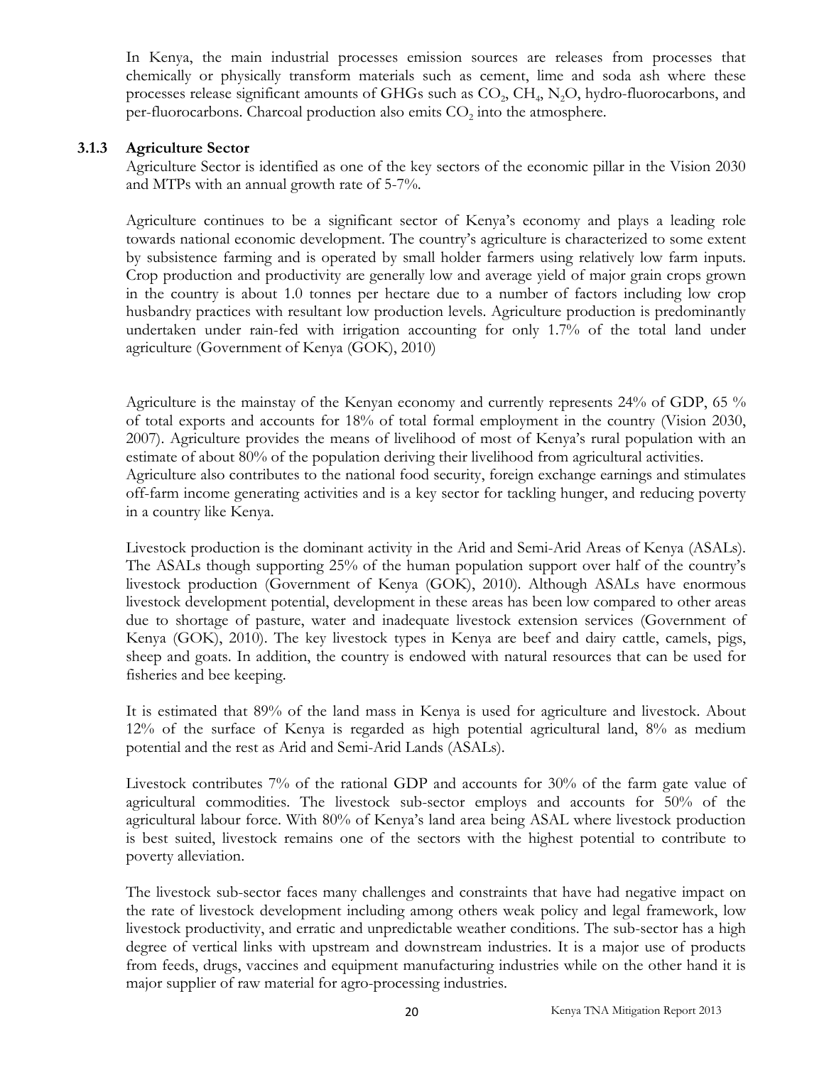In Kenya, the main industrial processes emission sources are releases from processes that chemically or physically transform materials such as cement, lime and soda ash where these processes release significant amounts of GHGs such as $CO_2$, $CH_4$, $N_2O$, hydro-fluorocarbons, and per-fluorocarbons. Charcoal production also emits $CO_2$ into the atmosphere.

### 3.1.3 Agriculture Sector

Agriculture Sector is identified as one of the key sectors of the economic pillar in the Vision 2030 and MTPs with an annual growth rate of 5-7%.

Agriculture continues to be a significant sector of Kenya's economy and plays a leading role towards national economic development. The country's agriculture is characterized to some extent by subsistence farming and is operated by small holder farmers using relatively low farm inputs. Crop production and productivity are generally low and average yield of major grain crops grown in the country is about 1.0 tonnes per hectare due to a number of factors including low crop husbandry practices with resultant low production levels. Agriculture production is predominantly undertaken under rain-fed with irrigation accounting for only 1.7% of the total land under agriculture (Government of Kenya (GOK), 2010)

Agriculture is the mainstay of the Kenyan economy and currently represents 24% of GDP, 65 % of total exports and accounts for 18% of total formal employment in the country (Vision 2030, 2007). Agriculture provides the means of livelihood of most of Kenya's rural population with an estimate of about 80% of the population deriving their livelihood from agricultural activities. Agriculture also contributes to the national food security, foreign exchange earnings and stimulates off-farm income generating activities and is a key sector for tackling hunger, and reducing poverty in a country like Kenya.

Livestock production is the dominant activity in the Arid and Semi-Arid Areas of Kenya (ASALs). The ASALs though supporting 25% of the human population support over half of the country's livestock production (Government of Kenya (GOK), 2010). Although ASALs have enormous livestock development potential, development in these areas has been low compared to other areas due to shortage of pasture, water and inadequate livestock extension services (Government of Kenya (GOK), 2010). The key livestock types in Kenya are beef and dairy cattle, camels, pigs, sheep and goats. In addition, the country is endowed with natural resources that can be used for fisheries and bee keeping.

It is estimated that 89% of the land mass in Kenya is used for agriculture and livestock. About 12% of the surface of Kenya is regarded as high potential agricultural land, 8% as medium potential and the rest as Arid and Semi-Arid Lands (ASALs).

Livestock contributes 7% of the rational GDP and accounts for 30% of the farm gate value of agricultural commodities. The livestock sub-sector employs and accounts for 50% of the agricultural labour force. With 80% of Kenya's land area being ASAL where livestock production is best suited, livestock remains one of the sectors with the highest potential to contribute to poverty alleviation.

The livestock sub-sector faces many challenges and constraints that have had negative impact on the rate of livestock development including among others weak policy and legal framework, low livestock productivity, and erratic and unpredictable weather conditions. The sub-sector has a high degree of vertical links with upstream and downstream industries. It is a major use of products from feeds, drugs, vaccines and equipment manufacturing industries while on the other hand it is major supplier of raw material for agro-processing industries.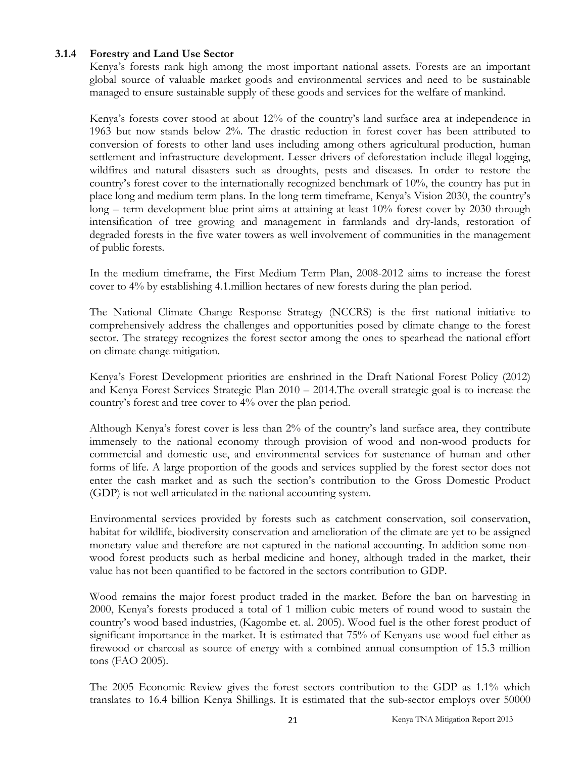### 3.1.4 Forestry and Land Use Sector

Kenya's forests rank high among the most important national assets. Forests are an important global source of valuable market goods and environmental services and need to be sustainable managed to ensure sustainable supply of these goods and services for the welfare of mankind.

Kenya's forests cover stood at about 12% of the country's land surface area at independence in 1963 but now stands below 2%. The drastic reduction in forest cover has been attributed to conversion of forests to other land uses including among others agricultural production, human settlement and infrastructure development. Lesser drivers of deforestation include illegal logging, wildfires and natural disasters such as droughts, pests and diseases. In order to restore the country's forest cover to the internationally recognized benchmark of 10%, the country has put in place long and medium term plans. In the long term timeframe, Kenya's Vision 2030, the country's long – term development blue print aims at attaining at least 10% forest cover by 2030 through intensification of tree growing and management in farmlands and dry-lands, restoration of degraded forests in the five water towers as well involvement of communities in the management of public forests.

In the medium timeframe, the First Medium Term Plan, 2008-2012 aims to increase the forest cover to 4% by establishing 4.1.million hectares of new forests during the plan period.

The National Climate Change Response Strategy (NCCRS) is the first national initiative to comprehensively address the challenges and opportunities posed by climate change to the forest sector. The strategy recognizes the forest sector among the ones to spearhead the national effort on climate change mitigation.

Kenya's Forest Development priorities are enshrined in the Draft National Forest Policy (2012) and Kenya Forest Services Strategic Plan 2010 – 2014.The overall strategic goal is to increase the country's forest and tree cover to 4% over the plan period.

Although Kenya's forest cover is less than 2% of the country's land surface area, they contribute immensely to the national economy through provision of wood and non-wood products for commercial and domestic use, and environmental services for sustenance of human and other forms of life. A large proportion of the goods and services supplied by the forest sector does not enter the cash market and as such the section's contribution to the Gross Domestic Product (GDP) is not well articulated in the national accounting system.

Environmental services provided by forests such as catchment conservation, soil conservation, habitat for wildlife, biodiversity conservation and amelioration of the climate are yet to be assigned monetary value and therefore are not captured in the national accounting. In addition some non-wood forest products such as herbal medicine and honey, although traded in the market, their value has not been quantified to be factored in the sectors contribution to GDP.

Wood remains the major forest product traded in the market. Before the ban on harvesting in 2000, Kenya's forests produced a total of 1 million cubic meters of round wood to sustain the country's wood based industries, (Kagombe et. al. 2005). Wood fuel is the other forest product of significant importance in the market. It is estimated that 75% of Kenyans use wood fuel either as firewood or charcoal as source of energy with a combined annual consumption of 15.3 million tons (FAO 2005).

The 2005 Economic Review gives the forest sectors contribution to the GDP as 1.1% which translates to 16.4 billion Kenya Shillings. It is estimated that the sub-sector employs over 50000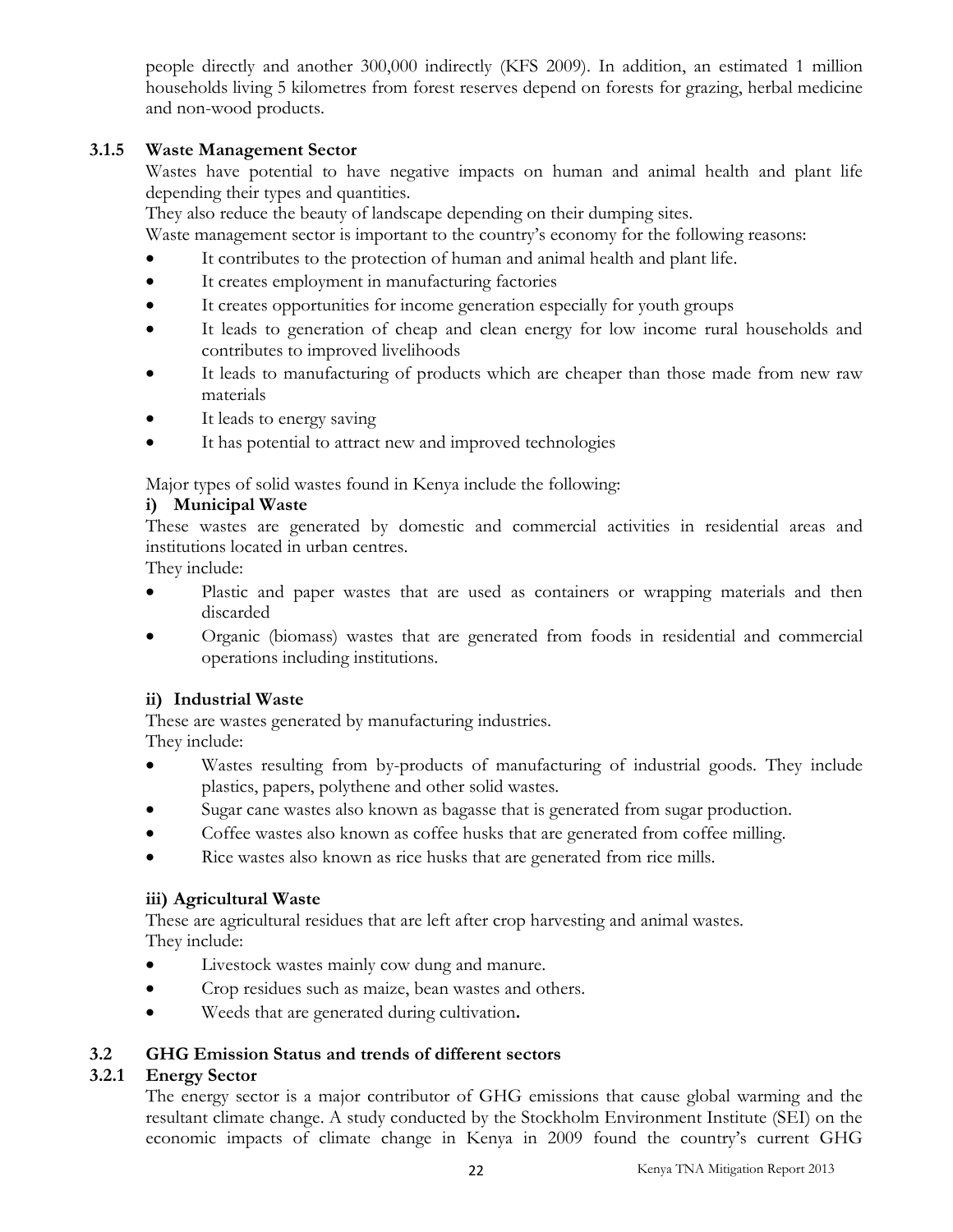people directly and another 300,000 indirectly (KFS 2009). In addition, an estimated 1 million households living 5 kilometres from forest reserves depend on forests for grazing, herbal medicine and non-wood products.

### 3.1.5 Waste Management Sector

Wastes have potential to have negative impacts on human and animal health and plant life depending their types and quantities.

They also reduce the beauty of landscape depending on their dumping sites.

Waste management sector is important to the country's economy for the following reasons:

- It contributes to the protection of human and animal health and plant life.
- It creates employment in manufacturing factories
- It creates opportunities for income generation especially for youth groups
- It leads to generation of cheap and clean energy for low income rural households and contributes to improved livelihoods
- It leads to manufacturing of products which are cheaper than those made from new raw materials
- It leads to energy saving
- It has potential to attract new and improved technologies

Major types of solid wastes found in Kenya include the following:

**i) Municipal Waste**

These wastes are generated by domestic and commercial activities in residential areas and institutions located in urban centres.

They include:

- Plastic and paper wastes that are used as containers or wrapping materials and then discarded
- Organic (biomass) wastes that are generated from foods in residential and commercial operations including institutions.

**ii) Industrial Waste**

These are wastes generated by manufacturing industries.

They include:

- Wastes resulting from by-products of manufacturing of industrial goods. They include plastics, papers, polythene and other solid wastes.
- Sugar cane wastes also known as bagasse that is generated from sugar production.
- Coffee wastes also known as coffee husks that are generated from coffee milling.
- Rice wastes also known as rice husks that are generated from rice mills.

**iii) Agricultural Waste**

These are agricultural residues that are left after crop harvesting and animal wastes.

They include:

- Livestock wastes mainly cow dung and manure.
- Crop residues such as maize, bean wastes and others.
- Weeds that are generated during cultivation**.**

## 3.2 GHG Emission Status and trends of different sectors

### 3.2.1 Energy Sector

The energy sector is a major contributor of GHG emissions that cause global warming and the resultant climate change. A study conducted by the Stockholm Environment Institute (SEI) on the economic impacts of climate change in Kenya in 2009 found the country's current GHG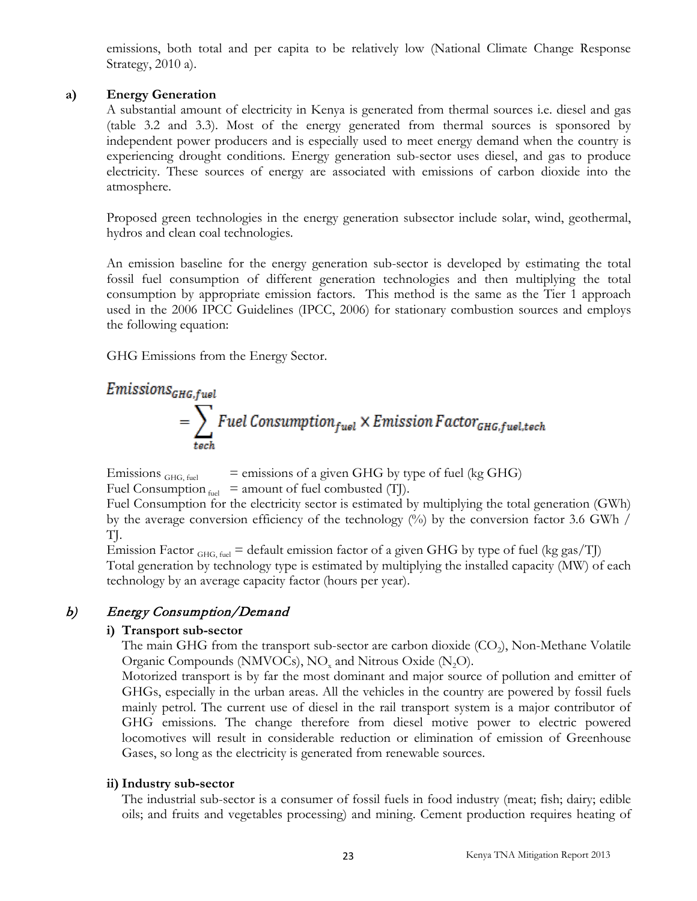emissions, both total and per capita to be relatively low (National Climate Change Response Strategy, 2010 a).

### a) Energy Generation

A substantial amount of electricity in Kenya is generated from thermal sources i.e. diesel and gas (table 3.2 and 3.3). Most of the energy generated from thermal sources is sponsored by independent power producers and is especially used to meet energy demand when the country is experiencing drought conditions. Energy generation sub-sector uses diesel, and gas to produce electricity. These sources of energy are associated with emissions of carbon dioxide into the atmosphere.

Proposed green technologies in the energy generation subsector include solar, wind, geothermal, hydros and clean coal technologies.

An emission baseline for the energy generation sub-sector is developed by estimating the total fossil fuel consumption of different generation technologies and then multiplying the total consumption by appropriate emission factors. This method is the same as the Tier 1 approach used in the 2006 IPCC Guidelines (IPCC, 2006) for stationary combustion sources and employs the following equation:

GHG Emissions from the Energy Sector.

$$Emissions_{GHG,fuel} = \sum_{tech} Fuel\ Consumption_{fuel} \times Emission\ Factor_{GHG,fuel,tech}$$

$Emissions_{GHG,\ fuel}$ = emissions of a given GHG by type of fuel (kg GHG)
$Fuel\ Consumption_{fuel}$ = amount of fuel combusted (TJ).
Fuel Consumption for the electricity sector is estimated by multiplying the total generation (GWh) by the average conversion efficiency of the technology (%) by the conversion factor 3.6 GWh / TJ.
$Emission\ Factor_{GHG,\ fuel}$ = default emission factor of a given GHG by type of fuel (kg gas/TJ)
Total generation by technology type is estimated by multiplying the installed capacity (MW) of each technology by an average capacity factor (hours per year).

### *b) Energy Consumption/Demand*

**i) Transport sub-sector**

The main GHG from the transport sub-sector are carbon dioxide ($CO_2$), Non-Methane Volatile Organic Compounds (NMVOCs), $NO_x$ and Nitrous Oxide ($N_2O$).
Motorized transport is by far the most dominant and major source of pollution and emitter of GHGs, especially in the urban areas. All the vehicles in the country are powered by fossil fuels mainly petrol. The current use of diesel in the rail transport system is a major contributor of GHG emissions. The change therefore from diesel motive power to electric powered locomotives will result in considerable reduction or elimination of emission of Greenhouse Gases, so long as the electricity is generated from renewable sources.

**ii) Industry sub-sector**

The industrial sub-sector is a consumer of fossil fuels in food industry (meat; fish; dairy; edible oils; and fruits and vegetables processing) and mining. Cement production requires heating of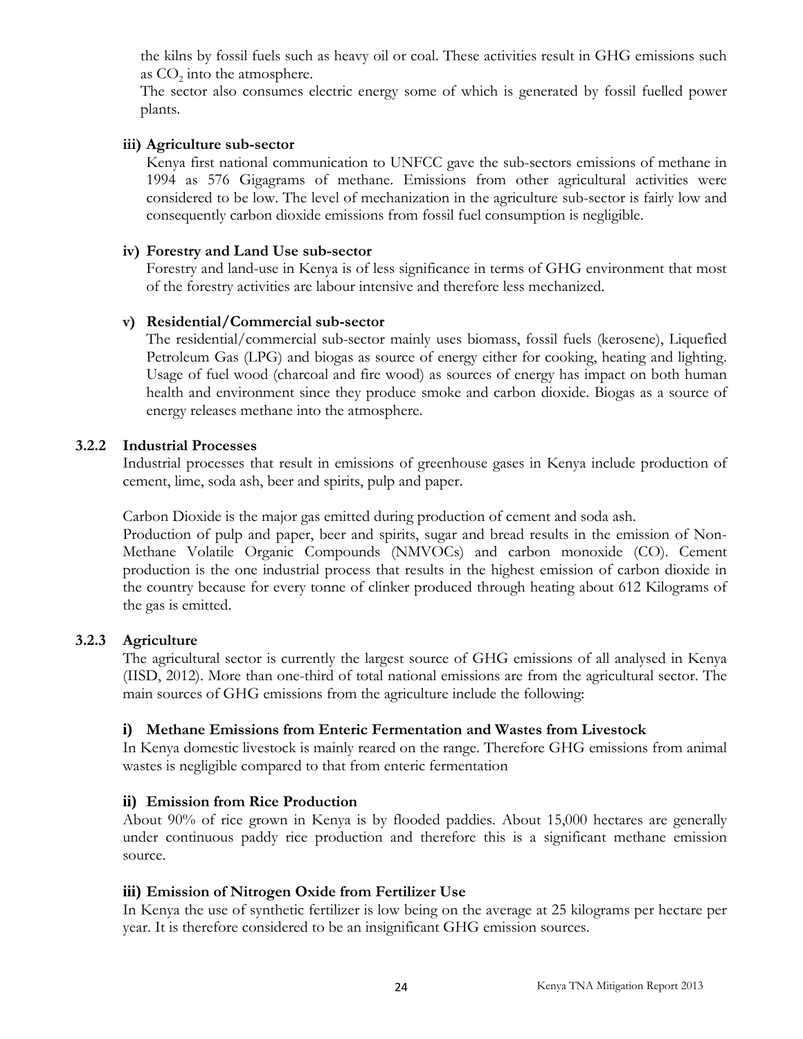the kilns by fossil fuels such as heavy oil or coal. These activities result in GHG emissions such as $CO_2$ into the atmosphere.

The sector also consumes electric energy some of which is generated by fossil fuelled power plants.

**iii) Agriculture sub-sector**

Kenya first national communication to UNFCC gave the sub-sectors emissions of methane in 1994 as 576 Gigagrams of methane. Emissions from other agricultural activities were considered to be low. The level of mechanization in the agriculture sub-sector is fairly low and consequently carbon dioxide emissions from fossil fuel consumption is negligible.

**iv) Forestry and Land Use sub-sector**

Forestry and land-use in Kenya is of less significance in terms of GHG environment that most of the forestry activities are labour intensive and therefore less mechanized.

**v) Residential/Commercial sub-sector**

The residential/commercial sub-sector mainly uses biomass, fossil fuels (kerosene), Liquefied Petroleum Gas (LPG) and biogas as source of energy either for cooking, heating and lighting. Usage of fuel wood (charcoal and fire wood) as sources of energy has impact on both human health and environment since they produce smoke and carbon dioxide. Biogas as a source of energy releases methane into the atmosphere.

### 3.2.2 Industrial Processes

Industrial processes that result in emissions of greenhouse gases in Kenya include production of cement, lime, soda ash, beer and spirits, pulp and paper.

Carbon Dioxide is the major gas emitted during production of cement and soda ash.

Production of pulp and paper, beer and spirits, sugar and bread results in the emission of Non-Methane Volatile Organic Compounds (NMVOCs) and carbon monoxide (CO). Cement production is the one industrial process that results in the highest emission of carbon dioxide in the country because for every tonne of clinker produced through heating about 612 Kilograms of the gas is emitted.

### 3.2.3 Agriculture

The agricultural sector is currently the largest source of GHG emissions of all analysed in Kenya (IISD, 2012). More than one-third of total national emissions are from the agricultural sector. The main sources of GHG emissions from the agriculture include the following:

#### i) Methane Emissions from Enteric Fermentation and Wastes from Livestock

In Kenya domestic livestock is mainly reared on the range. Therefore GHG emissions from animal wastes is negligible compared to that from enteric fermentation

#### ii) Emission from Rice Production

About 90% of rice grown in Kenya is by flooded paddies. About 15,000 hectares are generally under continuous paddy rice production and therefore this is a significant methane emission source.

#### iii) Emission of Nitrogen Oxide from Fertilizer Use

In Kenya the use of synthetic fertilizer is low being on the average at 25 kilograms per hectare per year. It is therefore considered to be an insignificant GHG emission sources.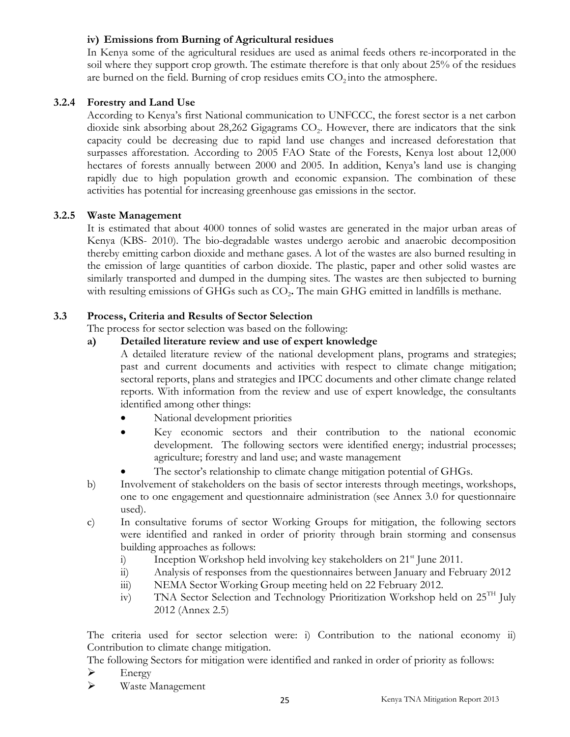#### iv) Emissions from Burning of Agricultural residues

In Kenya some of the agricultural residues are used as animal feeds others re-incorporated in the soil where they support crop growth. The estimate therefore is that only about 25% of the residues are burned on the field. Burning of crop residues emits $CO_2$ into the atmosphere.

### 3.2.4 Forestry and Land Use

According to Kenya's first National communication to UNFCCC, the forest sector is a net carbon dioxide sink absorbing about 28,262 Gigagrams $CO_2$. However, there are indicators that the sink capacity could be decreasing due to rapid land use changes and increased deforestation that surpasses afforestation. According to 2005 FAO State of the Forests, Kenya lost about 12,000 hectares of forests annually between 2000 and 2005. In addition, Kenya's land use is changing rapidly due to high population growth and economic expansion. The combination of these activities has potential for increasing greenhouse gas emissions in the sector.

### 3.2.5 Waste Management

It is estimated that about 4000 tonnes of solid wastes are generated in the major urban areas of Kenya (KBS- 2010). The bio-degradable wastes undergo aerobic and anaerobic decomposition thereby emitting carbon dioxide and methane gases. A lot of the wastes are also burned resulting in the emission of large quantities of carbon dioxide. The plastic, paper and other solid wastes are similarly transported and dumped in the dumping sites. The wastes are then subjected to burning with resulting emissions of GHGs such as $CO_2$. The main GHG emitted in landfills is methane.

## 3.3 Process, Criteria and Results of Sector Selection

The process for sector selection was based on the following:

**a) Detailed literature review and use of expert knowledge**

A detailed literature review of the national development plans, programs and strategies; past and current documents and activities with respect to climate change mitigation; sectoral reports, plans and strategies and IPCC documents and other climate change related reports. With information from the review and use of expert knowledge, the consultants identified among other things:

- National development priorities
- Key economic sectors and their contribution to the national economic development. The following sectors were identified energy; industrial processes; agriculture; forestry and land use; and waste management
- The sector's relationship to climate change mitigation potential of GHGs.

b) Involvement of stakeholders on the basis of sector interests through meetings, workshops, one to one engagement and questionnaire administration (see Annex 3.0 for questionnaire used).

c) In consultative forums of sector Working Groups for mitigation, the following sectors were identified and ranked in order of priority through brain storming and consensus building approaches as follows:

i) Inception Workshop held involving key stakeholders on 21st June 2011.
ii) Analysis of responses from the questionnaires between January and February 2012
iii) NEMA Sector Working Group meeting held on 22 February 2012.
iv) TNA Sector Selection and Technology Prioritization Workshop held on 25TH July 2012 (Annex 2.5)

The criteria used for sector selection were: i) Contribution to the national economy ii) Contribution to climate change mitigation.

The following Sectors for mitigation were identified and ranked in order of priority as follows:

- Energy
- Waste Management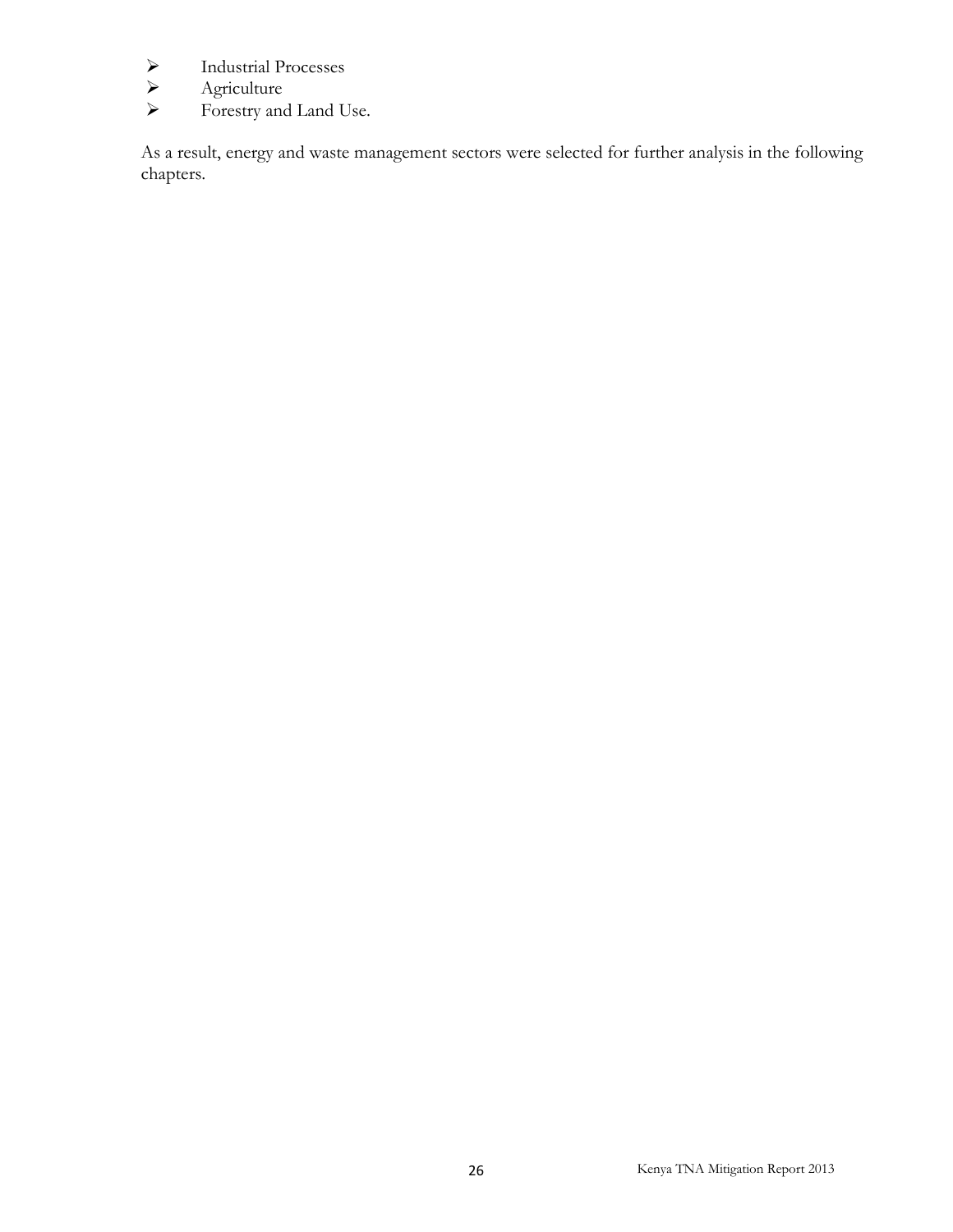- Industrial Processes
- Agriculture
- Forestry and Land Use.

As a result, energy and waste management sectors were selected for further analysis in the following chapters.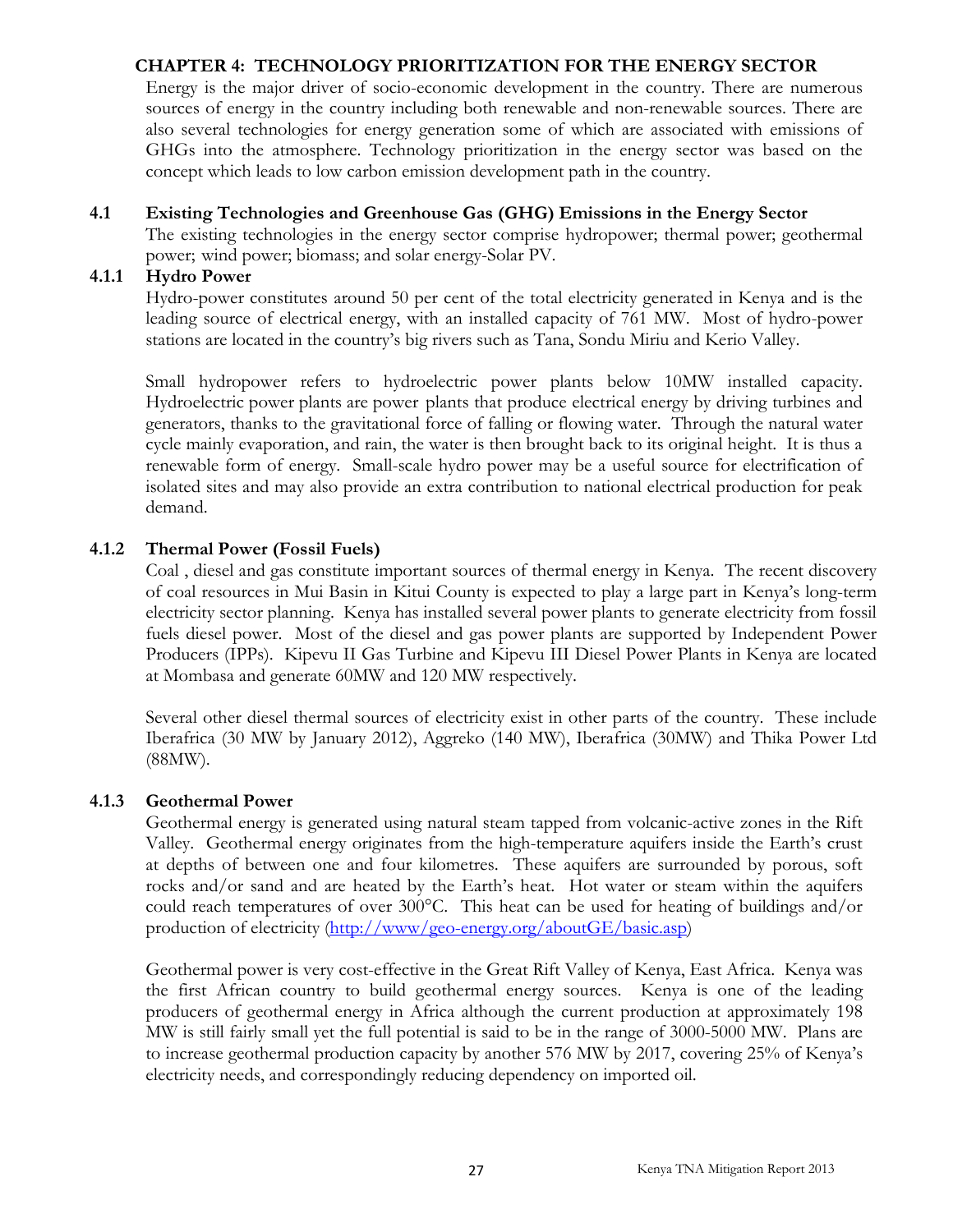# CHAPTER 4: TECHNOLOGY PRIORITIZATION FOR THE ENERGY SECTOR

Energy is the major driver of socio-economic development in the country. There are numerous sources of energy in the country including both renewable and non-renewable sources. There are also several technologies for energy generation some of which are associated with emissions of GHGs into the atmosphere. Technology prioritization in the energy sector was based on the concept which leads to low carbon emission development path in the country.

## 4.1 Existing Technologies and Greenhouse Gas (GHG) Emissions in the Energy Sector

The existing technologies in the energy sector comprise hydropower; thermal power; geothermal power; wind power; biomass; and solar energy-Solar PV.

### 4.1.1 Hydro Power

Hydro-power constitutes around 50 per cent of the total electricity generated in Kenya and is the leading source of electrical energy, with an installed capacity of 761 MW. Most of hydro-power stations are located in the country's big rivers such as Tana, Sondu Miriu and Kerio Valley.

Small hydropower refers to hydroelectric power plants below 10MW installed capacity. Hydroelectric power plants are power plants that produce electrical energy by driving turbines and generators, thanks to the gravitational force of falling or flowing water. Through the natural water cycle mainly evaporation, and rain, the water is then brought back to its original height. It is thus a renewable form of energy. Small-scale hydro power may be a useful source for electrification of isolated sites and may also provide an extra contribution to national electrical production for peak demand.

### 4.1.2 Thermal Power (Fossil Fuels)

Coal , diesel and gas constitute important sources of thermal energy in Kenya. The recent discovery of coal resources in Mui Basin in Kitui County is expected to play a large part in Kenya's long-term electricity sector planning. Kenya has installed several power plants to generate electricity from fossil fuels diesel power. Most of the diesel and gas power plants are supported by Independent Power Producers (IPPs). Kipevu II Gas Turbine and Kipevu III Diesel Power Plants in Kenya are located at Mombasa and generate 60MW and 120 MW respectively.

Several other diesel thermal sources of electricity exist in other parts of the country. These include Iberafrica (30 MW by January 2012), Aggreko (140 MW), Iberafrica (30MW) and Thika Power Ltd (88MW).

### 4.1.3 Geothermal Power

Geothermal energy is generated using natural steam tapped from volcanic-active zones in the Rift Valley. Geothermal energy originates from the high-temperature aquifers inside the Earth's crust at depths of between one and four kilometres. These aquifers are surrounded by porous, soft rocks and/or sand and are heated by the Earth's heat. Hot water or steam within the aquifers could reach temperatures of over 300°C. This heat can be used for heating of buildings and/or production of electricity (http://www/geo-energy.org/aboutGE/basic.asp)

Geothermal power is very cost-effective in the Great Rift Valley of Kenya, East Africa. Kenya was the first African country to build geothermal energy sources. Kenya is one of the leading producers of geothermal energy in Africa although the current production at approximately 198 MW is still fairly small yet the full potential is said to be in the range of 3000-5000 MW. Plans are to increase geothermal production capacity by another 576 MW by 2017, covering 25% of Kenya's electricity needs, and correspondingly reducing dependency on imported oil.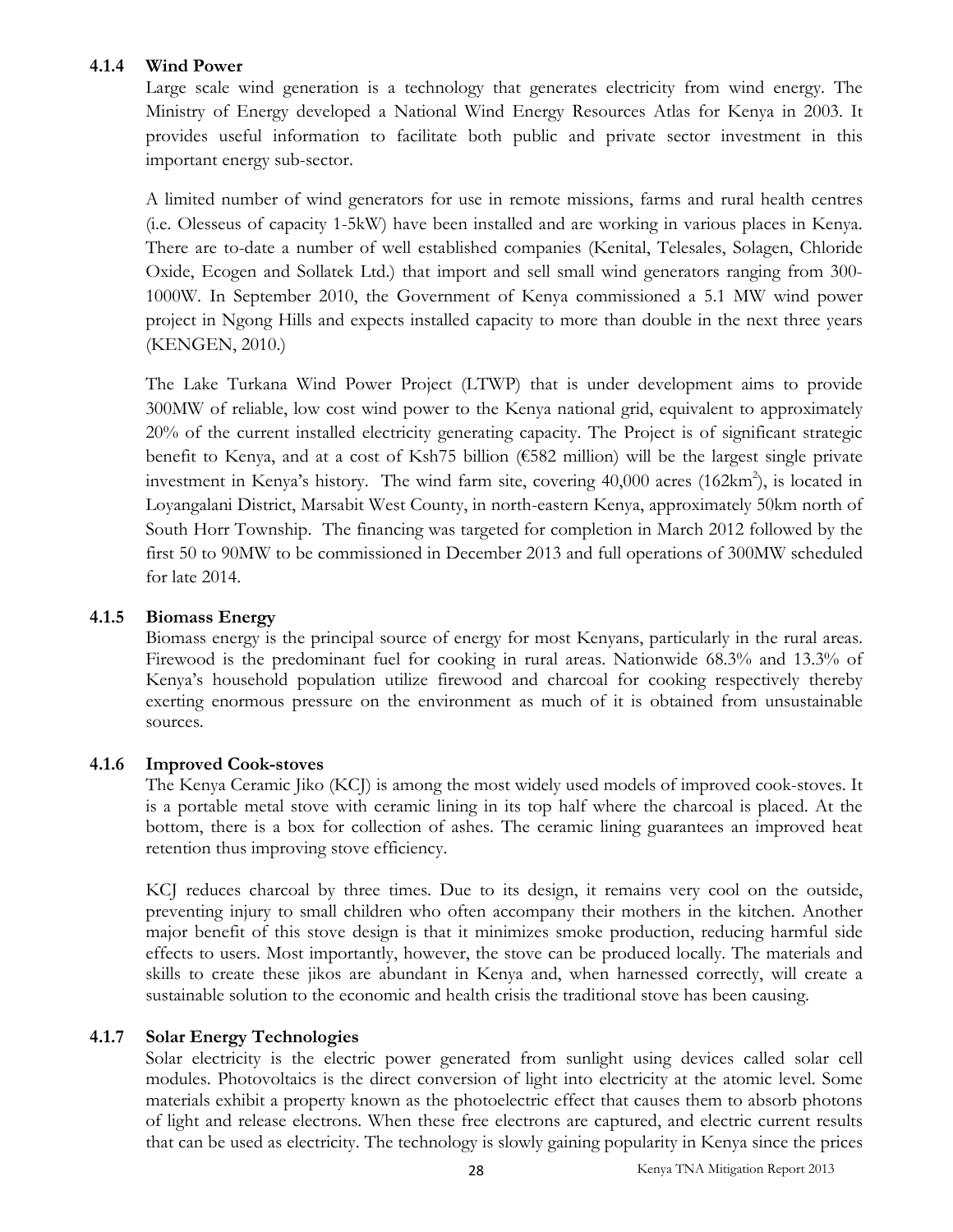#### 4.1.4 Wind Power

Large scale wind generation is a technology that generates electricity from wind energy. The Ministry of Energy developed a National Wind Energy Resources Atlas for Kenya in 2003. It provides useful information to facilitate both public and private sector investment in this important energy sub-sector.

A limited number of wind generators for use in remote missions, farms and rural health centres (i.e. Olesseus of capacity 1-5kW) have been installed and are working in various places in Kenya. There are to-date a number of well established companies (Kenital, Telesales, Solagen, Chloride Oxide, Ecogen and Sollatek Ltd.) that import and sell small wind generators ranging from 300-1000W. In September 2010, the Government of Kenya commissioned a 5.1 MW wind power project in Ngong Hills and expects installed capacity to more than double in the next three years (KENGEN, 2010.)

The Lake Turkana Wind Power Project (LTWP) that is under development aims to provide 300MW of reliable, low cost wind power to the Kenya national grid, equivalent to approximately 20% of the current installed electricity generating capacity. The Project is of significant strategic benefit to Kenya, and at a cost of Ksh75 billion (€582 million) will be the largest single private investment in Kenya's history. The wind farm site, covering 40,000 acres (162km$^2$), is located in Loyangalani District, Marsabit West County, in north-eastern Kenya, approximately 50km north of South Horr Township. The financing was targeted for completion in March 2012 followed by the first 50 to 90MW to be commissioned in December 2013 and full operations of 300MW scheduled for late 2014.

#### 4.1.5 Biomass Energy

Biomass energy is the principal source of energy for most Kenyans, particularly in the rural areas. Firewood is the predominant fuel for cooking in rural areas. Nationwide 68.3% and 13.3% of Kenya's household population utilize firewood and charcoal for cooking respectively thereby exerting enormous pressure on the environment as much of it is obtained from unsustainable sources.

#### 4.1.6 Improved Cook-stoves

The Kenya Ceramic Jiko (KCJ) is among the most widely used models of improved cook-stoves. It is a portable metal stove with ceramic lining in its top half where the charcoal is placed. At the bottom, there is a box for collection of ashes. The ceramic lining guarantees an improved heat retention thus improving stove efficiency.

KCJ reduces charcoal by three times. Due to its design, it remains very cool on the outside, preventing injury to small children who often accompany their mothers in the kitchen. Another major benefit of this stove design is that it minimizes smoke production, reducing harmful side effects to users. Most importantly, however, the stove can be produced locally. The materials and skills to create these jikos are abundant in Kenya and, when harnessed correctly, will create a sustainable solution to the economic and health crisis the traditional stove has been causing.

#### 4.1.7 Solar Energy Technologies

Solar electricity is the electric power generated from sunlight using devices called solar cell modules. Photovoltaics is the direct conversion of light into electricity at the atomic level. Some materials exhibit a property known as the photoelectric effect that causes them to absorb photons of light and release electrons. When these free electrons are captured, and electric current results that can be used as electricity. The technology is slowly gaining popularity in Kenya since the prices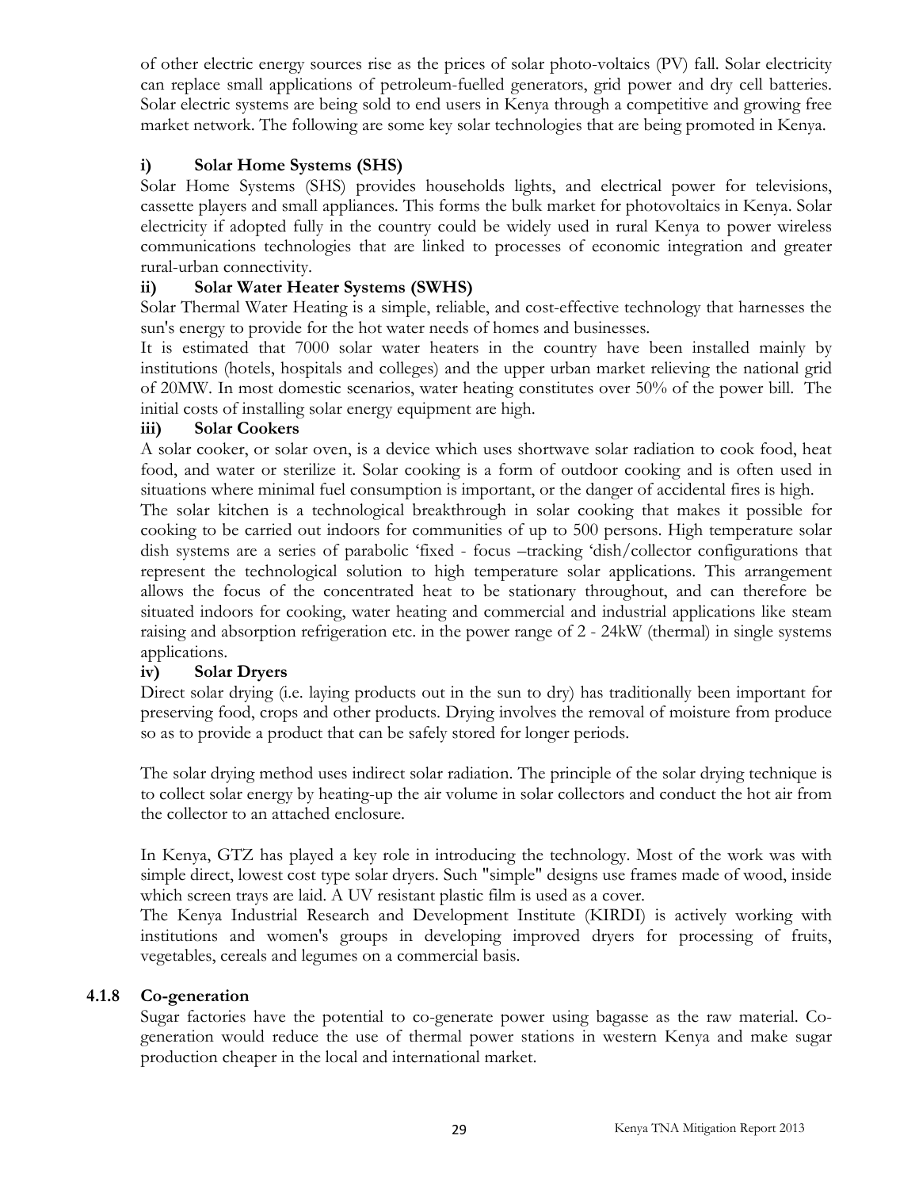of other electric energy sources rise as the prices of solar photo-voltaics (PV) fall. Solar electricity can replace small applications of petroleum-fuelled generators, grid power and dry cell batteries. Solar electric systems are being sold to end users in Kenya through a competitive and growing free market network. The following are some key solar technologies that are being promoted in Kenya.

**i) Solar Home Systems (SHS)**

Solar Home Systems (SHS) provides households lights, and electrical power for televisions, cassette players and small appliances. This forms the bulk market for photovoltaics in Kenya. Solar electricity if adopted fully in the country could be widely used in rural Kenya to power wireless communications technologies that are linked to processes of economic integration and greater rural-urban connectivity.

**ii) Solar Water Heater Systems (SWHS)**

Solar Thermal Water Heating is a simple, reliable, and cost-effective technology that harnesses the sun's energy to provide for the hot water needs of homes and businesses.

It is estimated that 7000 solar water heaters in the country have been installed mainly by institutions (hotels, hospitals and colleges) and the upper urban market relieving the national grid of 20MW. In most domestic scenarios, water heating constitutes over 50% of the power bill. The initial costs of installing solar energy equipment are high.

**iii) Solar Cookers**

A solar cooker, or solar oven, is a device which uses shortwave solar radiation to cook food, heat food, and water or sterilize it. Solar cooking is a form of outdoor cooking and is often used in situations where minimal fuel consumption is important, or the danger of accidental fires is high.

The solar kitchen is a technological breakthrough in solar cooking that makes it possible for cooking to be carried out indoors for communities of up to 500 persons. High temperature solar dish systems are a series of parabolic 'fixed - focus –tracking 'dish/collector configurations that represent the technological solution to high temperature solar applications. This arrangement allows the focus of the concentrated heat to be stationary throughout, and can therefore be situated indoors for cooking, water heating and commercial and industrial applications like steam raising and absorption refrigeration etc. in the power range of 2 - 24kW (thermal) in single systems applications.

**iv) Solar Dryers**

Direct solar drying (i.e. laying products out in the sun to dry) has traditionally been important for preserving food, crops and other products. Drying involves the removal of moisture from produce so as to provide a product that can be safely stored for longer periods.

The solar drying method uses indirect solar radiation. The principle of the solar drying technique is to collect solar energy by heating-up the air volume in solar collectors and conduct the hot air from the collector to an attached enclosure.

In Kenya, GTZ has played a key role in introducing the technology. Most of the work was with simple direct, lowest cost type solar dryers. Such "simple" designs use frames made of wood, inside which screen trays are laid. A UV resistant plastic film is used as a cover.

The Kenya Industrial Research and Development Institute (KIRDI) is actively working with institutions and women's groups in developing improved dryers for processing of fruits, vegetables, cereals and legumes on a commercial basis.

### 4.1.8 Co-generation

Sugar factories have the potential to co-generate power using bagasse as the raw material. Co-generation would reduce the use of thermal power stations in western Kenya and make sugar production cheaper in the local and international market.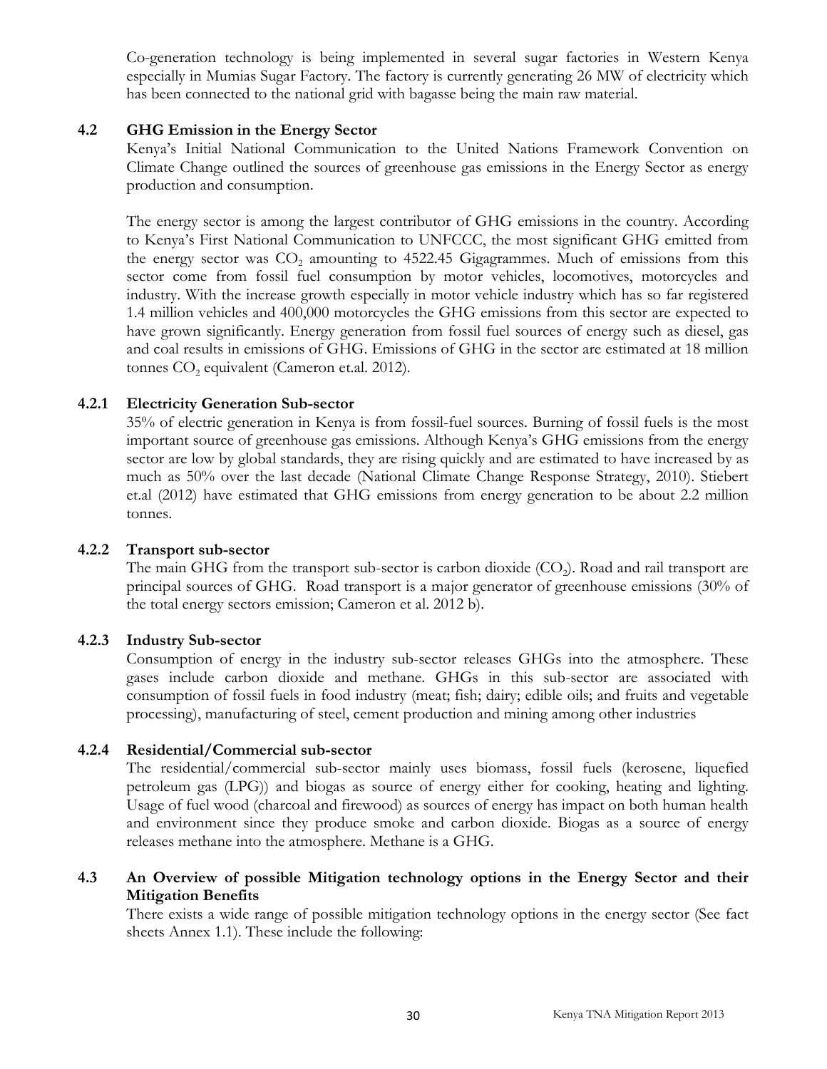Co-generation technology is being implemented in several sugar factories in Western Kenya especially in Mumias Sugar Factory. The factory is currently generating 26 MW of electricity which has been connected to the national grid with bagasse being the main raw material.

## 4.2 GHG Emission in the Energy Sector

Kenya's Initial National Communication to the United Nations Framework Convention on Climate Change outlined the sources of greenhouse gas emissions in the Energy Sector as energy production and consumption.

The energy sector is among the largest contributor of GHG emissions in the country. According to Kenya's First National Communication to UNFCCC, the most significant GHG emitted from the energy sector was $CO_2$ amounting to 4522.45 Gigagrammes. Much of emissions from this sector come from fossil fuel consumption by motor vehicles, locomotives, motorcycles and industry. With the increase growth especially in motor vehicle industry which has so far registered 1.4 million vehicles and 400,000 motorcycles the GHG emissions from this sector are expected to have grown significantly. Energy generation from fossil fuel sources of energy such as diesel, gas and coal results in emissions of GHG. Emissions of GHG in the sector are estimated at 18 million tonnes $CO_2$ equivalent (Cameron et.al. 2012).

### 4.2.1 Electricity Generation Sub-sector

35% of electric generation in Kenya is from fossil-fuel sources. Burning of fossil fuels is the most important source of greenhouse gas emissions. Although Kenya's GHG emissions from the energy sector are low by global standards, they are rising quickly and are estimated to have increased by as much as 50% over the last decade (National Climate Change Response Strategy, 2010). Stiebert et.al (2012) have estimated that GHG emissions from energy generation to be about 2.2 million tonnes.

### 4.2.2 Transport sub-sector

The main GHG from the transport sub-sector is carbon dioxide ($CO_2$). Road and rail transport are principal sources of GHG. Road transport is a major generator of greenhouse emissions (30% of the total energy sectors emission; Cameron et al. 2012 b).

### 4.2.3 Industry Sub-sector

Consumption of energy in the industry sub-sector releases GHGs into the atmosphere. These gases include carbon dioxide and methane. GHGs in this sub-sector are associated with consumption of fossil fuels in food industry (meat; fish; dairy; edible oils; and fruits and vegetable processing), manufacturing of steel, cement production and mining among other industries

### 4.2.4 Residential/Commercial sub-sector

The residential/commercial sub-sector mainly uses biomass, fossil fuels (kerosene, liquefied petroleum gas (LPG)) and biogas as source of energy either for cooking, heating and lighting. Usage of fuel wood (charcoal and firewood) as sources of energy has impact on both human health and environment since they produce smoke and carbon dioxide. Biogas as a source of energy releases methane into the atmosphere. Methane is a GHG.

## 4.3 An Overview of possible Mitigation technology options in the Energy Sector and their Mitigation Benefits

There exists a wide range of possible mitigation technology options in the energy sector (See fact sheets Annex 1.1). These include the following: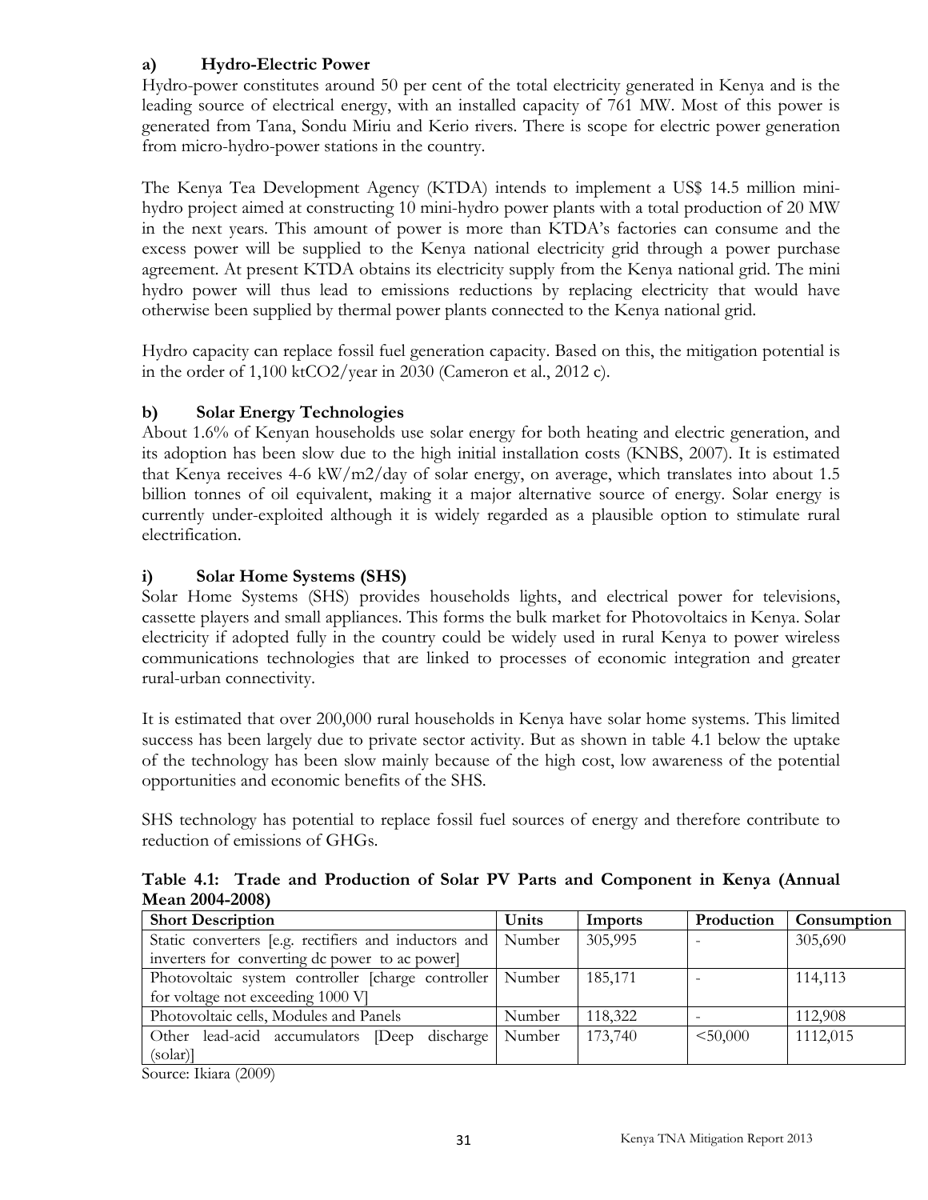### a) Hydro-Electric Power

Hydro-power constitutes around 50 per cent of the total electricity generated in Kenya and is the leading source of electrical energy, with an installed capacity of 761 MW. Most of this power is generated from Tana, Sondu Miriu and Kerio rivers. There is scope for electric power generation from micro-hydro-power stations in the country.

The Kenya Tea Development Agency (KTDA) intends to implement a US$ 14.5 million mini-hydro project aimed at constructing 10 mini-hydro power plants with a total production of 20 MW in the next years. This amount of power is more than KTDA's factories can consume and the excess power will be supplied to the Kenya national electricity grid through a power purchase agreement. At present KTDA obtains its electricity supply from the Kenya national grid. The mini hydro power will thus lead to emissions reductions by replacing electricity that would have otherwise been supplied by thermal power plants connected to the Kenya national grid.

Hydro capacity can replace fossil fuel generation capacity. Based on this, the mitigation potential is in the order of 1,100 ktCO2/year in 2030 (Cameron et al., 2012 c).

### b) Solar Energy Technologies

About 1.6% of Kenyan households use solar energy for both heating and electric generation, and its adoption has been slow due to the high initial installation costs (KNBS, 2007). It is estimated that Kenya receives 4-6 kW/m2/day of solar energy, on average, which translates into about 1.5 billion tonnes of oil equivalent, making it a major alternative source of energy. Solar energy is currently under-exploited although it is widely regarded as a plausible option to stimulate rural electrification.

### i) Solar Home Systems (SHS)

Solar Home Systems (SHS) provides households lights, and electrical power for televisions, cassette players and small appliances. This forms the bulk market for Photovoltaics in Kenya. Solar electricity if adopted fully in the country could be widely used in rural Kenya to power wireless communications technologies that are linked to processes of economic integration and greater rural-urban connectivity.

It is estimated that over 200,000 rural households in Kenya have solar home systems. This limited success has been largely due to private sector activity. But as shown in table 4.1 below the uptake of the technology has been slow mainly because of the high cost, low awareness of the potential opportunities and economic benefits of the SHS.

SHS technology has potential to replace fossil fuel sources of energy and therefore contribute to reduction of emissions of GHGs.

**Table 4.1: Trade and Production of Solar PV Parts and Component in Kenya (Annual Mean 2004-2008)**

| Short Description | Units | Imports | Production | Consumption |
|---|---|---|---|---|
| Static converters [e.g. rectifiers and inductors and inverters for converting dc power to ac power] | Number | 305,995 | - | 305,690 |
| Photovoltaic system controller [charge controller for voltage not exceeding 1000 V] | Number | 185,171 | - | 114,113 |
| Photovoltaic cells, Modules and Panels | Number | 118,322 | - | 112,908 |
| Other lead-acid accumulators [Deep discharge (solar)] | Number | 173,740 | <50,000 | 1112,015 |

Source: Ikiara (2009)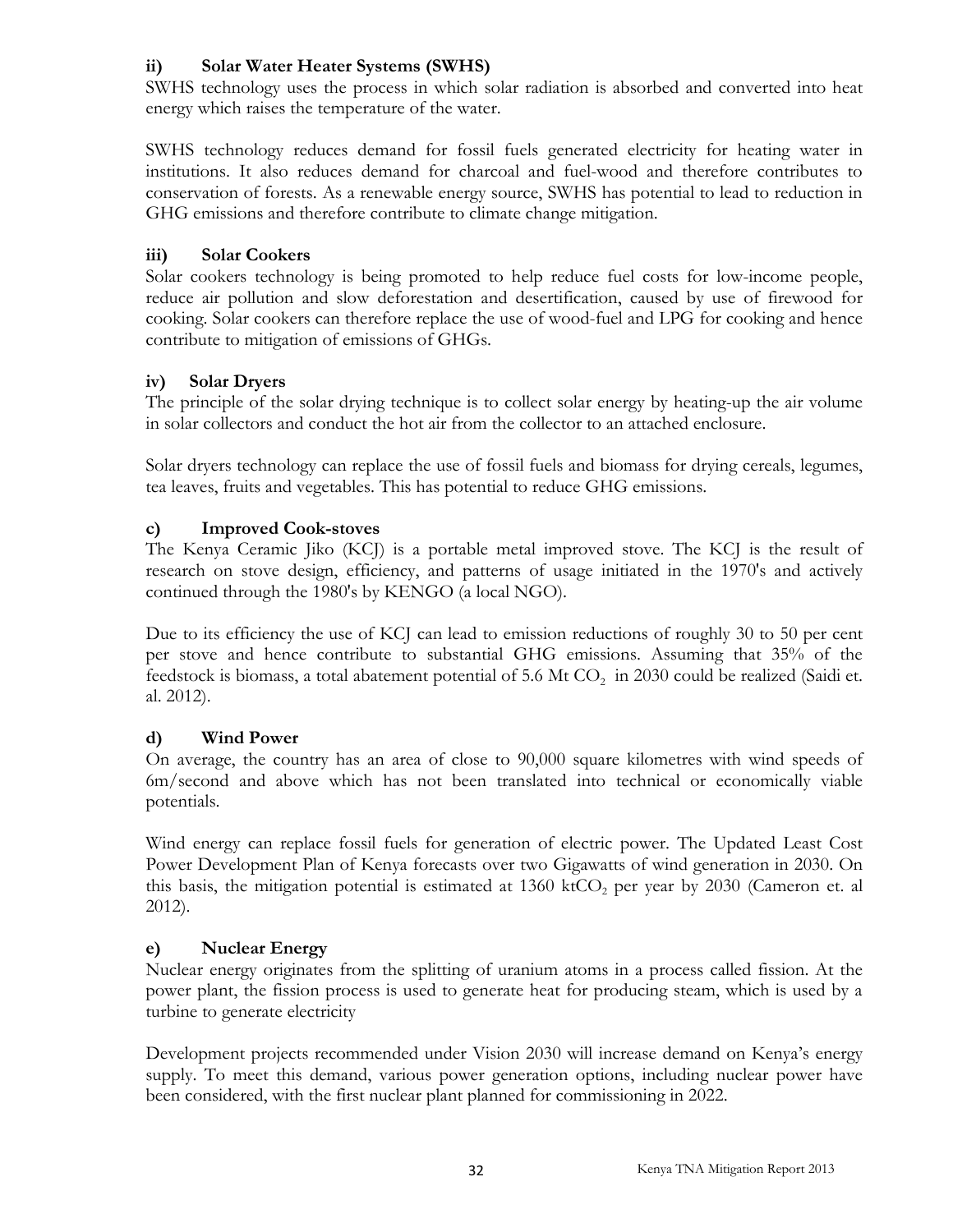**ii) Solar Water Heater Systems (SWHS)**

SWHS technology uses the process in which solar radiation is absorbed and converted into heat energy which raises the temperature of the water.

SWHS technology reduces demand for fossil fuels generated electricity for heating water in institutions. It also reduces demand for charcoal and fuel-wood and therefore contributes to conservation of forests. As a renewable energy source, SWHS has potential to lead to reduction in GHG emissions and therefore contribute to climate change mitigation.

**iii) Solar Cookers**

Solar cookers technology is being promoted to help reduce fuel costs for low-income people, reduce air pollution and slow deforestation and desertification, caused by use of firewood for cooking. Solar cookers can therefore replace the use of wood-fuel and LPG for cooking and hence contribute to mitigation of emissions of GHGs.

**iv) Solar Dryers**

The principle of the solar drying technique is to collect solar energy by heating-up the air volume in solar collectors and conduct the hot air from the collector to an attached enclosure.

Solar dryers technology can replace the use of fossil fuels and biomass for drying cereals, legumes, tea leaves, fruits and vegetables. This has potential to reduce GHG emissions.

### c) Improved Cook-stoves

The Kenya Ceramic Jiko (KCJ) is a portable metal improved stove. The KCJ is the result of research on stove design, efficiency, and patterns of usage initiated in the 1970's and actively continued through the 1980's by KENGO (a local NGO).

Due to its efficiency the use of KCJ can lead to emission reductions of roughly 30 to 50 per cent per stove and hence contribute to substantial GHG emissions. Assuming that 35% of the feedstock is biomass, a total abatement potential of 5.6 Mt $CO_2$ in 2030 could be realized (Saidi et. al. 2012).

### d) Wind Power

On average, the country has an area of close to 90,000 square kilometres with wind speeds of 6m/second and above which has not been translated into technical or economically viable potentials.

Wind energy can replace fossil fuels for generation of electric power. The Updated Least Cost Power Development Plan of Kenya forecasts over two Gigawatts of wind generation in 2030. On this basis, the mitigation potential is estimated at 1360 kt$CO_2$ per year by 2030 (Cameron et. al 2012).

### e) Nuclear Energy

Nuclear energy originates from the splitting of uranium atoms in a process called fission. At the power plant, the fission process is used to generate heat for producing steam, which is used by a turbine to generate electricity

Development projects recommended under Vision 2030 will increase demand on Kenya's energy supply. To meet this demand, various power generation options, including nuclear power have been considered, with the first nuclear plant planned for commissioning in 2022.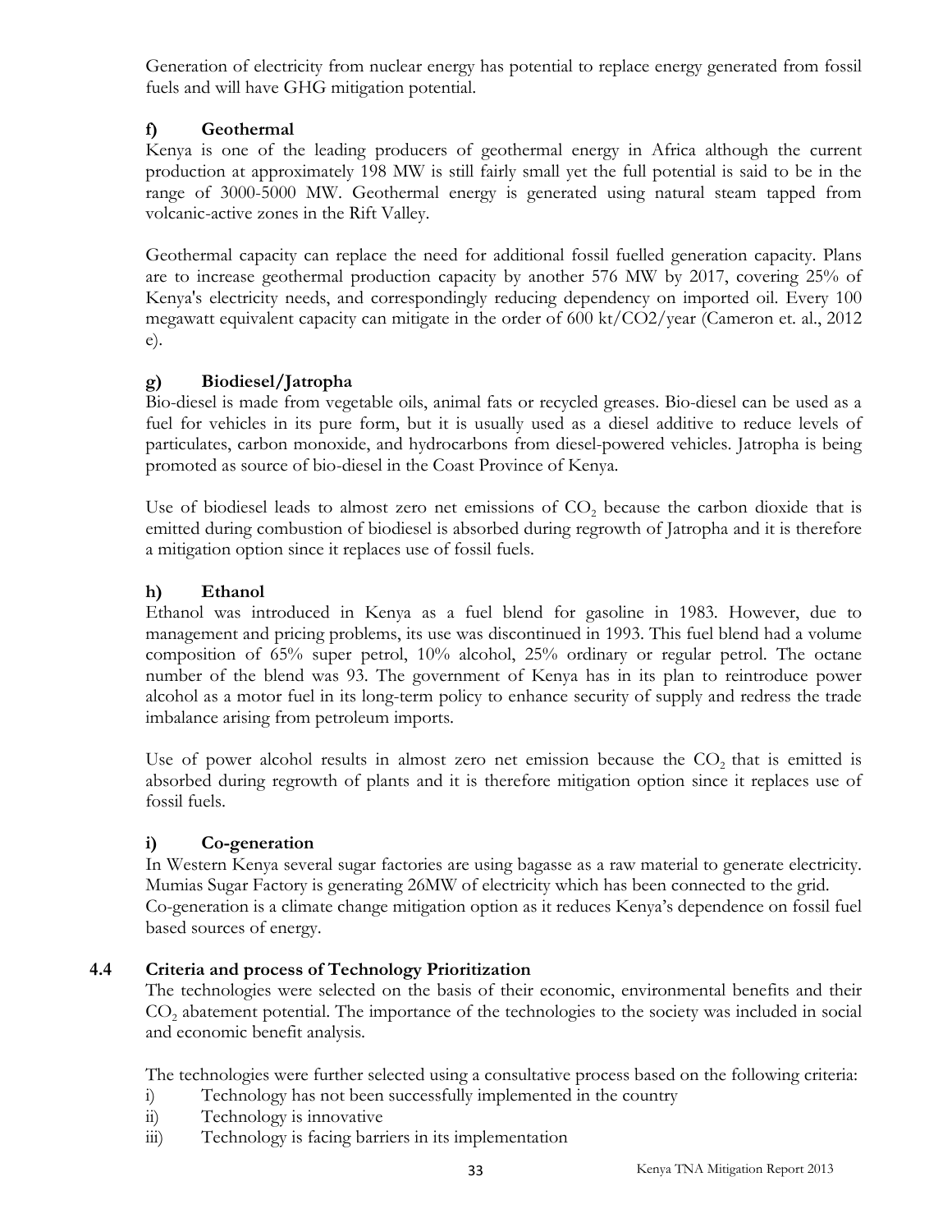Generation of electricity from nuclear energy has potential to replace energy generated from fossil fuels and will have GHG mitigation potential.

### f) Geothermal

Kenya is one of the leading producers of geothermal energy in Africa although the current production at approximately 198 MW is still fairly small yet the full potential is said to be in the range of 3000-5000 MW. Geothermal energy is generated using natural steam tapped from volcanic-active zones in the Rift Valley.

Geothermal capacity can replace the need for additional fossil fuelled generation capacity. Plans are to increase geothermal production capacity by another 576 MW by 2017, covering 25% of Kenya's electricity needs, and correspondingly reducing dependency on imported oil. Every 100 megawatt equivalent capacity can mitigate in the order of 600 kt/CO2/year (Cameron et. al., 2012 e).

### g) Biodiesel/Jatropha

Bio-diesel is made from vegetable oils, animal fats or recycled greases. Bio-diesel can be used as a fuel for vehicles in its pure form, but it is usually used as a diesel additive to reduce levels of particulates, carbon monoxide, and hydrocarbons from diesel-powered vehicles. Jatropha is being promoted as source of bio-diesel in the Coast Province of Kenya.

Use of biodiesel leads to almost zero net emissions of $CO_2$ because the carbon dioxide that is emitted during combustion of biodiesel is absorbed during regrowth of Jatropha and it is therefore a mitigation option since it replaces use of fossil fuels.

### h) Ethanol

Ethanol was introduced in Kenya as a fuel blend for gasoline in 1983. However, due to management and pricing problems, its use was discontinued in 1993. This fuel blend had a volume composition of 65% super petrol, 10% alcohol, 25% ordinary or regular petrol. The octane number of the blend was 93. The government of Kenya has in its plan to reintroduce power alcohol as a motor fuel in its long-term policy to enhance security of supply and redress the trade imbalance arising from petroleum imports.

Use of power alcohol results in almost zero net emission because the $CO_2$ that is emitted is absorbed during regrowth of plants and it is therefore mitigation option since it replaces use of fossil fuels.

### i) Co-generation

In Western Kenya several sugar factories are using bagasse as a raw material to generate electricity. Mumias Sugar Factory is generating 26MW of electricity which has been connected to the grid. Co-generation is a climate change mitigation option as it reduces Kenya's dependence on fossil fuel based sources of energy.

## 4.4 Criteria and process of Technology Prioritization

The technologies were selected on the basis of their economic, environmental benefits and their $CO_2$ abatement potential. The importance of the technologies to the society was included in social and economic benefit analysis.

The technologies were further selected using a consultative process based on the following criteria:

i) Technology has not been successfully implemented in the country
ii) Technology is innovative
iii) Technology is facing barriers in its implementation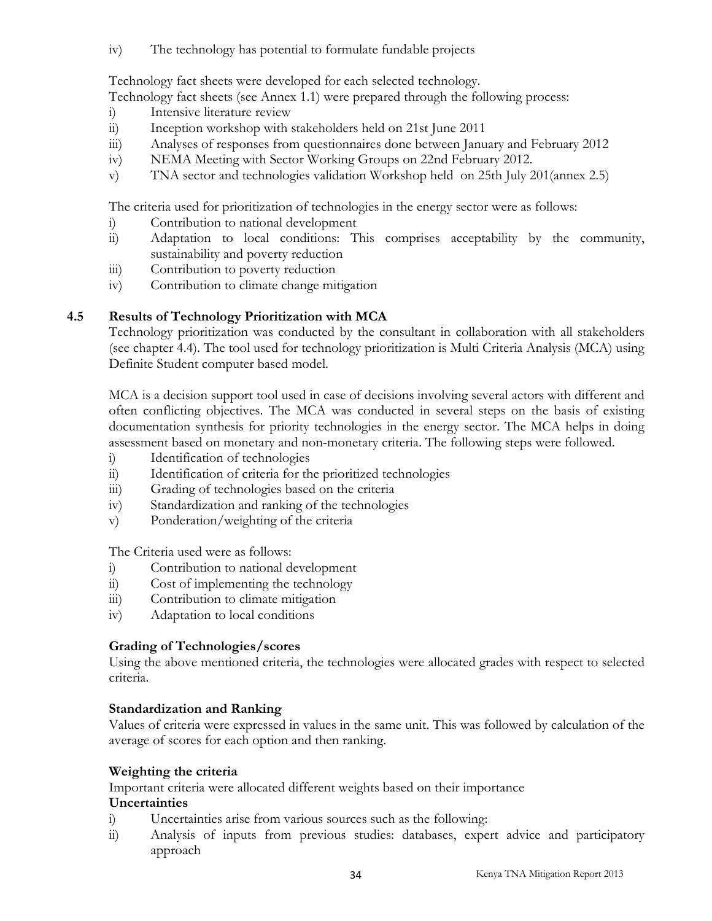iv) The technology has potential to formulate fundable projects

Technology fact sheets were developed for each selected technology.
Technology fact sheets (see Annex 1.1) were prepared through the following process:

i) Intensive literature review
ii) Inception workshop with stakeholders held on 21st June 2011
iii) Analyses of responses from questionnaires done between January and February 2012
iv) NEMA Meeting with Sector Working Groups on 22nd February 2012.
v) TNA sector and technologies validation Workshop held on 25th July 201(annex 2.5)

The criteria used for prioritization of technologies in the energy sector were as follows:

i) Contribution to national development
ii) Adaptation to local conditions: This comprises acceptability by the community, sustainability and poverty reduction
iii) Contribution to poverty reduction
iv) Contribution to climate change mitigation

## 4.5 Results of Technology Prioritization with MCA

Technology prioritization was conducted by the consultant in collaboration with all stakeholders (see chapter 4.4). The tool used for technology prioritization is Multi Criteria Analysis (MCA) using Definite Student computer based model.

MCA is a decision support tool used in case of decisions involving several actors with different and often conflicting objectives. The MCA was conducted in several steps on the basis of existing documentation synthesis for priority technologies in the energy sector. The MCA helps in doing assessment based on monetary and non-monetary criteria. The following steps were followed.

i) Identification of technologies
ii) Identification of criteria for the prioritized technologies
iii) Grading of technologies based on the criteria
iv) Standardization and ranking of the technologies
v) Ponderation/weighting of the criteria

The Criteria used were as follows:

i) Contribution to national development
ii) Cost of implementing the technology
iii) Contribution to climate mitigation
iv) Adaptation to local conditions

**Grading of Technologies/scores**

Using the above mentioned criteria, the technologies were allocated grades with respect to selected criteria.

**Standardization and Ranking**

Values of criteria were expressed in values in the same unit. This was followed by calculation of the average of scores for each option and then ranking.

**Weighting the criteria**

Important criteria were allocated different weights based on their importance

**Uncertainties**

i) Uncertainties arise from various sources such as the following:
ii) Analysis of inputs from previous studies: databases, expert advice and participatory approach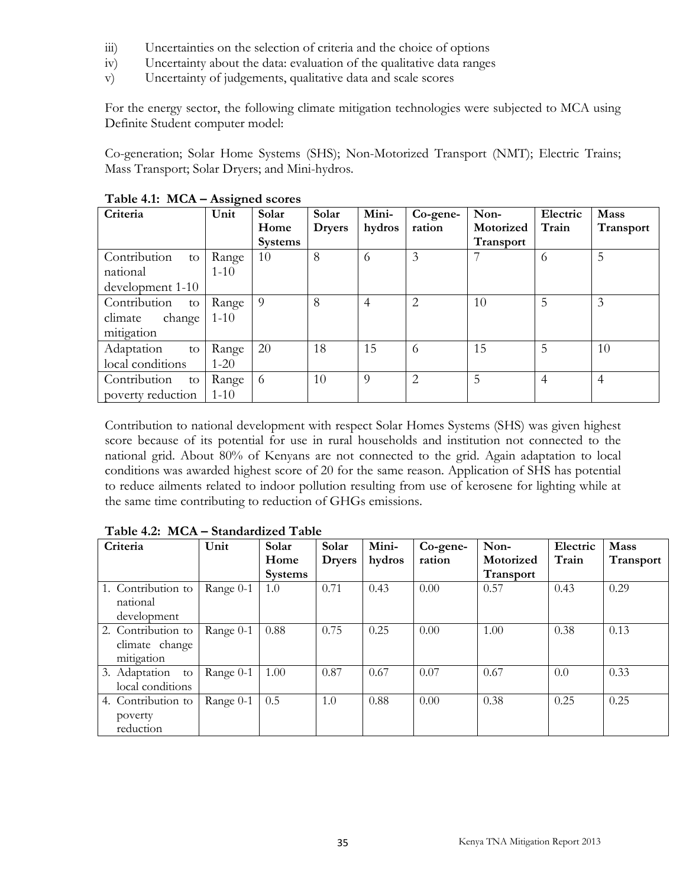iii) Uncertainties on the selection of criteria and the choice of options

iv) Uncertainty about the data: evaluation of the qualitative data ranges

v) Uncertainty of judgements, qualitative data and scale scores

For the energy sector, the following climate mitigation technologies were subjected to MCA using Definite Student computer model:

Co-generation; Solar Home Systems (SHS); Non-Motorized Transport (NMT); Electric Trains; Mass Transport; Solar Dryers; and Mini-hydros.

**Table 4.1: MCA – Assigned scores**

| Criteria | Unit | Solar Home Systems | Solar Dryers | Mini-hydros | Co-generation | Non-Motorized Transport | Electric Train | Mass Transport |
|---|---|---|---|---|---|---|---|---|
| Contribution to national development 1-10 | Range 1-10 | 10 | 8 | 6 | 3 | 7 | 6 | 5 |
| Contribution to climate change mitigation | Range 1-10 | 9 | 8 | 4 | 2 | 10 | 5 | 3 |
| Adaptation to local conditions | Range 1-20 | 20 | 18 | 15 | 6 | 15 | 5 | 10 |
| Contribution to poverty reduction | Range 1-10 | 6 | 10 | 9 | 2 | 5 | 4 | 4 |

Contribution to national development with respect Solar Homes Systems (SHS) was given highest score because of its potential for use in rural households and institution not connected to the national grid. About 80% of Kenyans are not connected to the grid. Again adaptation to local conditions was awarded highest score of 20 for the same reason. Application of SHS has potential to reduce ailments related to indoor pollution resulting from use of kerosene for lighting while at the same time contributing to reduction of GHGs emissions.

**Table 4.2: MCA – Standardized Table**

| Criteria | Unit | Solar Home Systems | Solar Dryers | Mini-hydros | Co-generation | Non-Motorized Transport | Electric Train | Mass Transport |
|---|---|---|---|---|---|---|---|---|
| 1. Contribution to national development | Range 0-1 | 1.0 | 0.71 | 0.43 | 0.00 | 0.57 | 0.43 | 0.29 |
| 2. Contribution to climate change mitigation | Range 0-1 | 0.88 | 0.75 | 0.25 | 0.00 | 1.00 | 0.38 | 0.13 |
| 3. Adaptation to local conditions | Range 0-1 | 1.00 | 0.87 | 0.67 | 0.07 | 0.67 | 0.0 | 0.33 |
| 4. Contribution to poverty reduction | Range 0-1 | 0.5 | 1.0 | 0.88 | 0.00 | 0.38 | 0.25 | 0.25 |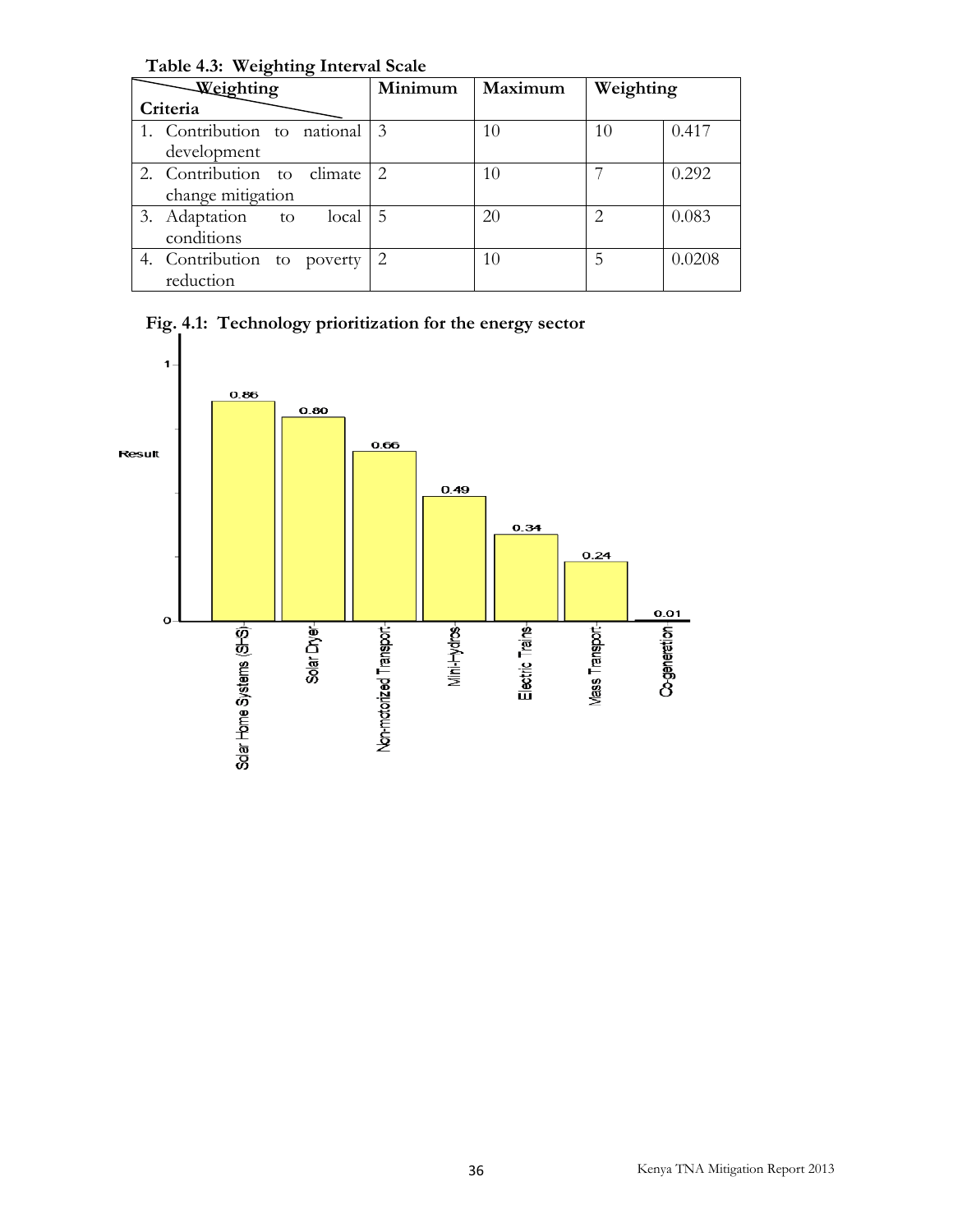**Table 4.3: Weighting Interval Scale**

| Weighting / Criteria | Minimum | Maximum | Weighting | |
|---|---|---|---|---|
| 1. Contribution to national development | 3 | 10 | 10 | 0.417 |
| 2. Contribution to climate change mitigation | 2 | 10 | 7 | 0.292 |
| 3. Adaptation to local conditions | 5 | 20 | 2 | 0.083 |
| 4. Contribution to poverty reduction | 2 | 10 | 5 | 0.0208 |

**Fig. 4.1: Technology prioritization for the energy sector**

| Technology | Result |
|---|---|
| Solar Home Systems (SHS) | 0.86 |
| Solar Dryer | 0.80 |
| Non-motorized Transport | 0.66 |
| Mini-Hydros | 0.49 |
| Electric Trains | 0.34 |
| Mass Transport | 0.24 |
| Co-generation | 0.01 |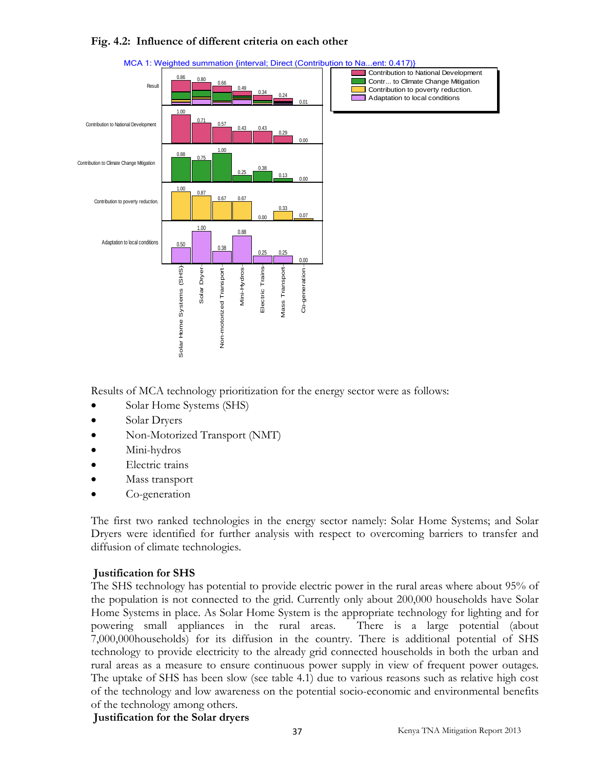**Fig. 4.2: Influence of different criteria on each other**

MCA 1: Weighted summation {interval; Direct (Contribution to Na...ent: 0.417)}

| | Solar Home Systems (SHS) | Solar Dryer | Non-motorized Transport | Mini-Hydros | Electric Trains | Mass Transport | Co-generation |
|---|---|---|---|---|---|---|---|
| Result | 0.86 | 0.80 | 0.66 | 0.49 | 0.34 | 0.24 | 0.01 |
| Contribution to National Development | 1.00 | 0.71 | 0.57 | 0.43 | 0.43 | 0.29 | 0.00 |
| Contribution to Climate Change Mitigation | 0.88 | 0.75 | 1.00 | 0.25 | 0.38 | 0.13 | 0.00 |
| Contribution to poverty reduction. | 1.00 | 0.87 | 0.67 | 0.67 | 0.00 | 0.33 | 0.07 |
| Adaptation to local conditions | 0.50 | 1.00 | 0.38 | 0.88 | 0.25 | 0.25 | 0.00 |

Results of MCA technology prioritization for the energy sector were as follows:

- Solar Home Systems (SHS)
- Solar Dryers
- Non-Motorized Transport (NMT)
- Mini-hydros
- Electric trains
- Mass transport
- Co-generation

The first two ranked technologies in the energy sector namely: Solar Home Systems; and Solar Dryers were identified for further analysis with respect to overcoming barriers to transfer and diffusion of climate technologies.

**Justification for SHS**

The SHS technology has potential to provide electric power in the rural areas where about 95% of the population is not connected to the grid. Currently only about 200,000 households have Solar Home Systems in place. As Solar Home System is the appropriate technology for lighting and for powering small appliances in the rural areas. There is a large potential (about 7,000,000households) for its diffusion in the country. There is additional potential of SHS technology to provide electricity to the already grid connected households in both the urban and rural areas as a measure to ensure continuous power supply in view of frequent power outages. The uptake of SHS has been slow (see table 4.1) due to various reasons such as relative high cost of the technology and low awareness on the potential socio-economic and environmental benefits of the technology among others.

**Justification for the Solar dryers**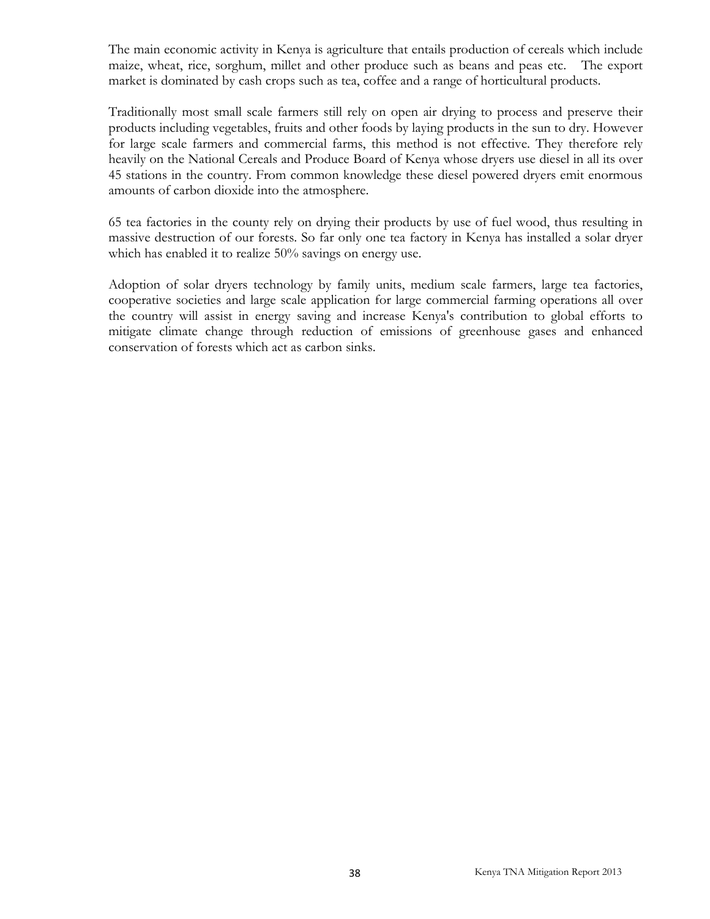The main economic activity in Kenya is agriculture that entails production of cereals which include maize, wheat, rice, sorghum, millet and other produce such as beans and peas etc. The export market is dominated by cash crops such as tea, coffee and a range of horticultural products.

Traditionally most small scale farmers still rely on open air drying to process and preserve their products including vegetables, fruits and other foods by laying products in the sun to dry. However for large scale farmers and commercial farms, this method is not effective. They therefore rely heavily on the National Cereals and Produce Board of Kenya whose dryers use diesel in all its over 45 stations in the country. From common knowledge these diesel powered dryers emit enormous amounts of carbon dioxide into the atmosphere.

65 tea factories in the county rely on drying their products by use of fuel wood, thus resulting in massive destruction of our forests. So far only one tea factory in Kenya has installed a solar dryer which has enabled it to realize 50% savings on energy use.

Adoption of solar dryers technology by family units, medium scale farmers, large tea factories, cooperative societies and large scale application for large commercial farming operations all over the country will assist in energy saving and increase Kenya's contribution to global efforts to mitigate climate change through reduction of emissions of greenhouse gases and enhanced conservation of forests which act as carbon sinks.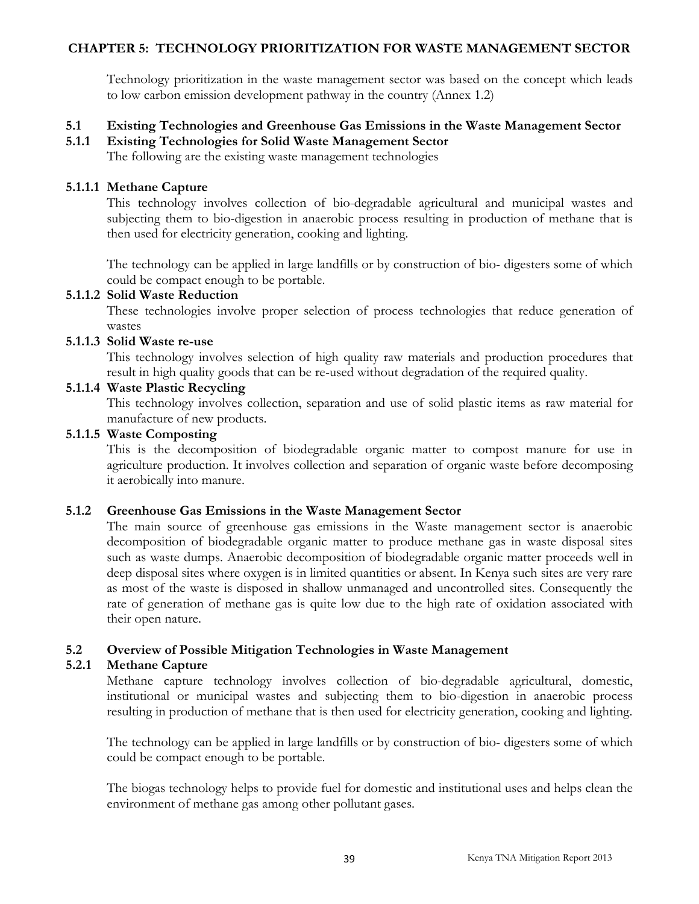# CHAPTER 5: TECHNOLOGY PRIORITIZATION FOR WASTE MANAGEMENT SECTOR

Technology prioritization in the waste management sector was based on the concept which leads to low carbon emission development pathway in the country (Annex 1.2)

## 5.1 Existing Technologies and Greenhouse Gas Emissions in the Waste Management Sector

### 5.1.1 Existing Technologies for Solid Waste Management Sector

The following are the existing waste management technologies

#### 5.1.1.1 Methane Capture

This technology involves collection of bio-degradable agricultural and municipal wastes and subjecting them to bio-digestion in anaerobic process resulting in production of methane that is then used for electricity generation, cooking and lighting.

The technology can be applied in large landfills or by construction of bio- digesters some of which could be compact enough to be portable.

#### 5.1.1.2 Solid Waste Reduction

These technologies involve proper selection of process technologies that reduce generation of wastes

#### 5.1.1.3 Solid Waste re-use

This technology involves selection of high quality raw materials and production procedures that result in high quality goods that can be re-used without degradation of the required quality.

#### 5.1.1.4 Waste Plastic Recycling

This technology involves collection, separation and use of solid plastic items as raw material for manufacture of new products.

#### 5.1.1.5 Waste Composting

This is the decomposition of biodegradable organic matter to compost manure for use in agriculture production. It involves collection and separation of organic waste before decomposing it aerobically into manure.

### 5.1.2 Greenhouse Gas Emissions in the Waste Management Sector

The main source of greenhouse gas emissions in the Waste management sector is anaerobic decomposition of biodegradable organic matter to produce methane gas in waste disposal sites such as waste dumps. Anaerobic decomposition of biodegradable organic matter proceeds well in deep disposal sites where oxygen is in limited quantities or absent. In Kenya such sites are very rare as most of the waste is disposed in shallow unmanaged and uncontrolled sites. Consequently the rate of generation of methane gas is quite low due to the high rate of oxidation associated with their open nature.

## 5.2 Overview of Possible Mitigation Technologies in Waste Management

### 5.2.1 Methane Capture

Methane capture technology involves collection of bio-degradable agricultural, domestic, institutional or municipal wastes and subjecting them to bio-digestion in anaerobic process resulting in production of methane that is then used for electricity generation, cooking and lighting.

The technology can be applied in large landfills or by construction of bio- digesters some of which could be compact enough to be portable.

The biogas technology helps to provide fuel for domestic and institutional uses and helps clean the environment of methane gas among other pollutant gases.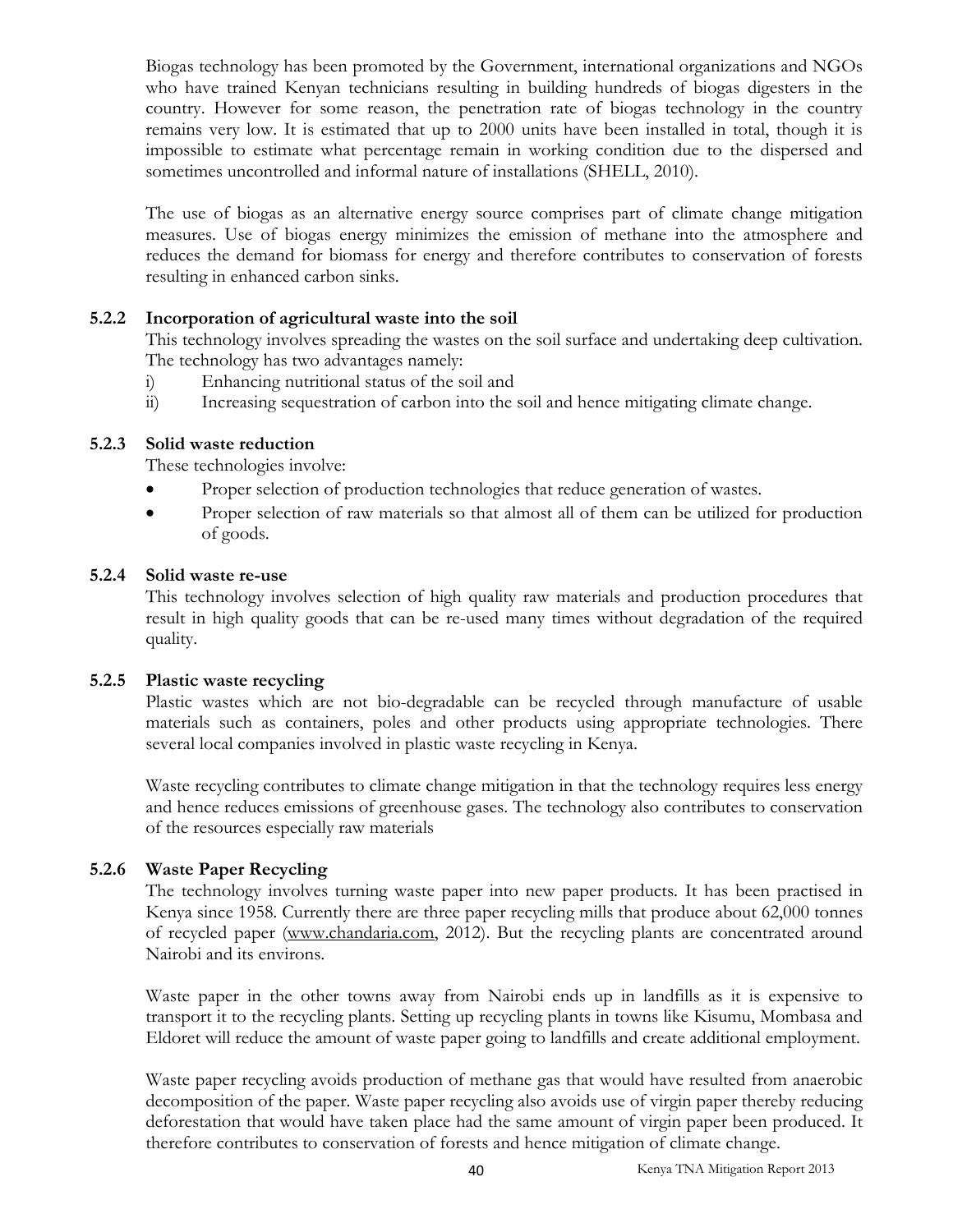Biogas technology has been promoted by the Government, international organizations and NGOs who have trained Kenyan technicians resulting in building hundreds of biogas digesters in the country. However for some reason, the penetration rate of biogas technology in the country remains very low. It is estimated that up to 2000 units have been installed in total, though it is impossible to estimate what percentage remain in working condition due to the dispersed and sometimes uncontrolled and informal nature of installations (SHELL, 2010).

The use of biogas as an alternative energy source comprises part of climate change mitigation measures. Use of biogas energy minimizes the emission of methane into the atmosphere and reduces the demand for biomass for energy and therefore contributes to conservation of forests resulting in enhanced carbon sinks.

### 5.2.2 Incorporation of agricultural waste into the soil

This technology involves spreading the wastes on the soil surface and undertaking deep cultivation. The technology has two advantages namely:

i) Enhancing nutritional status of the soil and
ii) Increasing sequestration of carbon into the soil and hence mitigating climate change.

### 5.2.3 Solid waste reduction

These technologies involve:

- Proper selection of production technologies that reduce generation of wastes.
- Proper selection of raw materials so that almost all of them can be utilized for production of goods.

### 5.2.4 Solid waste re-use

This technology involves selection of high quality raw materials and production procedures that result in high quality goods that can be re-used many times without degradation of the required quality.

### 5.2.5 Plastic waste recycling

Plastic wastes which are not bio-degradable can be recycled through manufacture of usable materials such as containers, poles and other products using appropriate technologies. There several local companies involved in plastic waste recycling in Kenya.

Waste recycling contributes to climate change mitigation in that the technology requires less energy and hence reduces emissions of greenhouse gases. The technology also contributes to conservation of the resources especially raw materials

### 5.2.6 Waste Paper Recycling

The technology involves turning waste paper into new paper products. It has been practised in Kenya since 1958. Currently there are three paper recycling mills that produce about 62,000 tonnes of recycled paper (www.chandaria.com, 2012). But the recycling plants are concentrated around Nairobi and its environs.

Waste paper in the other towns away from Nairobi ends up in landfills as it is expensive to transport it to the recycling plants. Setting up recycling plants in towns like Kisumu, Mombasa and Eldoret will reduce the amount of waste paper going to landfills and create additional employment.

Waste paper recycling avoids production of methane gas that would have resulted from anaerobic decomposition of the paper. Waste paper recycling also avoids use of virgin paper thereby reducing deforestation that would have taken place had the same amount of virgin paper been produced. It therefore contributes to conservation of forests and hence mitigation of climate change.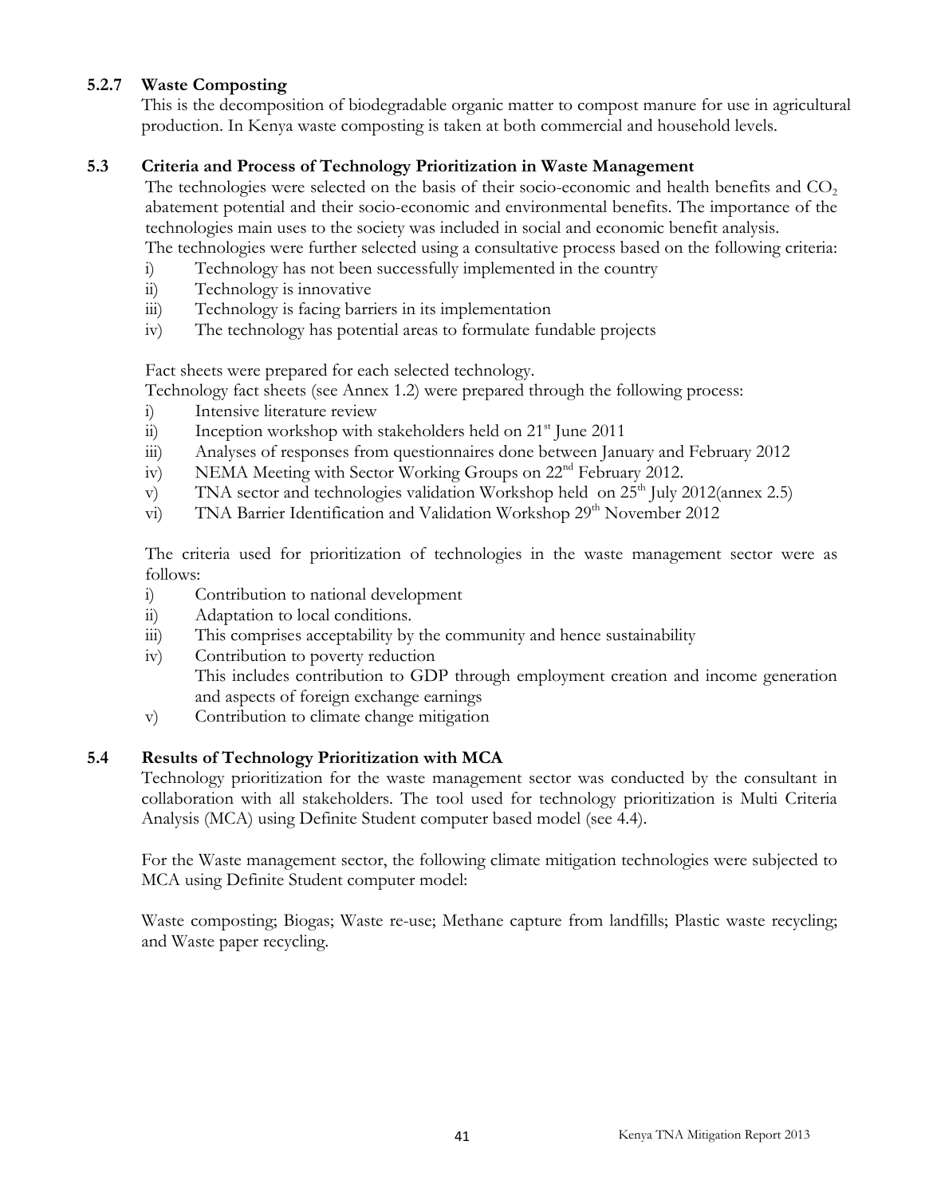### 5.2.7 Waste Composting

This is the decomposition of biodegradable organic matter to compost manure for use in agricultural production. In Kenya waste composting is taken at both commercial and household levels.

## 5.3 Criteria and Process of Technology Prioritization in Waste Management

The technologies were selected on the basis of their socio-economic and health benefits and $CO_2$ abatement potential and their socio-economic and environmental benefits. The importance of the technologies main uses to the society was included in social and economic benefit analysis.

The technologies were further selected using a consultative process based on the following criteria:

i) Technology has not been successfully implemented in the country
ii) Technology is innovative
iii) Technology is facing barriers in its implementation
iv) The technology has potential areas to formulate fundable projects

Fact sheets were prepared for each selected technology.

Technology fact sheets (see Annex 1.2) were prepared through the following process:

i) Intensive literature review
ii) Inception workshop with stakeholders held on 21st June 2011
iii) Analyses of responses from questionnaires done between January and February 2012
iv) NEMA Meeting with Sector Working Groups on 22nd February 2012.
v) TNA sector and technologies validation Workshop held on 25th July 2012(annex 2.5)
vi) TNA Barrier Identification and Validation Workshop 29th November 2012

The criteria used for prioritization of technologies in the waste management sector were as follows:

i) Contribution to national development
ii) Adaptation to local conditions.
iii) This comprises acceptability by the community and hence sustainability
iv) Contribution to poverty reduction
   This includes contribution to GDP through employment creation and income generation and aspects of foreign exchange earnings
v) Contribution to climate change mitigation

## 5.4 Results of Technology Prioritization with MCA

Technology prioritization for the waste management sector was conducted by the consultant in collaboration with all stakeholders. The tool used for technology prioritization is Multi Criteria Analysis (MCA) using Definite Student computer based model (see 4.4).

For the Waste management sector, the following climate mitigation technologies were subjected to MCA using Definite Student computer model:

Waste composting; Biogas; Waste re-use; Methane capture from landfills; Plastic waste recycling; and Waste paper recycling.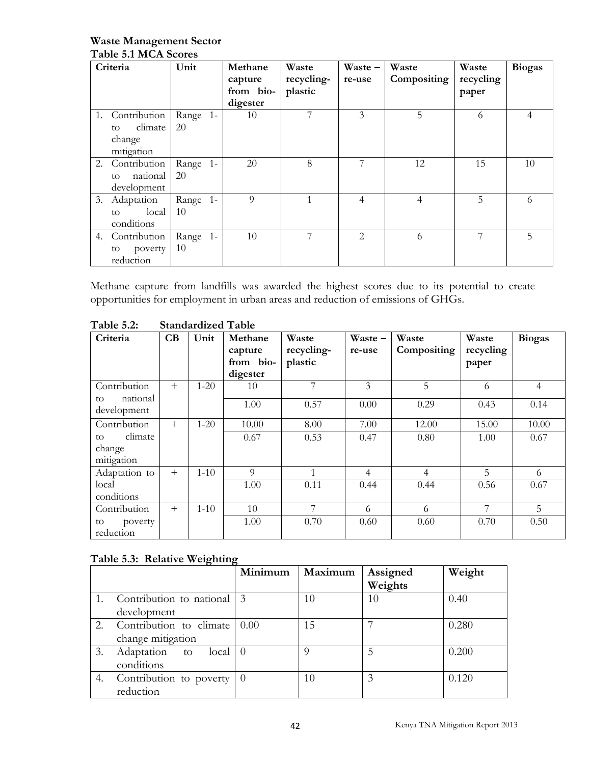**Waste Management Sector**

**Table 5.1 MCA Scores**

| Criteria | Unit | Methane capture from bio-digester | Waste recycling-plastic | Waste – re-use | Waste Compositing | Waste recycling paper | Biogas |
|---|---|---|---|---|---|---|---|
| 1. Contribution to climate change mitigation | Range 1-20 | 10 | 7 | 3 | 5 | 6 | 4 |
| 2. Contribution to national development | Range 1-20 | 20 | 8 | 7 | 12 | 15 | 10 |
| 3. Adaptation to local conditions | Range 1-10 | 9 | 1 | 4 | 4 | 5 | 6 |
| 4. Contribution to poverty reduction | Range 1-10 | 10 | 7 | 2 | 6 | 7 | 5 |

Methane capture from landfills was awarded the highest scores due to its potential to create opportunities for employment in urban areas and reduction of emissions of GHGs.

**Table 5.2: Standardized Table**

| Criteria | CB | Unit | Methane capture from bio-digester | Waste recycling-plastic | Waste – re-use | Waste Compositing | Waste recycling paper | Biogas |
|---|---|---|---|---|---|---|---|---|
| Contribution to national development | + | 1-20 | 10 | 7 | 3 | 5 | 6 | 4 |
| | | | 1.00 | 0.57 | 0.00 | 0.29 | 0.43 | 0.14 |
| Contribution to climate change mitigation | + | 1-20 | 10.00 | 8.00 | 7.00 | 12.00 | 15.00 | 10.00 |
| | | | 0.67 | 0.53 | 0.47 | 0.80 | 1.00 | 0.67 |
| Adaptation to local conditions | + | 1-10 | 9 | 1 | 4 | 4 | 5 | 6 |
| | | | 1.00 | 0.11 | 0.44 | 0.44 | 0.56 | 0.67 |
| Contribution to poverty reduction | + | 1-10 | 10 | 7 | 6 | 6 | 7 | 5 |
| | | | 1.00 | 0.70 | 0.60 | 0.60 | 0.70 | 0.50 |

**Table 5.3: Relative Weighting**

| | | Minimum | Maximum | Assigned Weights | Weight |
|---|---|---|---|---|---|
| 1. | Contribution to national development | 3 | 10 | 10 | 0.40 |
| 2. | Contribution to climate change mitigation | 0.00 | 15 | 7 | 0.280 |
| 3. | Adaptation to local conditions | 0 | 9 | 5 | 0.200 |
| 4. | Contribution to poverty reduction | 0 | 10 | 3 | 0.120 |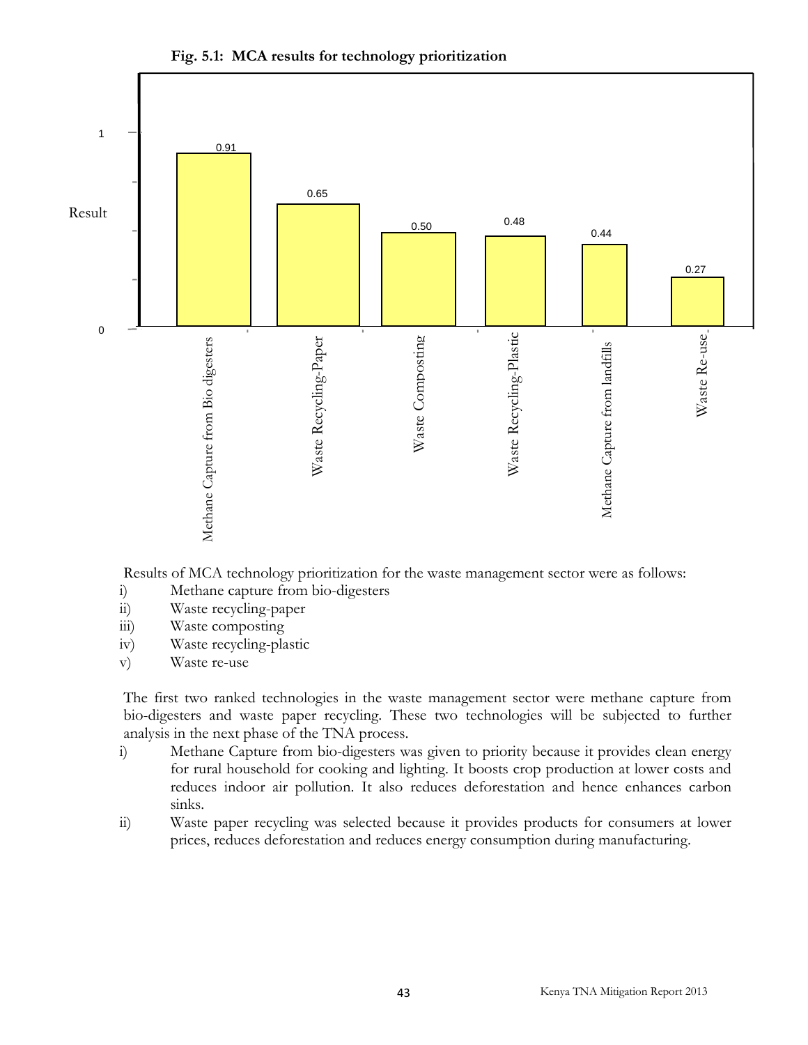**Fig. 5.1: MCA results for technology prioritization**

| Technology | Result |
|---|---|
| Methane Capture from Bio digesters | 0.91 |
| Waste Recycling-Paper | 0.65 |
| Waste Composting | 0.50 |
| Waste Recycling-Plastic | 0.48 |
| Methane Capture from landfills | 0.44 |
| Waste Re-use | 0.27 |

Results of MCA technology prioritization for the waste management sector were as follows:

i) Methane capture from bio-digesters
ii) Waste recycling-paper
iii) Waste composting
iv) Waste recycling-plastic
v) Waste re-use

The first two ranked technologies in the waste management sector were methane capture from bio-digesters and waste paper recycling. These two technologies will be subjected to further analysis in the next phase of the TNA process.

i) Methane Capture from bio-digesters was given to priority because it provides clean energy for rural household for cooking and lighting. It boosts crop production at lower costs and reduces indoor air pollution. It also reduces deforestation and hence enhances carbon sinks.
ii) Waste paper recycling was selected because it provides products for consumers at lower prices, reduces deforestation and reduces energy consumption during manufacturing.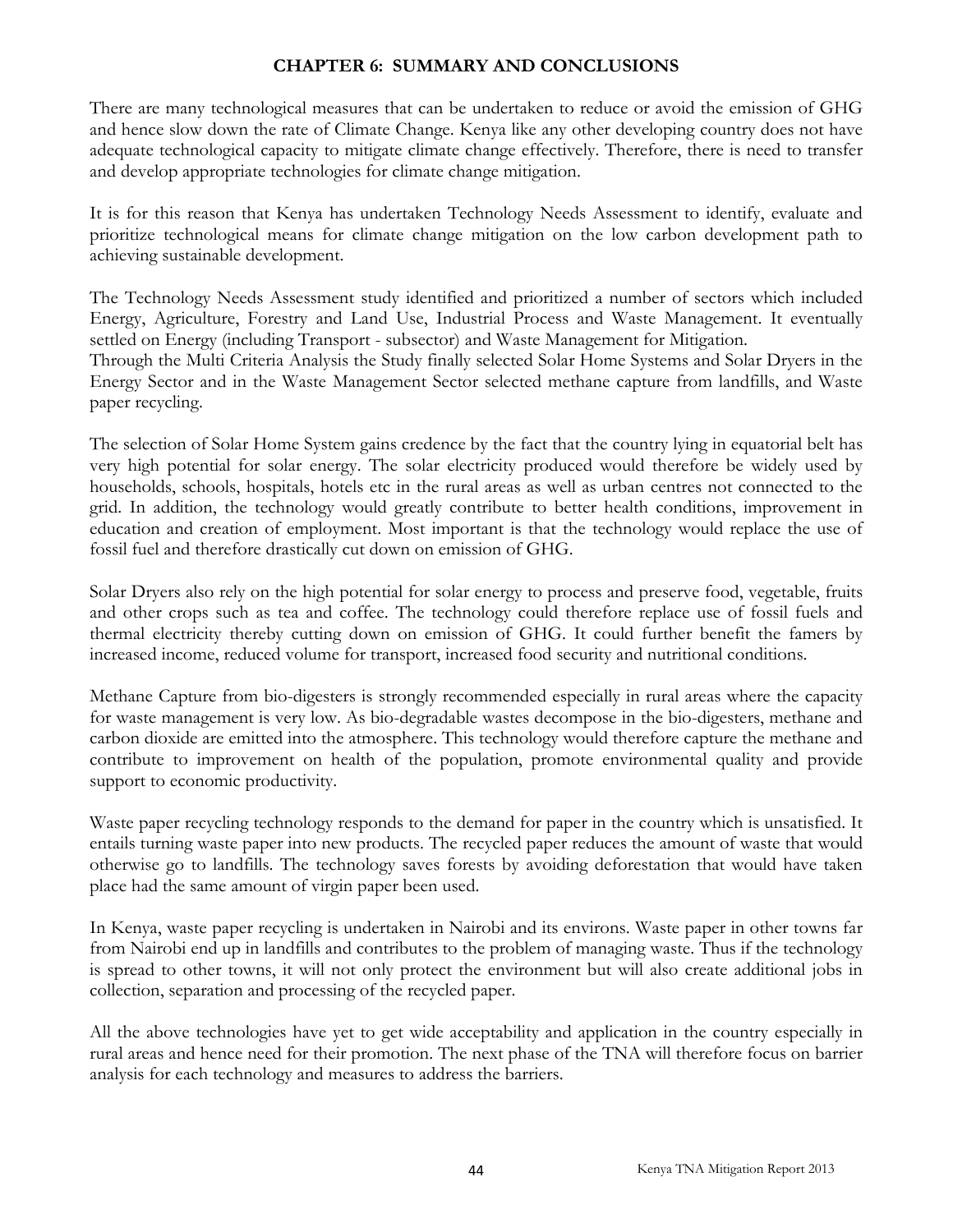# CHAPTER 6: SUMMARY AND CONCLUSIONS

There are many technological measures that can be undertaken to reduce or avoid the emission of GHG and hence slow down the rate of Climate Change. Kenya like any other developing country does not have adequate technological capacity to mitigate climate change effectively. Therefore, there is need to transfer and develop appropriate technologies for climate change mitigation.

It is for this reason that Kenya has undertaken Technology Needs Assessment to identify, evaluate and prioritize technological means for climate change mitigation on the low carbon development path to achieving sustainable development.

The Technology Needs Assessment study identified and prioritized a number of sectors which included Energy, Agriculture, Forestry and Land Use, Industrial Process and Waste Management. It eventually settled on Energy (including Transport - subsector) and Waste Management for Mitigation.
Through the Multi Criteria Analysis the Study finally selected Solar Home Systems and Solar Dryers in the Energy Sector and in the Waste Management Sector selected methane capture from landfills, and Waste paper recycling.

The selection of Solar Home System gains credence by the fact that the country lying in equatorial belt has very high potential for solar energy. The solar electricity produced would therefore be widely used by households, schools, hospitals, hotels etc in the rural areas as well as urban centres not connected to the grid. In addition, the technology would greatly contribute to better health conditions, improvement in education and creation of employment. Most important is that the technology would replace the use of fossil fuel and therefore drastically cut down on emission of GHG.

Solar Dryers also rely on the high potential for solar energy to process and preserve food, vegetable, fruits and other crops such as tea and coffee. The technology could therefore replace use of fossil fuels and thermal electricity thereby cutting down on emission of GHG. It could further benefit the famers by increased income, reduced volume for transport, increased food security and nutritional conditions.

Methane Capture from bio-digesters is strongly recommended especially in rural areas where the capacity for waste management is very low. As bio-degradable wastes decompose in the bio-digesters, methane and carbon dioxide are emitted into the atmosphere. This technology would therefore capture the methane and contribute to improvement on health of the population, promote environmental quality and provide support to economic productivity.

Waste paper recycling technology responds to the demand for paper in the country which is unsatisfied. It entails turning waste paper into new products. The recycled paper reduces the amount of waste that would otherwise go to landfills. The technology saves forests by avoiding deforestation that would have taken place had the same amount of virgin paper been used.

In Kenya, waste paper recycling is undertaken in Nairobi and its environs. Waste paper in other towns far from Nairobi end up in landfills and contributes to the problem of managing waste. Thus if the technology is spread to other towns, it will not only protect the environment but will also create additional jobs in collection, separation and processing of the recycled paper.

All the above technologies have yet to get wide acceptability and application in the country especially in rural areas and hence need for their promotion. The next phase of the TNA will therefore focus on barrier analysis for each technology and measures to address the barriers.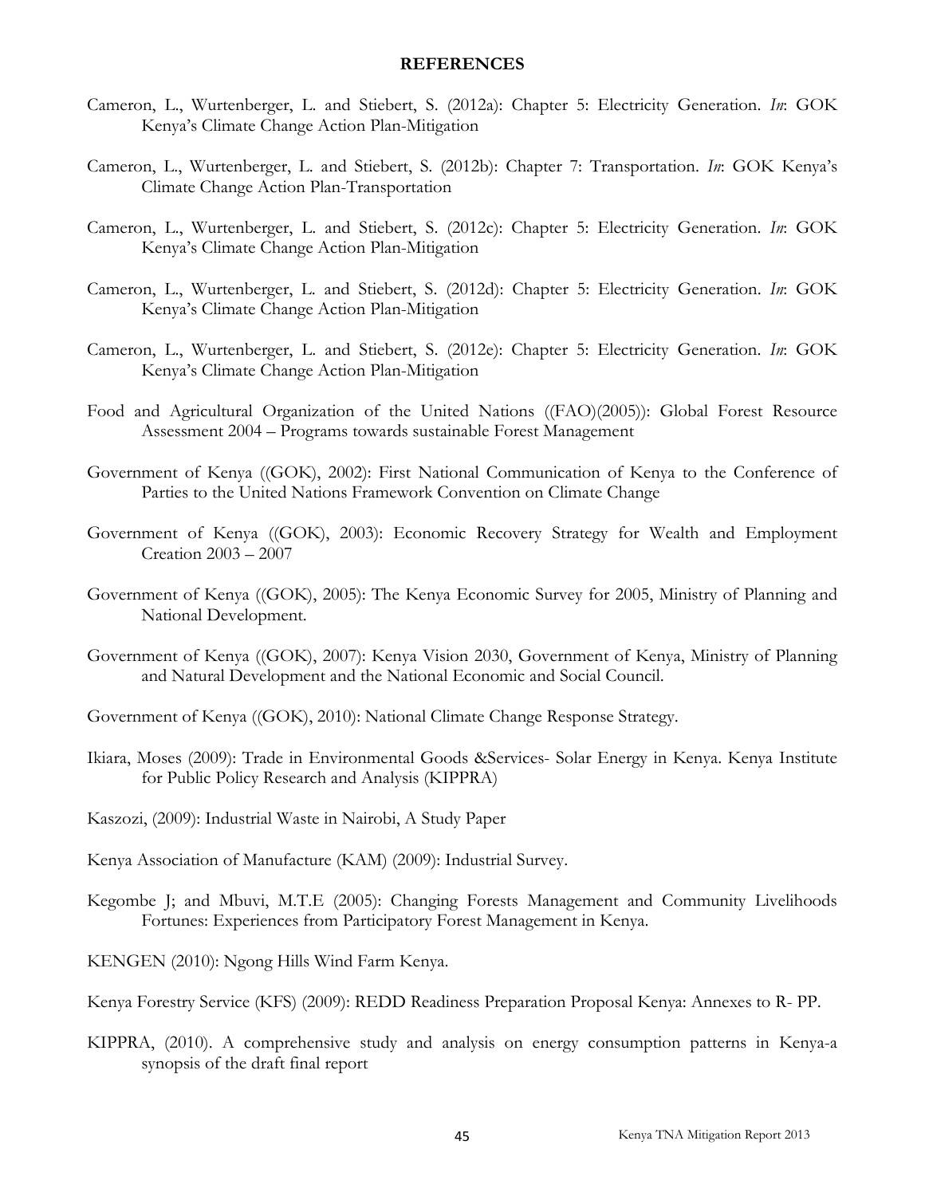**REFERENCES**

Cameron, L., Wurtenberger, L. and Stiebert, S. (2012a): Chapter 5: Electricity Generation. *In*: GOK Kenya's Climate Change Action Plan-Mitigation

Cameron, L., Wurtenberger, L. and Stiebert, S. (2012b): Chapter 7: Transportation. *In*: GOK Kenya's Climate Change Action Plan-Transportation

Cameron, L., Wurtenberger, L. and Stiebert, S. (2012c): Chapter 5: Electricity Generation. *In*: GOK Kenya's Climate Change Action Plan-Mitigation

Cameron, L., Wurtenberger, L. and Stiebert, S. (2012d): Chapter 5: Electricity Generation. *In*: GOK Kenya's Climate Change Action Plan-Mitigation

Cameron, L., Wurtenberger, L. and Stiebert, S. (2012e): Chapter 5: Electricity Generation. *In*: GOK Kenya's Climate Change Action Plan-Mitigation

Food and Agricultural Organization of the United Nations ((FAO)(2005)): Global Forest Resource Assessment 2004 – Programs towards sustainable Forest Management

Government of Kenya ((GOK), 2002): First National Communication of Kenya to the Conference of Parties to the United Nations Framework Convention on Climate Change

Government of Kenya ((GOK), 2003): Economic Recovery Strategy for Wealth and Employment Creation 2003 – 2007

Government of Kenya ((GOK), 2005): The Kenya Economic Survey for 2005, Ministry of Planning and National Development.

Government of Kenya ((GOK), 2007): Kenya Vision 2030, Government of Kenya, Ministry of Planning and Natural Development and the National Economic and Social Council.

Government of Kenya ((GOK), 2010): National Climate Change Response Strategy.

Ikiara, Moses (2009): Trade in Environmental Goods &Services- Solar Energy in Kenya. Kenya Institute for Public Policy Research and Analysis (KIPPRA)

Kaszozi, (2009): Industrial Waste in Nairobi, A Study Paper

Kenya Association of Manufacture (KAM) (2009): Industrial Survey.

Kegombe J; and Mbuvi, M.T.E (2005): Changing Forests Management and Community Livelihoods Fortunes: Experiences from Participatory Forest Management in Kenya.

KENGEN (2010): Ngong Hills Wind Farm Kenya.

Kenya Forestry Service (KFS) (2009): REDD Readiness Preparation Proposal Kenya: Annexes to R- PP.

KIPPRA, (2010). A comprehensive study and analysis on energy consumption patterns in Kenya-a synopsis of the draft final report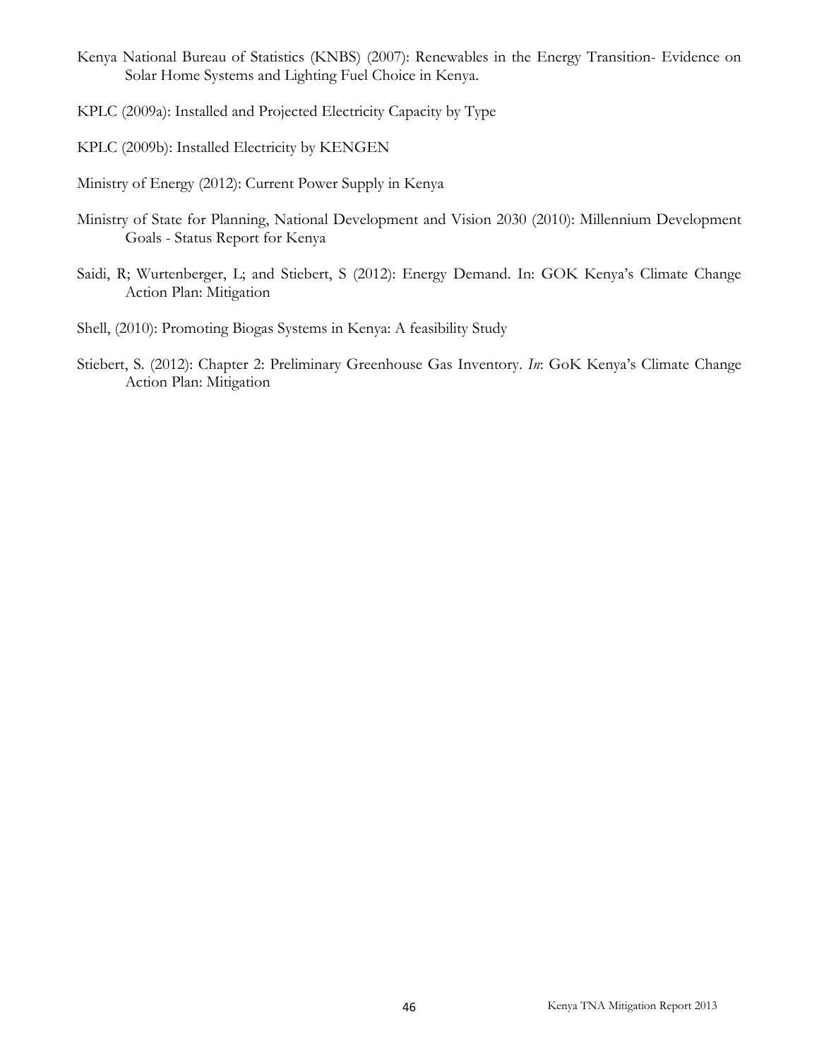Kenya National Bureau of Statistics (KNBS) (2007): Renewables in the Energy Transition- Evidence on Solar Home Systems and Lighting Fuel Choice in Kenya.

KPLC (2009a): Installed and Projected Electricity Capacity by Type

KPLC (2009b): Installed Electricity by KENGEN

Ministry of Energy (2012): Current Power Supply in Kenya

Ministry of State for Planning, National Development and Vision 2030 (2010): Millennium Development Goals - Status Report for Kenya

Saidi, R; Wurtenberger, L; and Stiebert, S (2012): Energy Demand. In: GOK Kenya's Climate Change Action Plan: Mitigation

Shell, (2010): Promoting Biogas Systems in Kenya: A feasibility Study

Stiebert, S. (2012): Chapter 2: Preliminary Greenhouse Gas Inventory. *In*: GoK Kenya's Climate Change Action Plan: Mitigation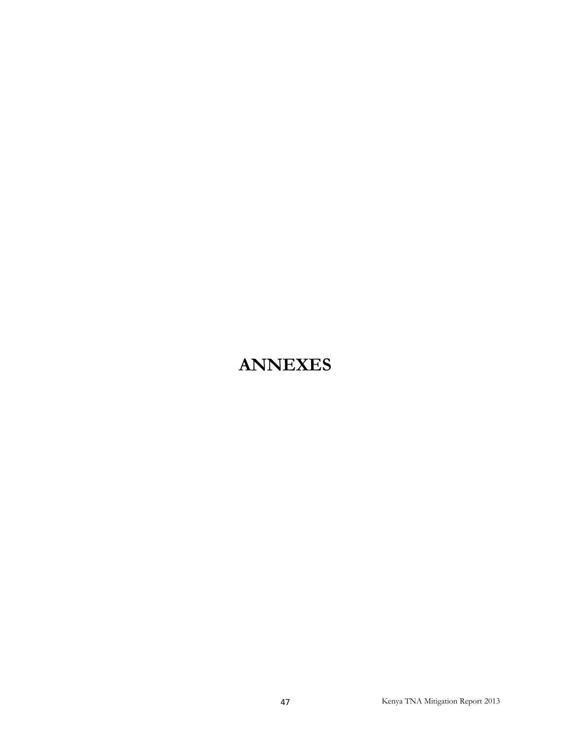# ANNEXES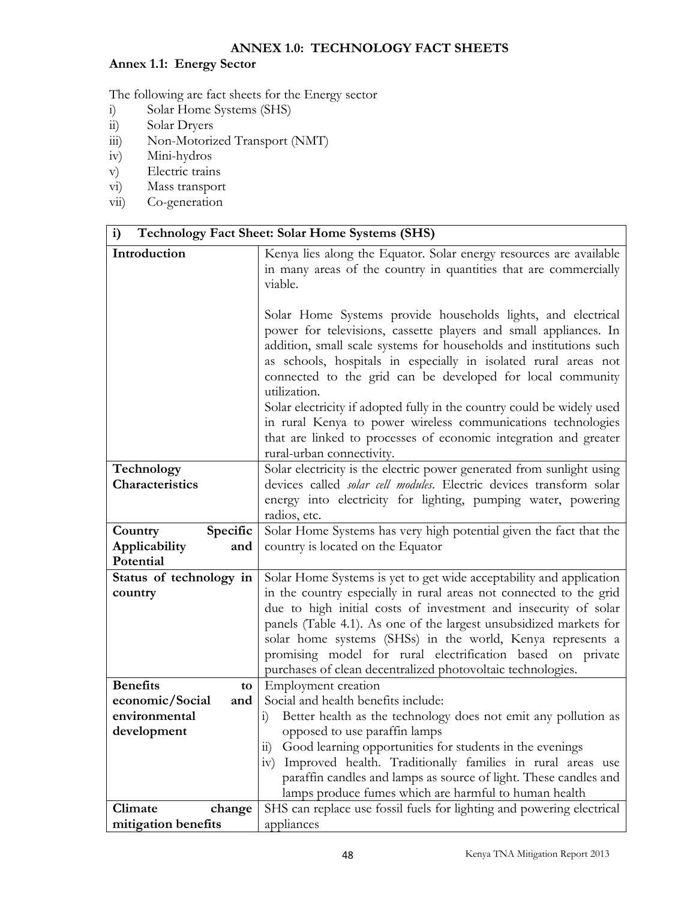# ANNEX 1.0: TECHNOLOGY FACT SHEETS

## Annex 1.1: Energy Sector

The following are fact sheets for the Energy sector

i) Solar Home Systems (SHS)
ii) Solar Dryers
iii) Non-Motorized Transport (NMT)
iv) Mini-hydros
v) Electric trains
vi) Mass transport
vii) Co-generation

| **i) Technology Fact Sheet: Solar Home Systems (SHS)** | |
|---|---|
| **Introduction** | Kenya lies along the Equator. Solar energy resources are available in many areas of the country in quantities that are commercially viable.<br><br>Solar Home Systems provide households lights, and electrical power for televisions, cassette players and small appliances. In addition, small scale systems for households and institutions such as schools, hospitals in especially in isolated rural areas not connected to the grid can be developed for local community utilization.<br>Solar electricity if adopted fully in the country could be widely used in rural Kenya to power wireless communications technologies that are linked to processes of economic integration and greater rural-urban connectivity. |
| **Technology Characteristics** | Solar electricity is the electric power generated from sunlight using devices called *solar cell modules*. Electric devices transform solar energy into electricity for lighting, pumping water, powering radios, etc. |
| **Country Specific Applicability and Potential** | Solar Home Systems has very high potential given the fact that the country is located on the Equator |
| **Status of technology in country** | Solar Home Systems is yet to get wide acceptability and application in the country especially in rural areas not connected to the grid due to high initial costs of investment and insecurity of solar panels (Table 4.1). As one of the largest unsubsidized markets for solar home systems (SHSs) in the world, Kenya represents a promising model for rural electrification based on private purchases of clean decentralized photovoltaic technologies. |
| **Benefits to economic/Social and environmental development** | Employment creation<br>Social and health benefits include:<br>i) Better health as the technology does not emit any pollution as opposed to use paraffin lamps<br>ii) Good learning opportunities for students in the evenings<br>iv) Improved health. Traditionally families in rural areas use paraffin candles and lamps as source of light. These candles and lamps produce fumes which are harmful to human health |
| **Climate change mitigation benefits** | SHS can replace use fossil fuels for lighting and powering electrical appliances |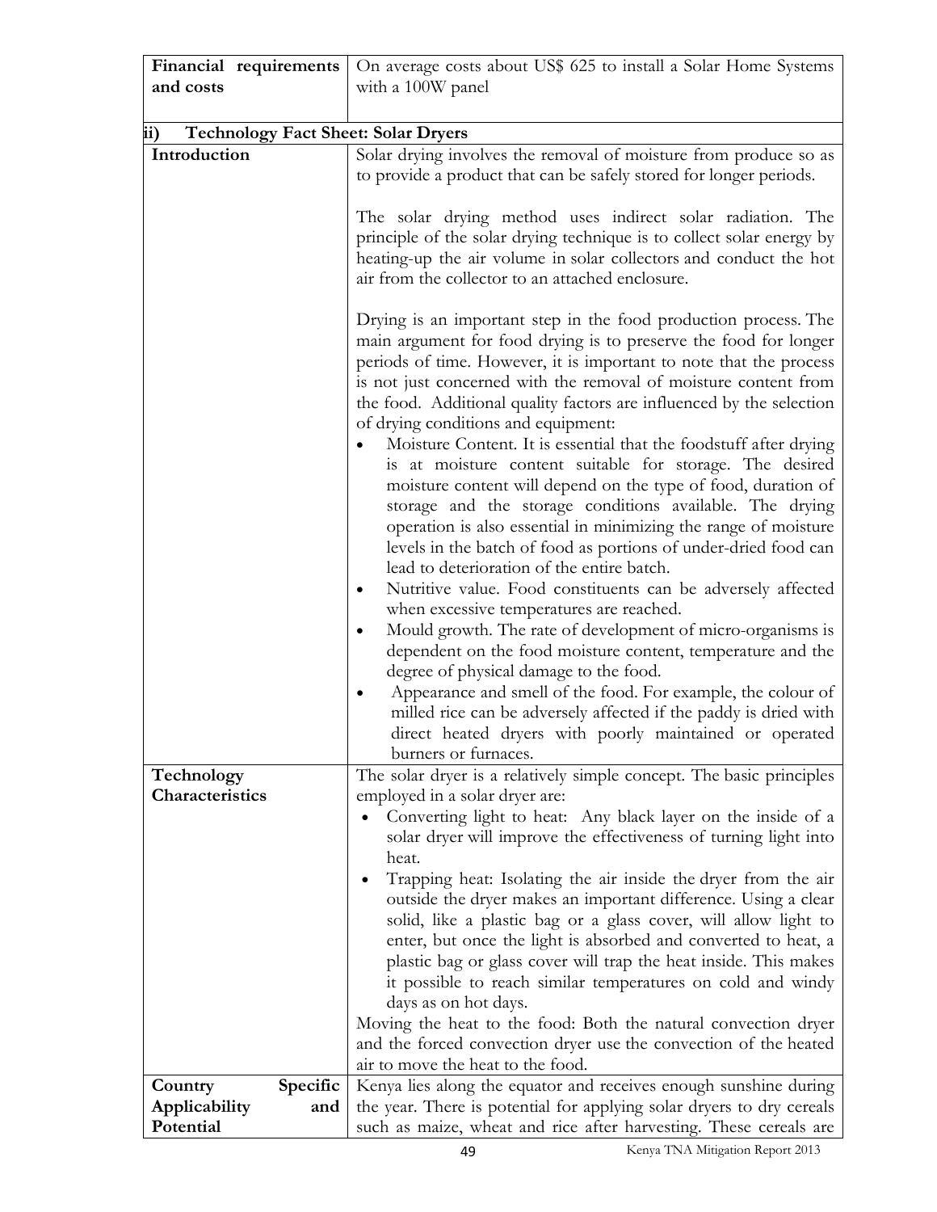| | |
|---|---|
| **Financial requirements and costs** | On average costs about US$ 625 to install a Solar Home Systems with a 100W panel |

**ii) Technology Fact Sheet: Solar Dryers**

| | |
|---|---|
| **Introduction** | Solar drying involves the removal of moisture from produce so as to provide a product that can be safely stored for longer periods.<br><br>The solar drying method uses indirect solar radiation. The principle of the solar drying technique is to collect solar energy by heating-up the air volume in solar collectors and conduct the hot air from the collector to an attached enclosure.<br><br>Drying is an important step in the food production process. The main argument for food drying is to preserve the food for longer periods of time. However, it is important to note that the process is not just concerned with the removal of moisture content from the food. Additional quality factors are influenced by the selection of drying conditions and equipment:<br>• Moisture Content. It is essential that the foodstuff after drying is at moisture content suitable for storage. The desired moisture content will depend on the type of food, duration of storage and the storage conditions available. The drying operation is also essential in minimizing the range of moisture levels in the batch of food as portions of under-dried food can lead to deterioration of the entire batch.<br>• Nutritive value. Food constituents can be adversely affected when excessive temperatures are reached.<br>• Mould growth. The rate of development of micro-organisms is dependent on the food moisture content, temperature and the degree of physical damage to the food.<br>• Appearance and smell of the food. For example, the colour of milled rice can be adversely affected if the paddy is dried with direct heated dryers with poorly maintained or operated burners or furnaces. |
| **Technology Characteristics** | The solar dryer is a relatively simple concept. The basic principles employed in a solar dryer are:<br>• Converting light to heat: Any black layer on the inside of a solar dryer will improve the effectiveness of turning light into heat.<br>• Trapping heat: Isolating the air inside the dryer from the air outside the dryer makes an important difference. Using a clear solid, like a plastic bag or a glass cover, will allow light to enter, but once the light is absorbed and converted to heat, a plastic bag or glass cover will trap the heat inside. This makes it possible to reach similar temperatures on cold and windy days as on hot days.<br>Moving the heat to the food: Both the natural convection dryer and the forced convection dryer use the convection of the heated air to move the heat to the food. |
| **Country Specific Applicability and Potential** | Kenya lies along the equator and receives enough sunshine during the year. There is potential for applying solar dryers to dry cereals such as maize, wheat and rice after harvesting. These cereals are |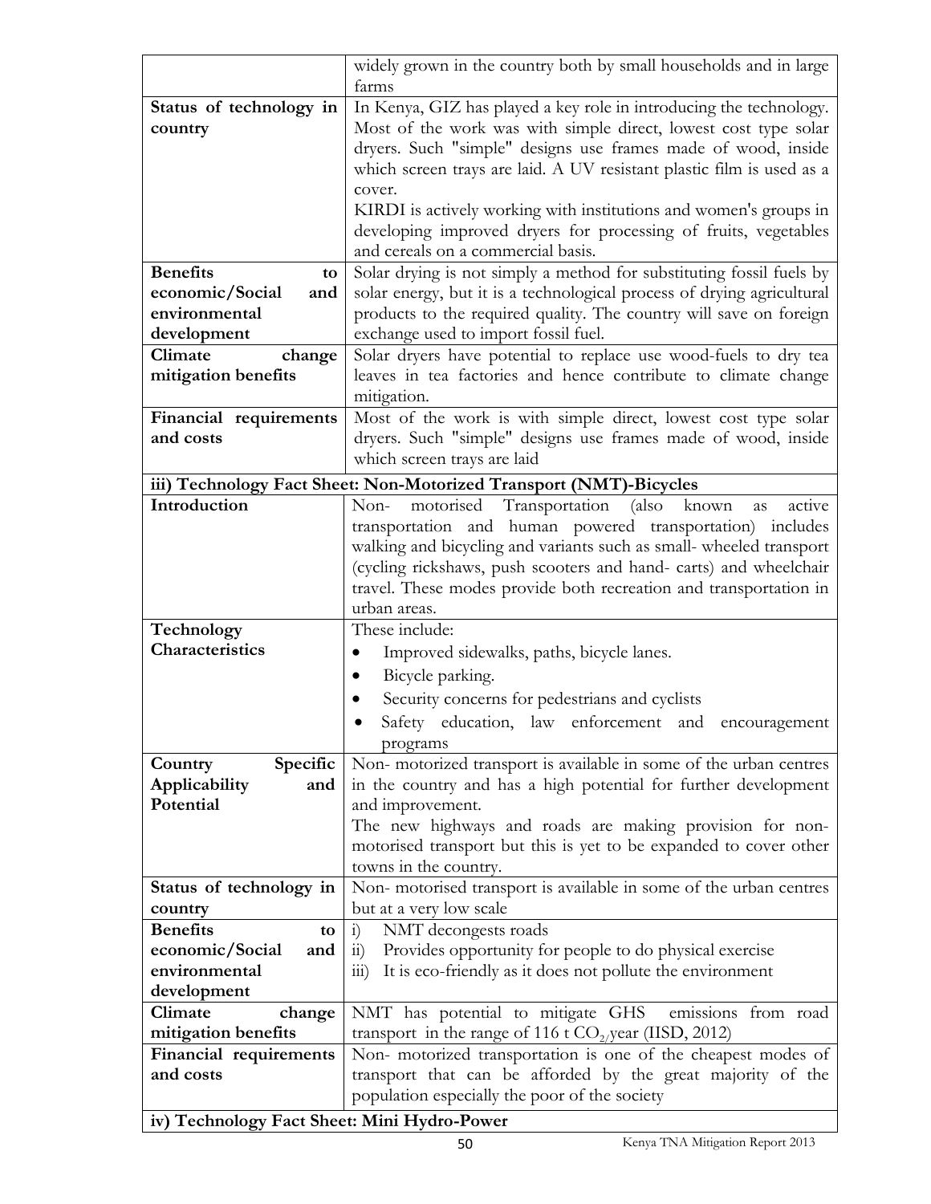| | |
|---|---|
| | widely grown in the country both by small households and in large farms |
| **Status of technology in country** | In Kenya, GIZ has played a key role in introducing the technology. Most of the work was with simple direct, lowest cost type solar dryers. Such "simple" designs use frames made of wood, inside which screen trays are laid. A UV resistant plastic film is used as a cover.<br>KIRDI is actively working with institutions and women's groups in developing improved dryers for processing of fruits, vegetables and cereals on a commercial basis. |
| **Benefits to economic/Social and environmental development** | Solar drying is not simply a method for substituting fossil fuels by solar energy, but it is a technological process of drying agricultural products to the required quality. The country will save on foreign exchange used to import fossil fuel. |
| **Climate change mitigation benefits** | Solar dryers have potential to replace use wood-fuels to dry tea leaves in tea factories and hence contribute to climate change mitigation. |
| **Financial requirements and costs** | Most of the work is with simple direct, lowest cost type solar dryers. Such "simple" designs use frames made of wood, inside which screen trays are laid |
| **iii) Technology Fact Sheet: Non-Motorized Transport (NMT)-Bicycles** | |
| **Introduction** | Non- motorised Transportation (also known as active transportation and human powered transportation) includes walking and bicycling and variants such as small- wheeled transport (cycling rickshaws, push scooters and hand- carts) and wheelchair travel. These modes provide both recreation and transportation in urban areas. |
| **Technology Characteristics** | These include:<br>• Improved sidewalks, paths, bicycle lanes.<br>• Bicycle parking.<br>• Security concerns for pedestrians and cyclists<br>• Safety education, law enforcement and encouragement programs |
| **Country Specific Applicability and Potential** | Non- motorized transport is available in some of the urban centres in the country and has a high potential for further development and improvement.<br>The new highways and roads are making provision for non-motorised transport but this is yet to be expanded to cover other towns in the country. |
| **Status of technology in country** | Non- motorised transport is available in some of the urban centres but at a very low scale |
| **Benefits to economic/Social and environmental development** | i) NMT decongests roads<br>ii) Provides opportunity for people to do physical exercise<br>iii) It is eco-friendly as it does not pollute the environment |
| **Climate change mitigation benefits** | NMT has potential to mitigate GHS emissions from road transport in the range of 116 t $CO_2$/year (IISD, 2012) |
| **Financial requirements and costs** | Non- motorized transportation is one of the cheapest modes of transport that can be afforded by the great majority of the population especially the poor of the society |
| **iv) Technology Fact Sheet: Mini Hydro-Power** | |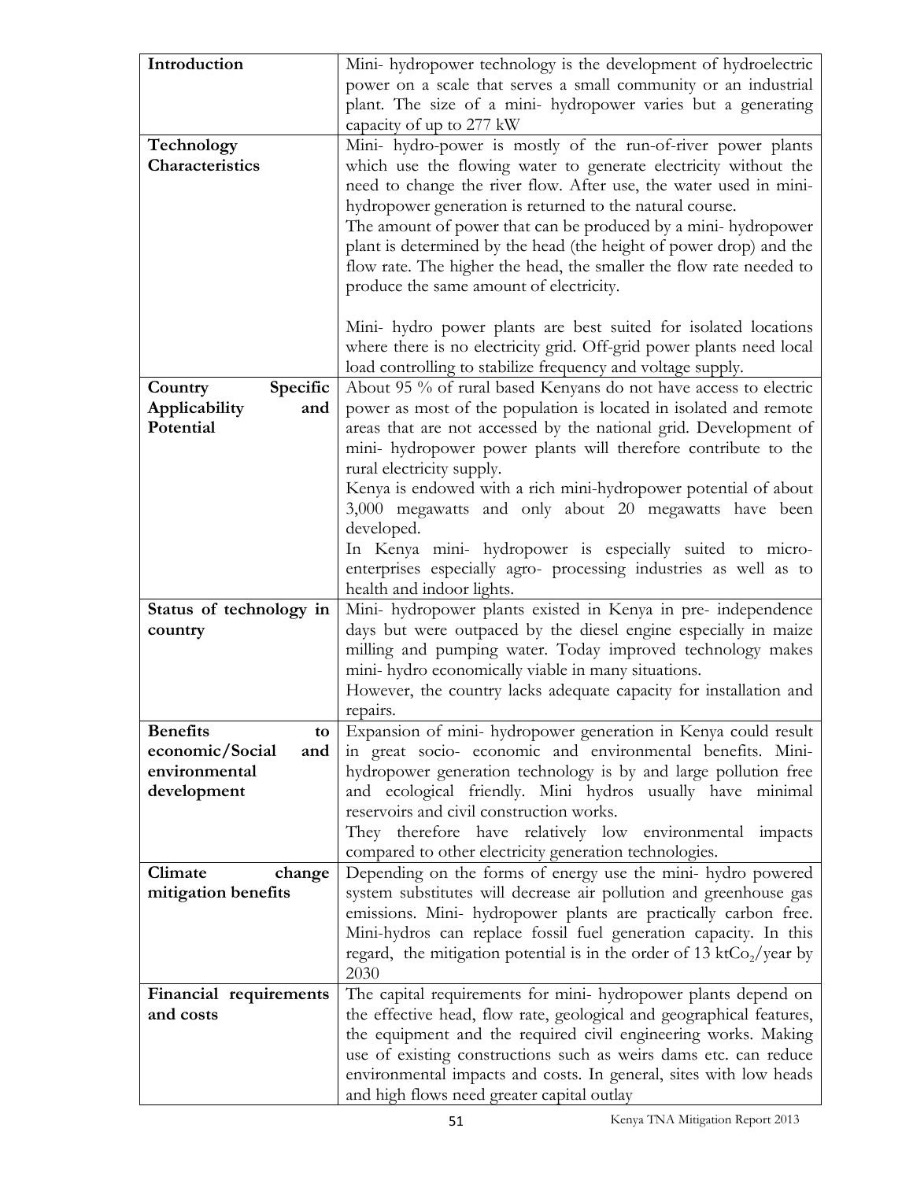| Introduction | Mini- hydropower technology is the development of hydroelectric power on a scale that serves a small community or an industrial plant. The size of a mini- hydropower varies but a generating capacity of up to 277 kW |
|---|---|
| Technology Characteristics | Mini- hydro-power is mostly of the run-of-river power plants which use the flowing water to generate electricity without the need to change the river flow. After use, the water used in mini-hydropower generation is returned to the natural course.<br>The amount of power that can be produced by a mini- hydropower plant is determined by the head (the height of power drop) and the flow rate. The higher the head, the smaller the flow rate needed to produce the same amount of electricity.<br><br>Mini- hydro power plants are best suited for isolated locations where there is no electricity grid. Off-grid power plants need local load controlling to stabilize frequency and voltage supply. |
| Country Specific Applicability and Potential | About 95 % of rural based Kenyans do not have access to electric power as most of the population is located in isolated and remote areas that are not accessed by the national grid. Development of mini- hydropower power plants will therefore contribute to the rural electricity supply.<br>Kenya is endowed with a rich mini-hydropower potential of about 3,000 megawatts and only about 20 megawatts have been developed.<br>In Kenya mini- hydropower is especially suited to micro-enterprises especially agro- processing industries as well as to health and indoor lights. |
| Status of technology in country | Mini- hydropower plants existed in Kenya in pre- independence days but were outpaced by the diesel engine especially in maize milling and pumping water. Today improved technology makes mini- hydro economically viable in many situations.<br>However, the country lacks adequate capacity for installation and repairs. |
| Benefits to economic/Social and environmental development | Expansion of mini- hydropower generation in Kenya could result in great socio- economic and environmental benefits. Mini-hydropower generation technology is by and large pollution free and ecological friendly. Mini hydros usually have minimal reservoirs and civil construction works.<br>They therefore have relatively low environmental impacts compared to other electricity generation technologies. |
| Climate change mitigation benefits | Depending on the forms of energy use the mini- hydro powered system substitutes will decrease air pollution and greenhouse gas emissions. Mini- hydropower plants are practically carbon free. Mini-hydros can replace fossil fuel generation capacity. In this regard, the mitigation potential is in the order of 13 kt$Co_2$/year by 2030 |
| Financial requirements and costs | The capital requirements for mini- hydropower plants depend on the effective head, flow rate, geological and geographical features, the equipment and the required civil engineering works. Making use of existing constructions such as weirs dams etc. can reduce environmental impacts and costs. In general, sites with low heads and high flows need greater capital outlay |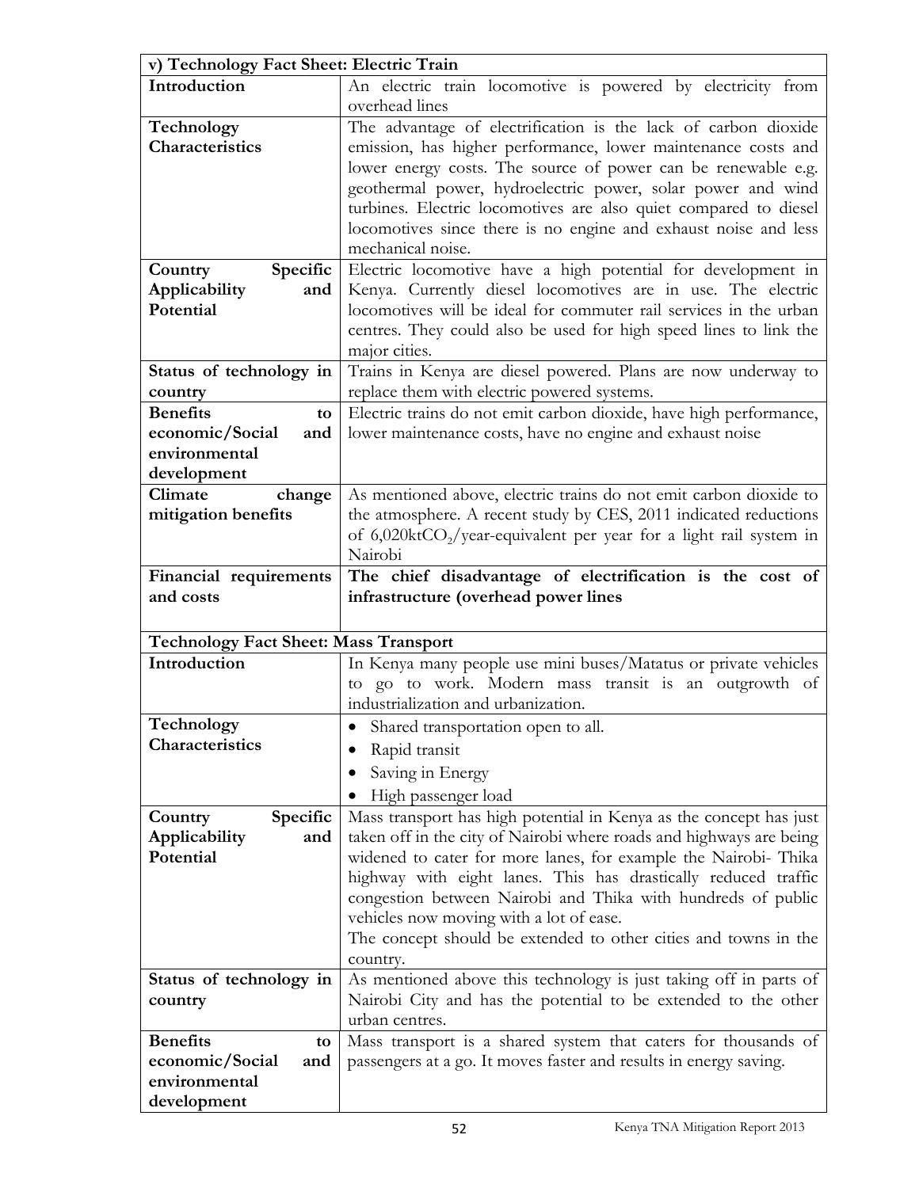| v) Technology Fact Sheet: Electric Train | |
|---|---|
| **Introduction** | An electric train locomotive is powered by electricity from overhead lines |
| **Technology Characteristics** | The advantage of electrification is the lack of carbon dioxide emission, has higher performance, lower maintenance costs and lower energy costs. The source of power can be renewable e.g. geothermal power, hydroelectric power, solar power and wind turbines. Electric locomotives are also quiet compared to diesel locomotives since there is no engine and exhaust noise and less mechanical noise. |
| **Country Specific Applicability and Potential** | Electric locomotive have a high potential for development in Kenya. Currently diesel locomotives are in use. The electric locomotives will be ideal for commuter rail services in the urban centres. They could also be used for high speed lines to link the major cities. |
| **Status of technology in country** | Trains in Kenya are diesel powered. Plans are now underway to replace them with electric powered systems. |
| **Benefits to economic/Social and environmental development** | Electric trains do not emit carbon dioxide, have high performance, lower maintenance costs, have no engine and exhaust noise |
| **Climate change mitigation benefits** | As mentioned above, electric trains do not emit carbon dioxide to the atmosphere. A recent study by CES, 2011 indicated reductions of 6,020kt$CO_2$/year-equivalent per year for a light rail system in Nairobi |
| **Financial requirements and costs** | **The chief disadvantage of electrification is the cost of infrastructure (overhead power lines** |

| Technology Fact Sheet: Mass Transport | |
|---|---|
| **Introduction** | In Kenya many people use mini buses/Matatus or private vehicles to go to work. Modern mass transit is an outgrowth of industrialization and urbanization. |
| **Technology Characteristics** | • Shared transportation open to all.<br>• Rapid transit<br>• Saving in Energy<br>• High passenger load |
| **Country Specific Applicability and Potential** | Mass transport has high potential in Kenya as the concept has just taken off in the city of Nairobi where roads and highways are being widened to cater for more lanes, for example the Nairobi- Thika highway with eight lanes. This has drastically reduced traffic congestion between Nairobi and Thika with hundreds of public vehicles now moving with a lot of ease.<br>The concept should be extended to other cities and towns in the country. |
| **Status of technology in country** | As mentioned above this technology is just taking off in parts of Nairobi City and has the potential to be extended to the other urban centres. |
| **Benefits to economic/Social and environmental development** | Mass transport is a shared system that caters for thousands of passengers at a go. It moves faster and results in energy saving. |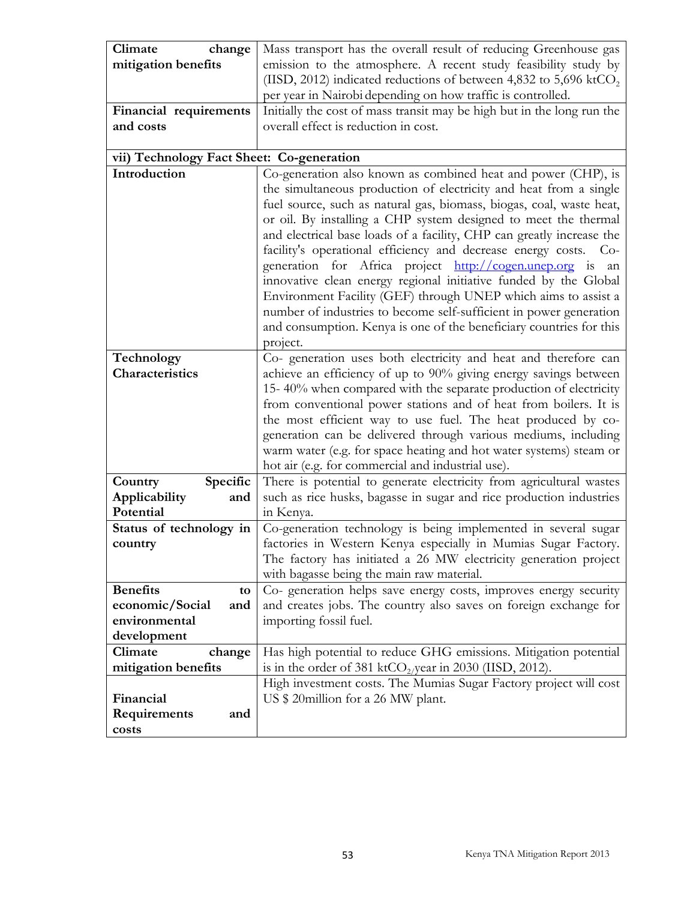| | |
|---|---|
| **Climate change mitigation benefits** | Mass transport has the overall result of reducing Greenhouse gas emission to the atmosphere. A recent study feasibility study by (IISD, 2012) indicated reductions of between 4,832 to 5,696 kt$CO_2$ per year in Nairobi depending on how traffic is controlled. |
| **Financial requirements and costs** | Initially the cost of mass transit may be high but in the long run the overall effect is reduction in cost. |
| **vii) Technology Fact Sheet: Co-generation** | |
| **Introduction** | Co-generation also known as combined heat and power (CHP), is the simultaneous production of electricity and heat from a single fuel source, such as natural gas, biomass, biogas, coal, waste heat, or oil. By installing a CHP system designed to meet the thermal and electrical base loads of a facility, CHP can greatly increase the facility's operational efficiency and decrease energy costs. Co-generation for Africa project http://cogen.unep.org is an innovative clean energy regional initiative funded by the Global Environment Facility (GEF) through UNEP which aims to assist a number of industries to become self-sufficient in power generation and consumption. Kenya is one of the beneficiary countries for this project. |
| **Technology Characteristics** | Co- generation uses both electricity and heat and therefore can achieve an efficiency of up to 90% giving energy savings between 15- 40% when compared with the separate production of electricity from conventional power stations and of heat from boilers. It is the most efficient way to use fuel. The heat produced by co-generation can be delivered through various mediums, including warm water (e.g. for space heating and hot water systems) steam or hot air (e.g. for commercial and industrial use). |
| **Country Specific Applicability and Potential** | There is potential to generate electricity from agricultural wastes such as rice husks, bagasse in sugar and rice production industries in Kenya. |
| **Status of technology in country** | Co-generation technology is being implemented in several sugar factories in Western Kenya especially in Mumias Sugar Factory. The factory has initiated a 26 MW electricity generation project with bagasse being the main raw material. |
| **Benefits to economic/Social and environmental development** | Co- generation helps save energy costs, improves energy security and creates jobs. The country also saves on foreign exchange for importing fossil fuel. |
| **Climate change mitigation benefits** | Has high potential to reduce GHG emissions. Mitigation potential is in the order of 381 kt$CO_2$/year in 2030 (IISD, 2012). |
| **Financial Requirements and costs** | High investment costs. The Mumias Sugar Factory project will cost US $ 20million for a 26 MW plant. |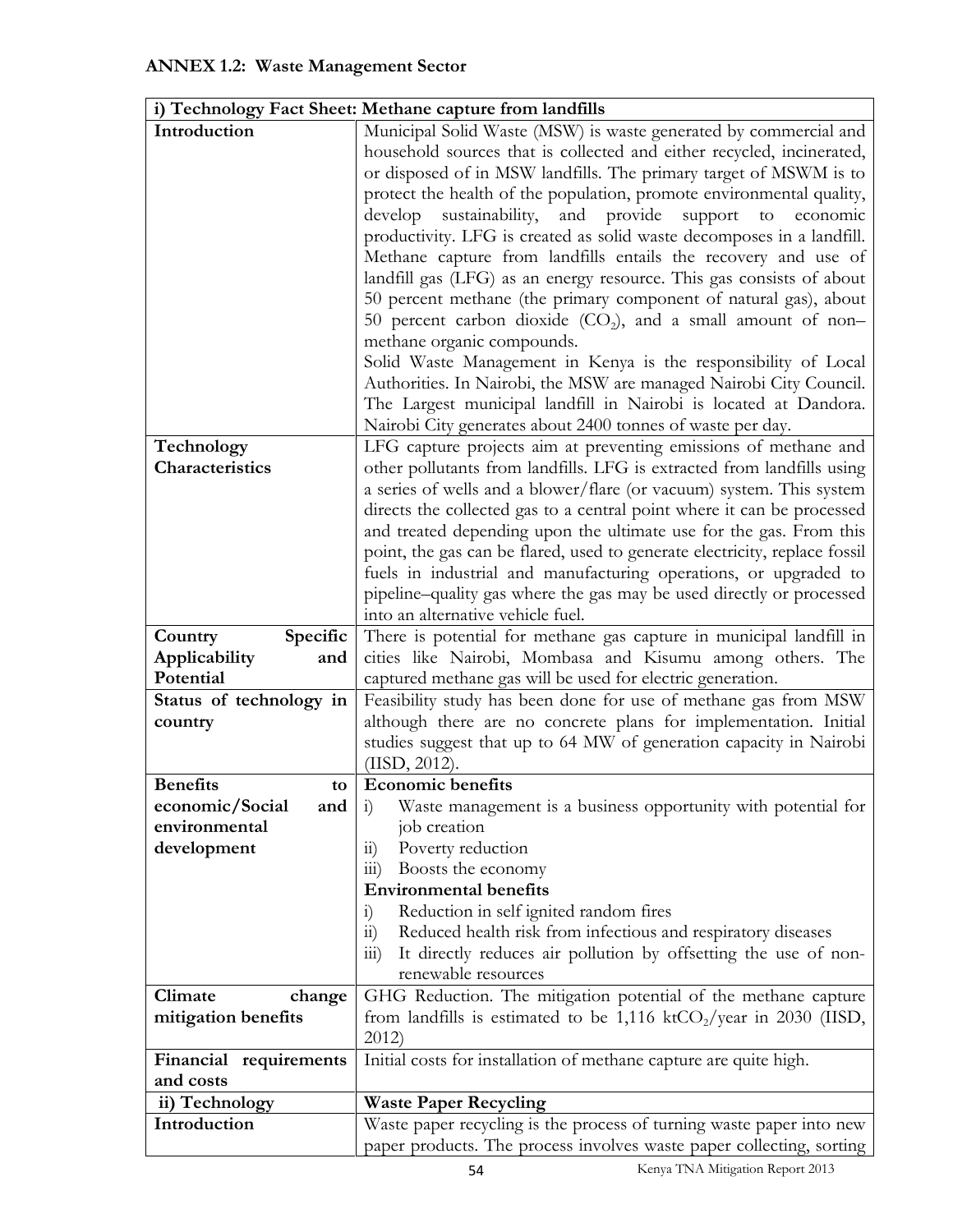**ANNEX 1.2: Waste Management Sector**

| i) Technology Fact Sheet: Methane capture from landfills | |
|---|---|
| **Introduction** | Municipal Solid Waste (MSW) is waste generated by commercial and household sources that is collected and either recycled, incinerated, or disposed of in MSW landfills. The primary target of MSWM is to protect the health of the population, promote environmental quality, develop sustainability, and provide support to economic productivity. LFG is created as solid waste decomposes in a landfill. Methane capture from landfills entails the recovery and use of landfill gas (LFG) as an energy resource. This gas consists of about 50 percent methane (the primary component of natural gas), about 50 percent carbon dioxide ($CO_2$), and a small amount of non–methane organic compounds.<br>Solid Waste Management in Kenya is the responsibility of Local Authorities. In Nairobi, the MSW are managed Nairobi City Council. The Largest municipal landfill in Nairobi is located at Dandora. Nairobi City generates about 2400 tonnes of waste per day. |
| **Technology Characteristics** | LFG capture projects aim at preventing emissions of methane and other pollutants from landfills. LFG is extracted from landfills using a series of wells and a blower/flare (or vacuum) system. This system directs the collected gas to a central point where it can be processed and treated depending upon the ultimate use for the gas. From this point, the gas can be flared, used to generate electricity, replace fossil fuels in industrial and manufacturing operations, or upgraded to pipeline–quality gas where the gas may be used directly or processed into an alternative vehicle fuel. |
| **Country Specific Applicability and Potential** | There is potential for methane gas capture in municipal landfill in cities like Nairobi, Mombasa and Kisumu among others. The captured methane gas will be used for electric generation. |
| **Status of technology in country** | Feasibility study has been done for use of methane gas from MSW although there are no concrete plans for implementation. Initial studies suggest that up to 64 MW of generation capacity in Nairobi (IISD, 2012). |
| **Benefits to economic/Social and environmental development** | **Economic benefits**<br>i) Waste management is a business opportunity with potential for job creation<br>ii) Poverty reduction<br>iii) Boosts the economy<br>**Environmental benefits**<br>i) Reduction in self ignited random fires<br>ii) Reduced health risk from infectious and respiratory diseases<br>iii) It directly reduces air pollution by offsetting the use of non-renewable resources |
| **Climate change mitigation benefits** | GHG Reduction. The mitigation potential of the methane capture from landfills is estimated to be 1,116 kt$CO_2$/year in 2030 (IISD, 2012) |
| **Financial requirements and costs** | Initial costs for installation of methane capture are quite high. |
| **ii) Technology** | **Waste Paper Recycling** |
| **Introduction** | Waste paper recycling is the process of turning waste paper into new paper products. The process involves waste paper collecting, sorting |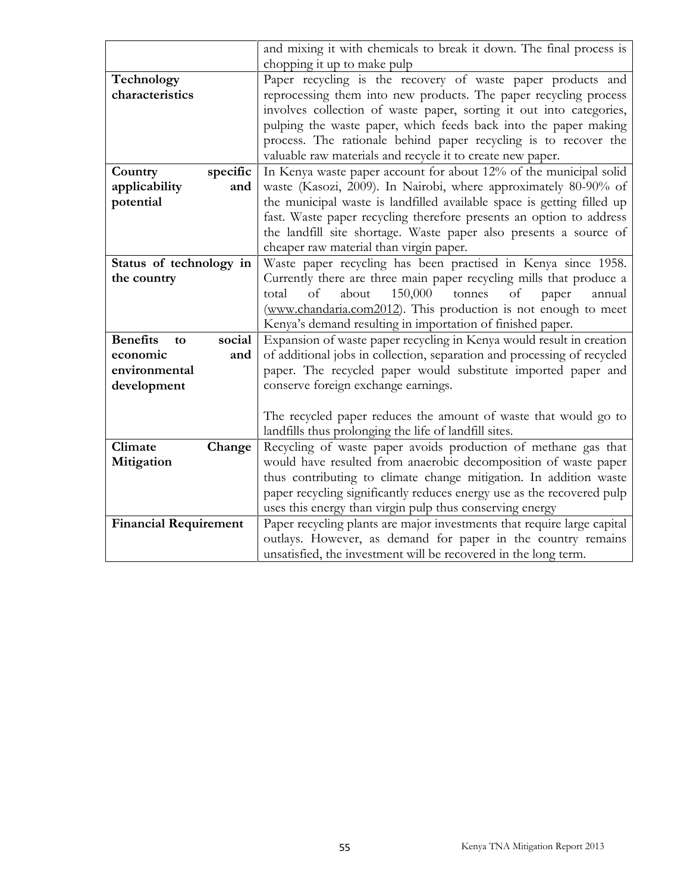| | |
|---|---|
| | and mixing it with chemicals to break it down. The final process is chopping it up to make pulp |
| **Technology characteristics** | Paper recycling is the recovery of waste paper products and reprocessing them into new products. The paper recycling process involves collection of waste paper, sorting it out into categories, pulping the waste paper, which feeds back into the paper making process. The rationale behind paper recycling is to recover the valuable raw materials and recycle it to create new paper. |
| **Country specific applicability and potential** | In Kenya waste paper account for about 12% of the municipal solid waste (Kasozi, 2009). In Nairobi, where approximately 80-90% of the municipal waste is landfilled available space is getting filled up fast. Waste paper recycling therefore presents an option to address the landfill site shortage. Waste paper also presents a source of cheaper raw material than virgin paper. |
| **Status of technology in the country** | Waste paper recycling has been practised in Kenya since 1958. Currently there are three main paper recycling mills that produce a total of about 150,000 tonnes of paper annual (www.chandaria.com2012). This production is not enough to meet Kenya's demand resulting in importation of finished paper. |
| **Benefits to social economic and environmental development** | Expansion of waste paper recycling in Kenya would result in creation of additional jobs in collection, separation and processing of recycled paper. The recycled paper would substitute imported paper and conserve foreign exchange earnings.<br><br>The recycled paper reduces the amount of waste that would go to landfills thus prolonging the life of landfill sites. |
| **Climate Change Mitigation** | Recycling of waste paper avoids production of methane gas that would have resulted from anaerobic decomposition of waste paper thus contributing to climate change mitigation. In addition waste paper recycling significantly reduces energy use as the recovered pulp uses this energy than virgin pulp thus conserving energy |
| **Financial Requirement** | Paper recycling plants are major investments that require large capital outlays. However, as demand for paper in the country remains unsatisfied, the investment will be recovered in the long term. |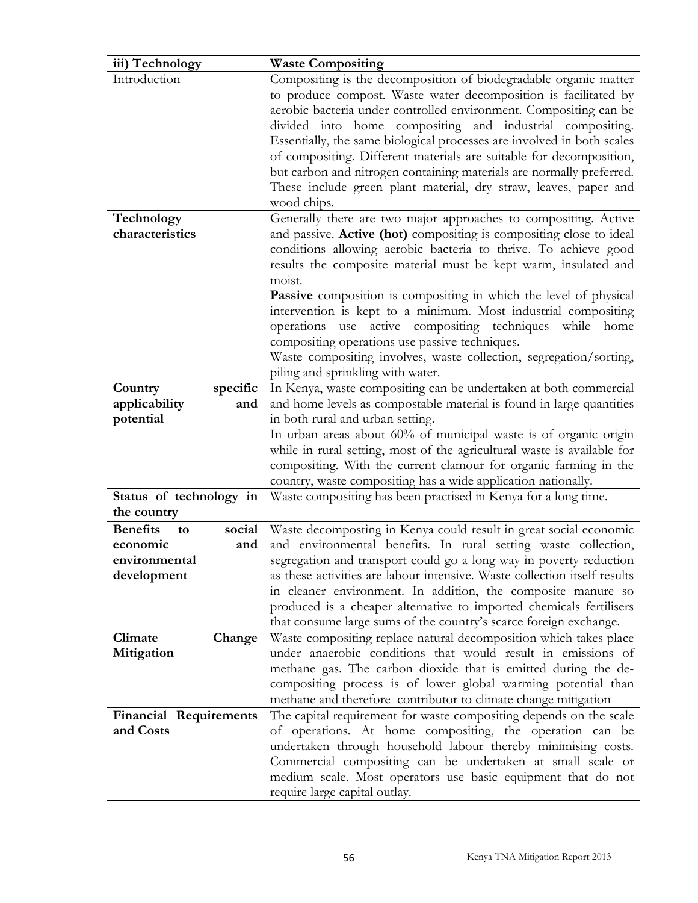| iii) Technology | Waste Compositing |
|---|---|
| Introduction | Compositing is the decomposition of biodegradable organic matter to produce compost. Waste water decomposition is facilitated by aerobic bacteria under controlled environment. Compositing can be divided into home compositing and industrial compositing. Essentially, the same biological processes are involved in both scales of compositing. Different materials are suitable for decomposition, but carbon and nitrogen containing materials are normally preferred. These include green plant material, dry straw, leaves, paper and wood chips. |
| **Technology characteristics** | Generally there are two major approaches to compositing. Active and passive. **Active (hot)** compositing is compositing close to ideal conditions allowing aerobic bacteria to thrive. To achieve good results the composite material must be kept warm, insulated and moist.<br>**Passive** composition is compositing in which the level of physical intervention is kept to a minimum. Most industrial compositing operations use active compositing techniques while home compositing operations use passive techniques.<br>Waste compositing involves, waste collection, segregation/sorting, piling and sprinkling with water. |
| **Country specific applicability and potential** | In Kenya, waste compositing can be undertaken at both commercial and home levels as compostable material is found in large quantities in both rural and urban setting.<br>In urban areas about 60% of municipal waste is of organic origin while in rural setting, most of the agricultural waste is available for compositing. With the current clamour for organic farming in the country, waste compositing has a wide application nationally. |
| **Status of technology in the country** | Waste compositing has been practised in Kenya for a long time. |
| **Benefits to social economic and environmental development** | Waste decomposting in Kenya could result in great social economic and environmental benefits. In rural setting waste collection, segregation and transport could go a long way in poverty reduction as these activities are labour intensive. Waste collection itself results in cleaner environment. In addition, the composite manure so produced is a cheaper alternative to imported chemicals fertilisers that consume large sums of the country's scarce foreign exchange. |
| **Climate Change Mitigation** | Waste compositing replace natural decomposition which takes place under anaerobic conditions that would result in emissions of methane gas. The carbon dioxide that is emitted during the de-compositing process is of lower global warming potential than methane and therefore contributor to climate change mitigation |
| **Financial Requirements and Costs** | The capital requirement for waste compositing depends on the scale of operations. At home compositing, the operation can be undertaken through household labour thereby minimising costs. Commercial compositing can be undertaken at small scale or medium scale. Most operators use basic equipment that do not require large capital outlay. |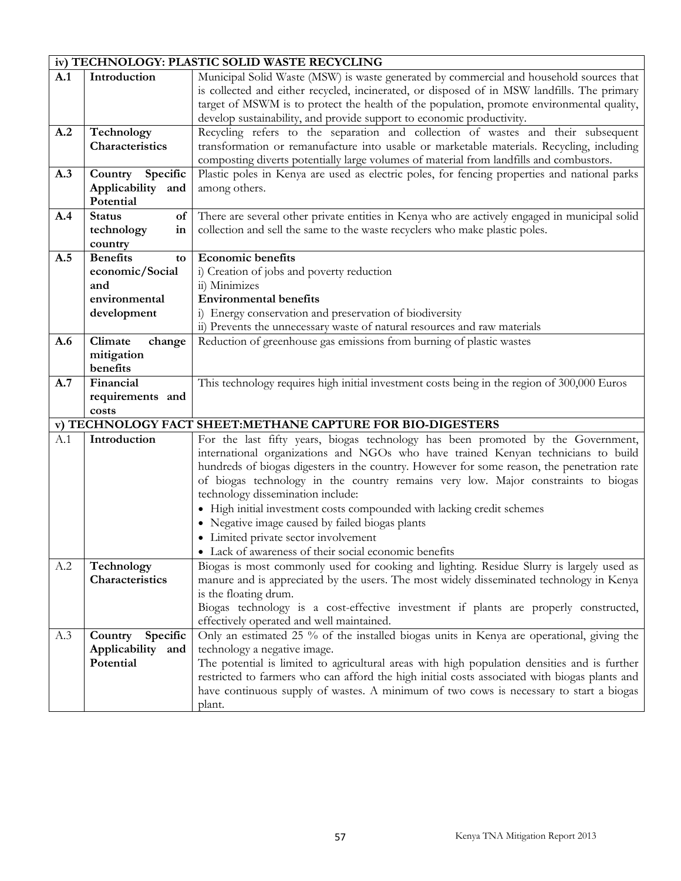| iv) TECHNOLOGY: PLASTIC SOLID WASTE RECYCLING | | |
|---|---|---|
| **A.1** | **Introduction** | Municipal Solid Waste (MSW) is waste generated by commercial and household sources that is collected and either recycled, incinerated, or disposed of in MSW landfills. The primary target of MSWM is to protect the health of the population, promote environmental quality, develop sustainability, and provide support to economic productivity. |
| **A.2** | **Technology Characteristics** | Recycling refers to the separation and collection of wastes and their subsequent transformation or remanufacture into usable or marketable materials. Recycling, including composting diverts potentially large volumes of material from landfills and combustors. |
| **A.3** | **Country Specific Applicability and Potential** | Plastic poles in Kenya are used as electric poles, for fencing properties and national parks among others. |
| **A.4** | **Status of technology in country** | There are several other private entities in Kenya who are actively engaged in municipal solid collection and sell the same to the waste recyclers who make plastic poles. |
| **A.5** | **Benefits to economic/Social and environmental development** | **Economic benefits**<br>i) Creation of jobs and poverty reduction<br>ii) Minimizes<br>**Environmental benefits**<br>i) Energy conservation and preservation of biodiversity<br>ii) Prevents the unnecessary waste of natural resources and raw materials |
| **A.6** | **Climate change mitigation benefits** | Reduction of greenhouse gas emissions from burning of plastic wastes |
| **A.7** | **Financial requirements and costs** | This technology requires high initial investment costs being in the region of 300,000 Euros |
| **v) TECHNOLOGY FACT SHEET:METHANE CAPTURE FOR BIO-DIGESTERS** | | |
| A.1 | **Introduction** | For the last fifty years, biogas technology has been promoted by the Government, international organizations and NGOs who have trained Kenyan technicians to build hundreds of biogas digesters in the country. However for some reason, the penetration rate of biogas technology in the country remains very low. Major constraints to biogas technology dissemination include:<br>• High initial investment costs compounded with lacking credit schemes<br>• Negative image caused by failed biogas plants<br>• Limited private sector involvement<br>• Lack of awareness of their social economic benefits |
| A.2 | **Technology Characteristics** | Biogas is most commonly used for cooking and lighting. Residue Slurry is largely used as manure and is appreciated by the users. The most widely disseminated technology in Kenya is the floating drum.<br>Biogas technology is a cost-effective investment if plants are properly constructed, effectively operated and well maintained. |
| A.3 | **Country Specific Applicability and Potential** | Only an estimated 25 % of the installed biogas units in Kenya are operational, giving the technology a negative image.<br>The potential is limited to agricultural areas with high population densities and is further restricted to farmers who can afford the high initial costs associated with biogas plants and have continuous supply of wastes. A minimum of two cows is necessary to start a biogas plant. |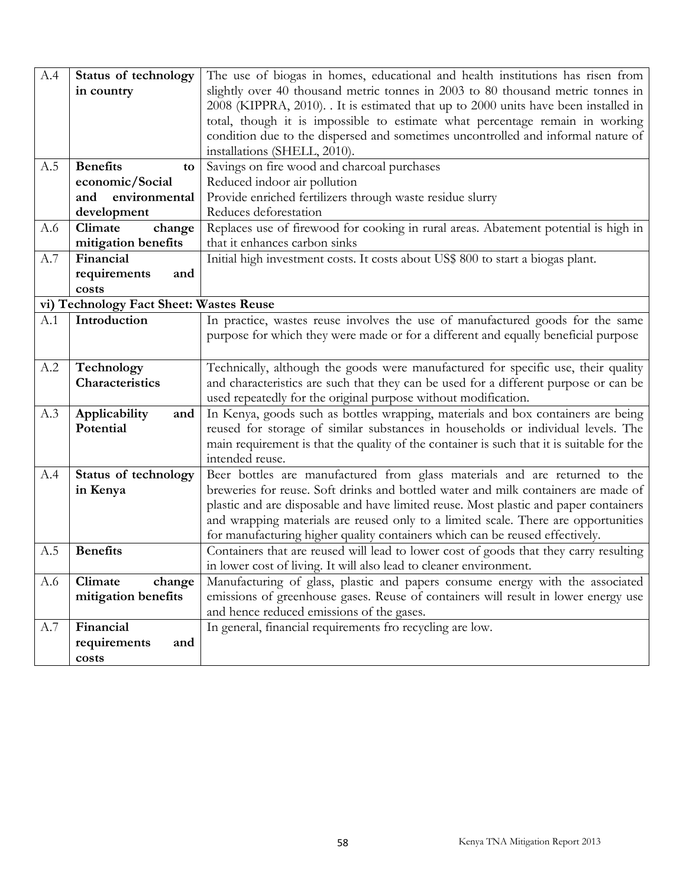| | | |
|---|---|---|
| A.4 | **Status of technology in country** | The use of biogas in homes, educational and health institutions has risen from slightly over 40 thousand metric tonnes in 2003 to 80 thousand metric tonnes in 2008 (KIPPRA, 2010). . It is estimated that up to 2000 units have been installed in total, though it is impossible to estimate what percentage remain in working condition due to the dispersed and sometimes uncontrolled and informal nature of installations (SHELL, 2010). |
| A.5 | **Benefits to economic/Social and environmental development** | Savings on fire wood and charcoal purchases<br>Reduced indoor air pollution<br>Provide enriched fertilizers through waste residue slurry<br>Reduces deforestation |
| A.6 | **Climate change mitigation benefits** | Replaces use of firewood for cooking in rural areas. Abatement potential is high in that it enhances carbon sinks |
| A.7 | **Financial requirements and costs** | Initial high investment costs. It costs about US$ 800 to start a biogas plant. |
| **vi) Technology Fact Sheet: Wastes Reuse** | | |
| A.1 | **Introduction** | In practice, wastes reuse involves the use of manufactured goods for the same purpose for which they were made or for a different and equally beneficial purpose |
| A.2 | **Technology Characteristics** | Technically, although the goods were manufactured for specific use, their quality and characteristics are such that they can be used for a different purpose or can be used repeatedly for the original purpose without modification. |
| A.3 | **Applicability and Potential** | In Kenya, goods such as bottles wrapping, materials and box containers are being reused for storage of similar substances in households or individual levels. The main requirement is that the quality of the container is such that it is suitable for the intended reuse. |
| A.4 | **Status of technology in Kenya** | Beer bottles are manufactured from glass materials and are returned to the breweries for reuse. Soft drinks and bottled water and milk containers are made of plastic and are disposable and have limited reuse. Most plastic and paper containers and wrapping materials are reused only to a limited scale. There are opportunities for manufacturing higher quality containers which can be reused effectively. |
| A.5 | **Benefits** | Containers that are reused will lead to lower cost of goods that they carry resulting in lower cost of living. It will also lead to cleaner environment. |
| A.6 | **Climate change mitigation benefits** | Manufacturing of glass, plastic and papers consume energy with the associated emissions of greenhouse gases. Reuse of containers will result in lower energy use and hence reduced emissions of the gases. |
| A.7 | **Financial requirements and costs** | In general, financial requirements fro recycling are low. |